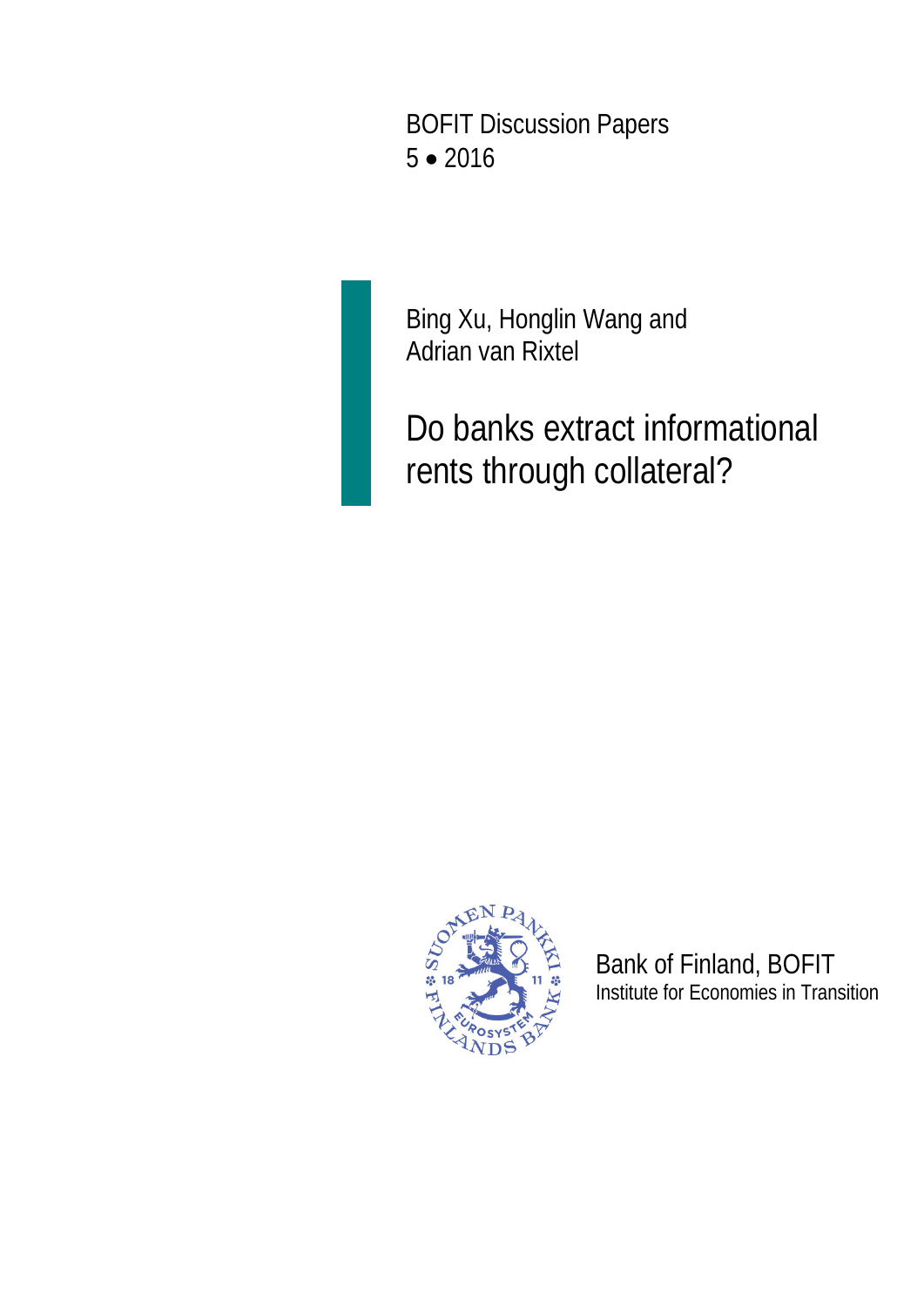BOFIT Discussion Papers
5 • 2016

Bing Xu, Honglin Wang and
Adrian van Rixtel

# Do banks extract informational rents through collateral?

Bank of Finland, BOFIT
Institute for Economies in Transition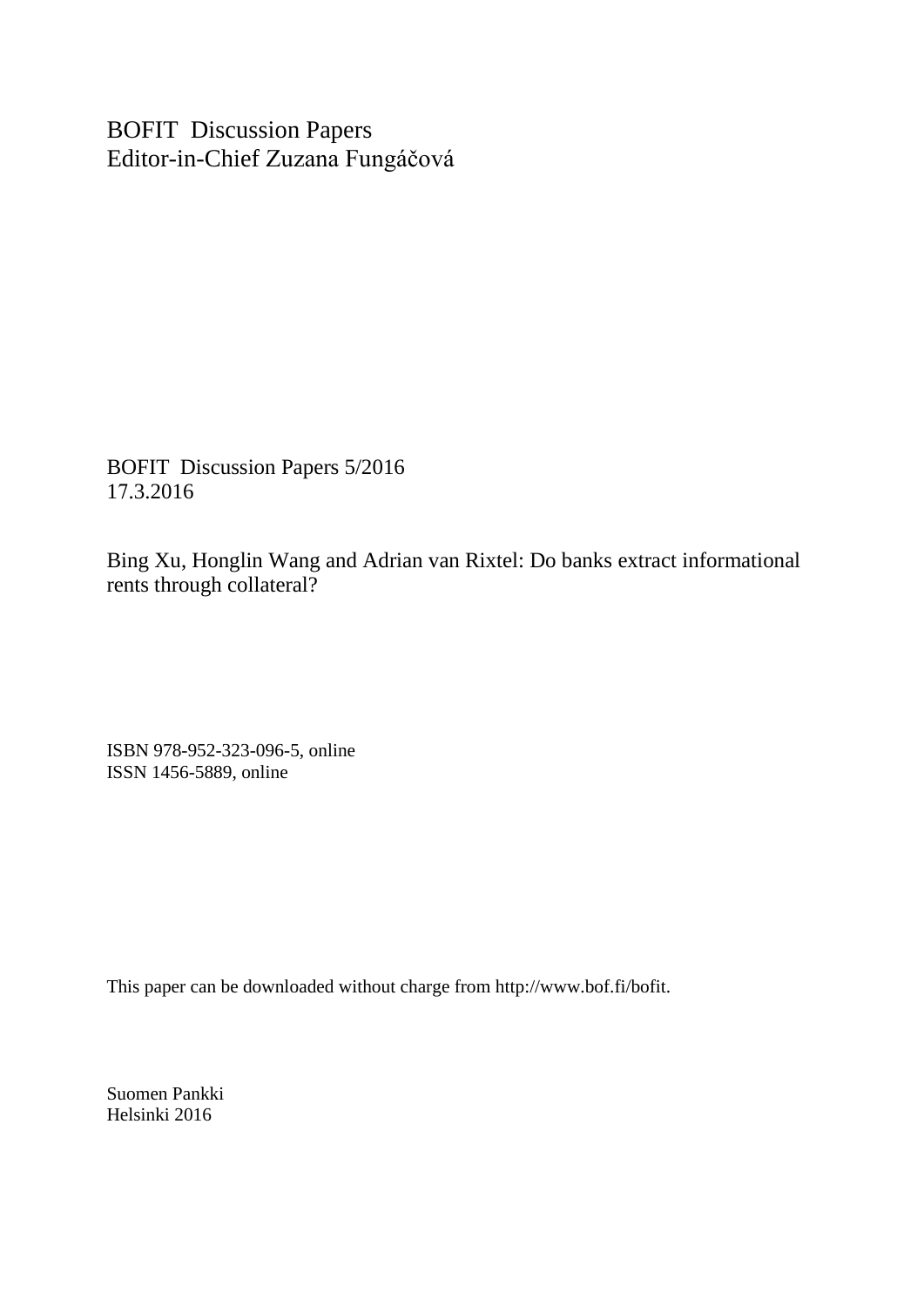BOFIT Discussion Papers
Editor-in-Chief Zuzana Fungáčová

BOFIT Discussion Papers 5/2016
17.3.2016

Bing Xu, Honglin Wang and Adrian van Rixtel: Do banks extract informational rents through collateral?

ISBN 978-952-323-096-5, online
ISSN 1456-5889, online

This paper can be downloaded without charge from http://www.bof.fi/bofit.

Suomen Pankki
Helsinki 2016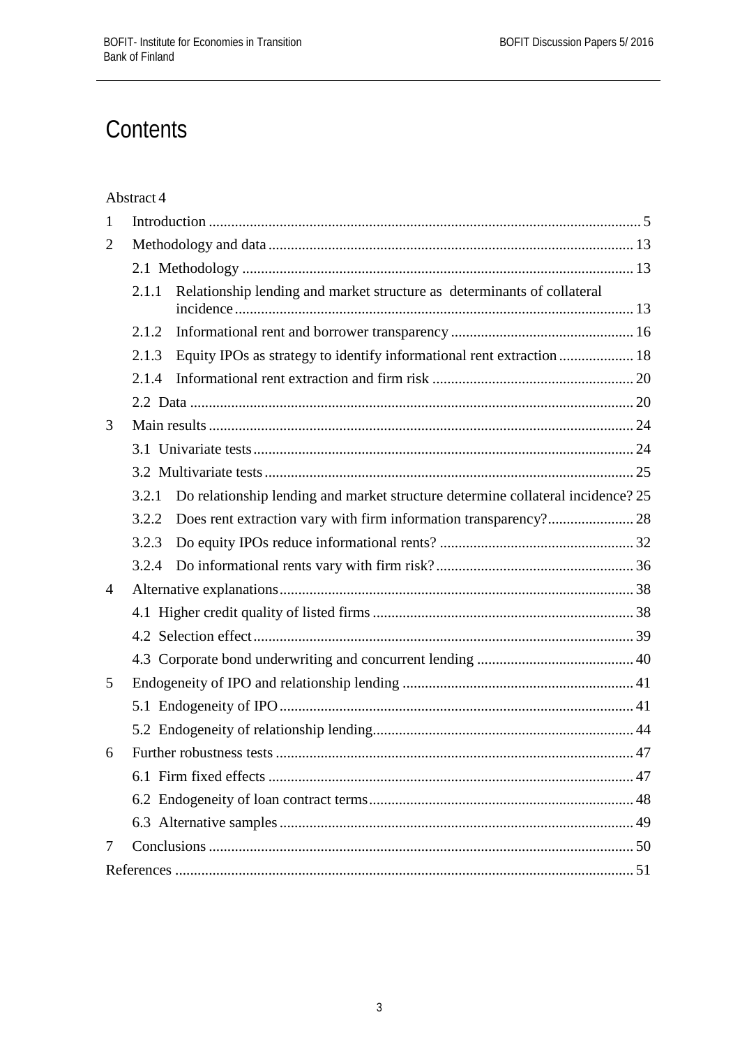# Contents

Abstract 4

1 Introduction ... 5

2 Methodology and data ... 13

- 2.1 Methodology ... 13
  - 2.1.1 Relationship lending and market structure as determinants of collateral incidence ... 13
  - 2.1.2 Informational rent and borrower transparency ... 16
  - 2.1.3 Equity IPOs as strategy to identify informational rent extraction ... 18
  - 2.1.4 Informational rent extraction and firm risk ... 20
- 2.2 Data ... 20

3 Main results ... 24

- 3.1 Univariate tests ... 24
- 3.2 Multivariate tests ... 25
  - 3.2.1 Do relationship lending and market structure determine collateral incidence? 25
  - 3.2.2 Does rent extraction vary with firm information transparency? ... 28
  - 3.2.3 Do equity IPOs reduce informational rents? ... 32
  - 3.2.4 Do informational rents vary with firm risk? ... 36

4 Alternative explanations ... 38

- 4.1 Higher credit quality of listed firms ... 38
- 4.2 Selection effect ... 39
- 4.3 Corporate bond underwriting and concurrent lending ... 40

5 Endogeneity of IPO and relationship lending ... 41

- 5.1 Endogeneity of IPO ... 41
- 5.2 Endogeneity of relationship lending ... 44

6 Further robustness tests ... 47

- 6.1 Firm fixed effects ... 47
- 6.2 Endogeneity of loan contract terms ... 48
- 6.3 Alternative samples ... 49

7 Conclusions ... 50

References ... 51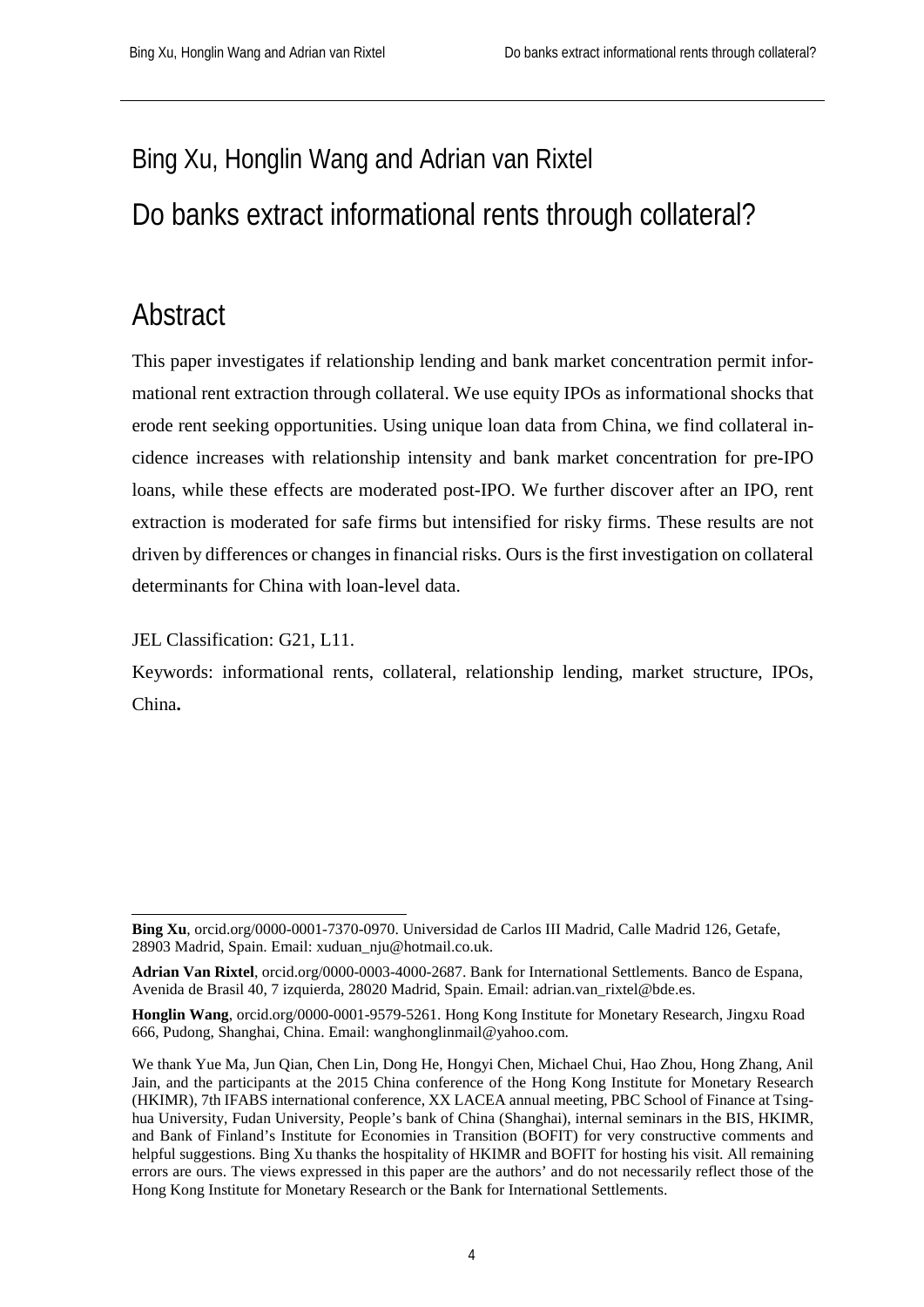Bing Xu, Honglin Wang and Adrian van Rixtel

# Do banks extract informational rents through collateral?

## Abstract

This paper investigates if relationship lending and bank market concentration permit informational rent extraction through collateral. We use equity IPOs as informational shocks that erode rent seeking opportunities. Using unique loan data from China, we find collateral incidence increases with relationship intensity and bank market concentration for pre-IPO loans, while these effects are moderated post-IPO. We further discover after an IPO, rent extraction is moderated for safe firms but intensified for risky firms. These results are not driven by differences or changes in financial risks. Ours is the first investigation on collateral determinants for China with loan-level data.

JEL Classification: G21, L11.

Keywords: informational rents, collateral, relationship lending, market structure, IPOs, China**.**

---

**Bing Xu**, orcid.org/0000-0001-7370-0970. Universidad de Carlos III Madrid, Calle Madrid 126, Getafe, 28903 Madrid, Spain. Email: xuduan_nju@hotmail.co.uk.

**Adrian Van Rixtel**, orcid.org/0000-0003-4000-2687. Bank for International Settlements. Banco de Espana, Avenida de Brasil 40, 7 izquierda, 28020 Madrid, Spain. Email: adrian.van_rixtel@bde.es.

**Honglin Wang**, orcid.org/0000-0001-9579-5261. Hong Kong Institute for Monetary Research, Jingxu Road 666, Pudong, Shanghai, China. Email: wanghonglinmail@yahoo.com.

We thank Yue Ma, Jun Qian, Chen Lin, Dong He, Hongyi Chen, Michael Chui, Hao Zhou, Hong Zhang, Anil Jain, and the participants at the 2015 China conference of the Hong Kong Institute for Monetary Research (HKIMR), 7th IFABS international conference, XX LACEA annual meeting, PBC School of Finance at Tsinghua University, Fudan University, People's bank of China (Shanghai), internal seminars in the BIS, HKIMR, and Bank of Finland's Institute for Economies in Transition (BOFIT) for very constructive comments and helpful suggestions. Bing Xu thanks the hospitality of HKIMR and BOFIT for hosting his visit. All remaining errors are ours. The views expressed in this paper are the authors' and do not necessarily reflect those of the Hong Kong Institute for Monetary Research or the Bank for International Settlements.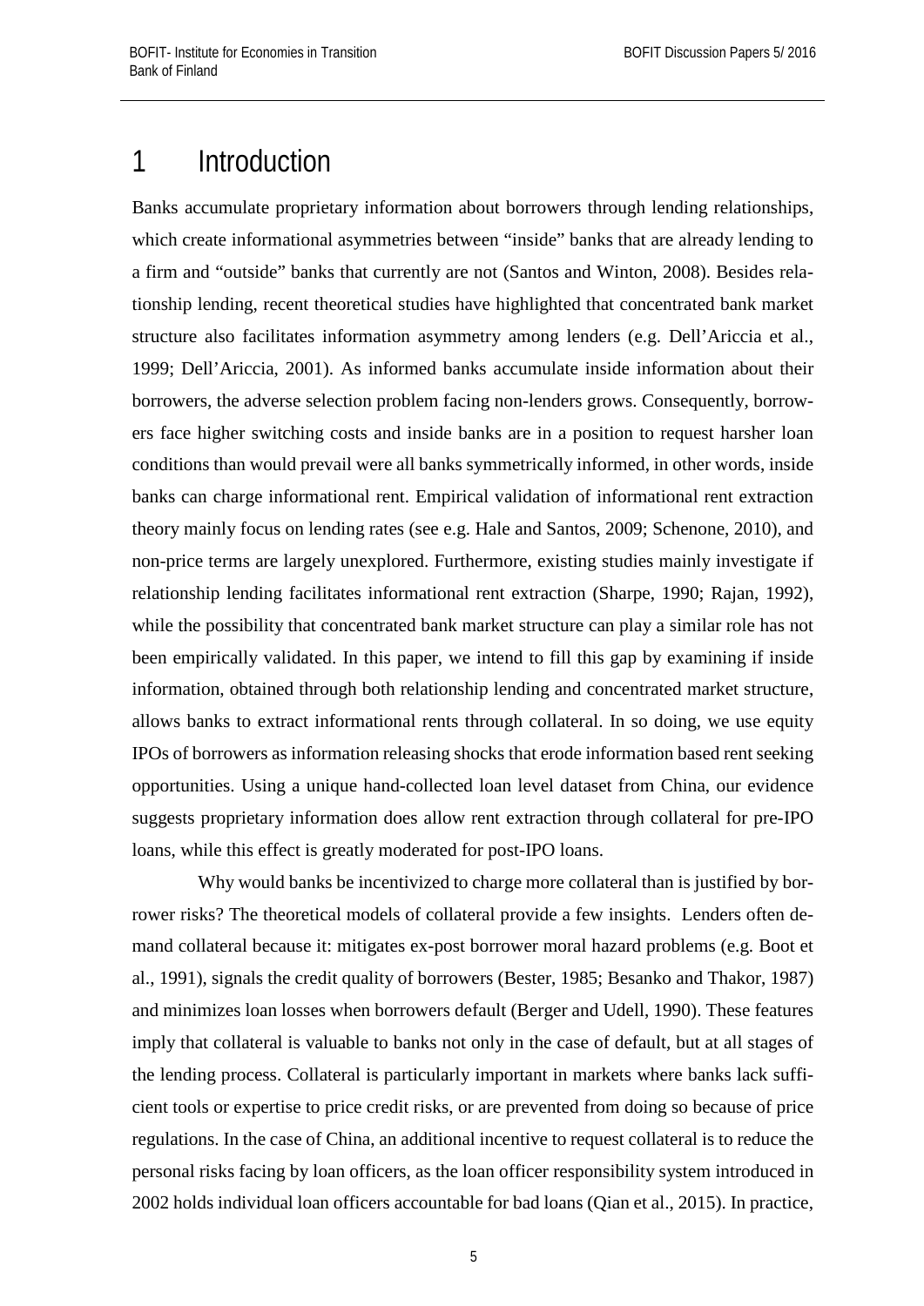# 1 Introduction

Banks accumulate proprietary information about borrowers through lending relationships, which create informational asymmetries between "inside" banks that are already lending to a firm and "outside" banks that currently are not (Santos and Winton, 2008). Besides relationship lending, recent theoretical studies have highlighted that concentrated bank market structure also facilitates information asymmetry among lenders (e.g. Dell'Ariccia et al., 1999; Dell'Ariccia, 2001). As informed banks accumulate inside information about their borrowers, the adverse selection problem facing non-lenders grows. Consequently, borrowers face higher switching costs and inside banks are in a position to request harsher loan conditions than would prevail were all banks symmetrically informed, in other words, inside banks can charge informational rent. Empirical validation of informational rent extraction theory mainly focus on lending rates (see e.g. Hale and Santos, 2009; Schenone, 2010), and non-price terms are largely unexplored. Furthermore, existing studies mainly investigate if relationship lending facilitates informational rent extraction (Sharpe, 1990; Rajan, 1992), while the possibility that concentrated bank market structure can play a similar role has not been empirically validated. In this paper, we intend to fill this gap by examining if inside information, obtained through both relationship lending and concentrated market structure, allows banks to extract informational rents through collateral. In so doing, we use equity IPOs of borrowers as information releasing shocks that erode information based rent seeking opportunities. Using a unique hand-collected loan level dataset from China, our evidence suggests proprietary information does allow rent extraction through collateral for pre-IPO loans, while this effect is greatly moderated for post-IPO loans.

Why would banks be incentivized to charge more collateral than is justified by borrower risks? The theoretical models of collateral provide a few insights. Lenders often demand collateral because it: mitigates ex-post borrower moral hazard problems (e.g. Boot et al., 1991), signals the credit quality of borrowers (Bester, 1985; Besanko and Thakor, 1987) and minimizes loan losses when borrowers default (Berger and Udell, 1990). These features imply that collateral is valuable to banks not only in the case of default, but at all stages of the lending process. Collateral is particularly important in markets where banks lack sufficient tools or expertise to price credit risks, or are prevented from doing so because of price regulations. In the case of China, an additional incentive to request collateral is to reduce the personal risks facing by loan officers, as the loan officer responsibility system introduced in 2002 holds individual loan officers accountable for bad loans (Qian et al., 2015). In practice,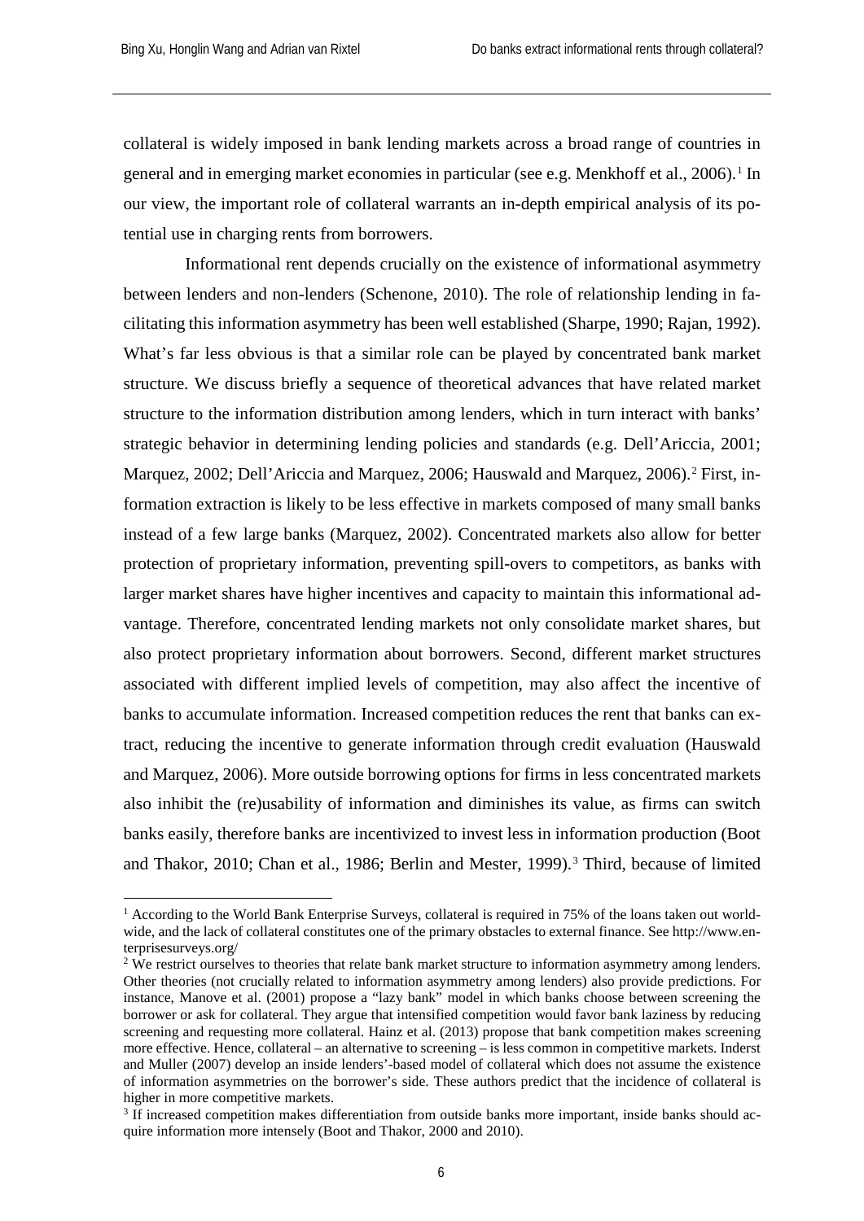collateral is widely imposed in bank lending markets across a broad range of countries in general and in emerging market economies in particular (see e.g. Menkhoff et al., 2006).[1] In our view, the important role of collateral warrants an in-depth empirical analysis of its potential use in charging rents from borrowers.

Informational rent depends crucially on the existence of informational asymmetry between lenders and non-lenders (Schenone, 2010). The role of relationship lending in facilitating this information asymmetry has been well established (Sharpe, 1990; Rajan, 1992). What's far less obvious is that a similar role can be played by concentrated bank market structure. We discuss briefly a sequence of theoretical advances that have related market structure to the information distribution among lenders, which in turn interact with banks' strategic behavior in determining lending policies and standards (e.g. Dell'Ariccia, 2001; Marquez, 2002; Dell'Ariccia and Marquez, 2006; Hauswald and Marquez, 2006).[2] First, information extraction is likely to be less effective in markets composed of many small banks instead of a few large banks (Marquez, 2002). Concentrated markets also allow for better protection of proprietary information, preventing spill-overs to competitors, as banks with larger market shares have higher incentives and capacity to maintain this informational advantage. Therefore, concentrated lending markets not only consolidate market shares, but also protect proprietary information about borrowers. Second, different market structures associated with different implied levels of competition, may also affect the incentive of banks to accumulate information. Increased competition reduces the rent that banks can extract, reducing the incentive to generate information through credit evaluation (Hauswald and Marquez, 2006). More outside borrowing options for firms in less concentrated markets also inhibit the (re)usability of information and diminishes its value, as firms can switch banks easily, therefore banks are incentivized to invest less in information production (Boot and Thakor, 2010; Chan et al., 1986; Berlin and Mester, 1999).[3] Third, because of limited

---

[1] According to the World Bank Enterprise Surveys, collateral is required in 75% of the loans taken out worldwide, and the lack of collateral constitutes one of the primary obstacles to external finance. See http://www.enterprisesurveys.org/

[2] We restrict ourselves to theories that relate bank market structure to information asymmetry among lenders. Other theories (not crucially related to information asymmetry among lenders) also provide predictions. For instance, Manove et al. (2001) propose a "lazy bank" model in which banks choose between screening the borrower or ask for collateral. They argue that intensified competition would favor bank laziness by reducing screening and requesting more collateral. Hainz et al. (2013) propose that bank competition makes screening more effective. Hence, collateral – an alternative to screening – is less common in competitive markets. Inderst and Muller (2007) develop an inside lenders'-based model of collateral which does not assume the existence of information asymmetries on the borrower's side. These authors predict that the incidence of collateral is higher in more competitive markets.

[3] If increased competition makes differentiation from outside banks more important, inside banks should acquire information more intensely (Boot and Thakor, 2000 and 2010).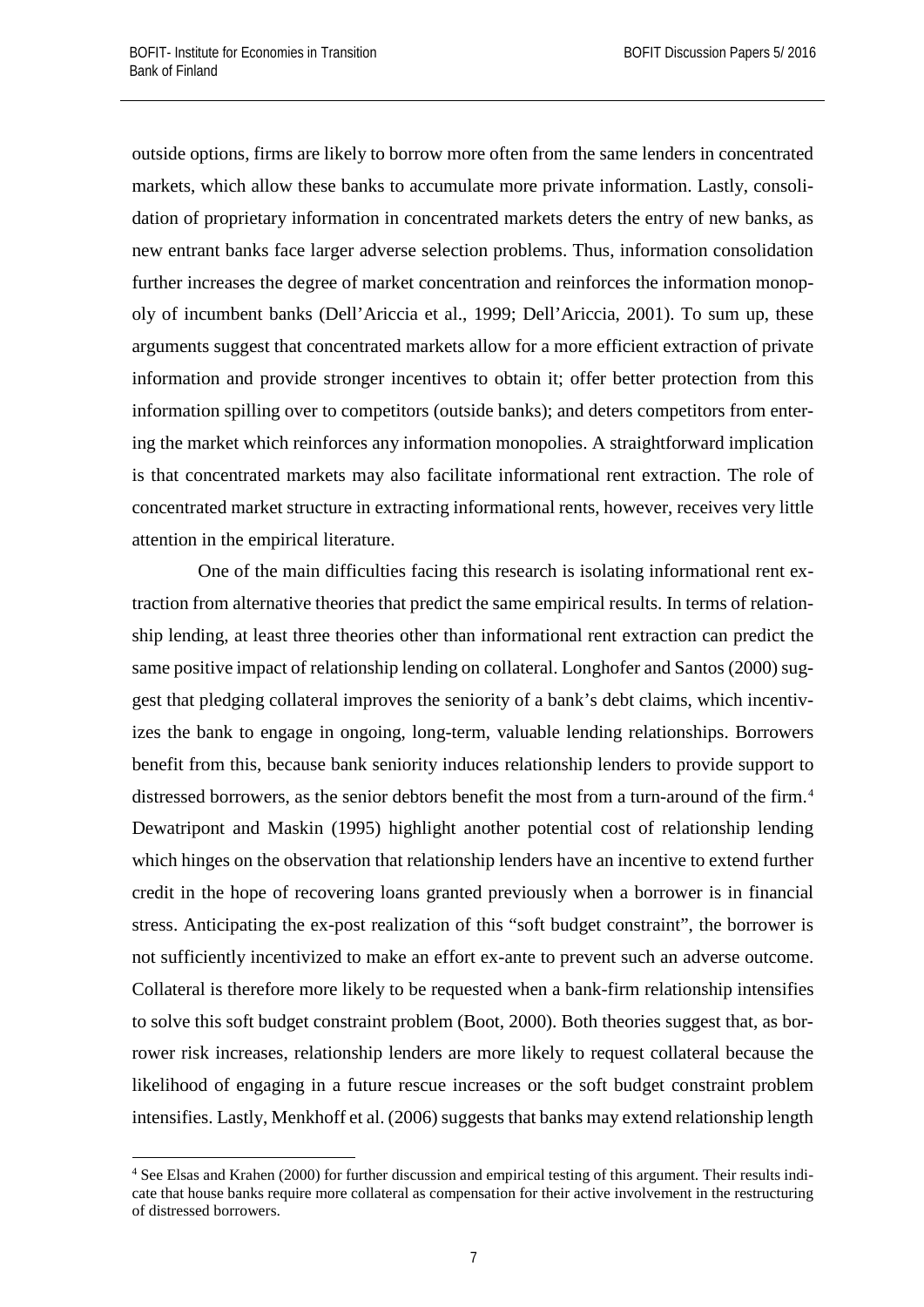outside options, firms are likely to borrow more often from the same lenders in concentrated markets, which allow these banks to accumulate more private information. Lastly, consolidation of proprietary information in concentrated markets deters the entry of new banks, as new entrant banks face larger adverse selection problems. Thus, information consolidation further increases the degree of market concentration and reinforces the information monopoly of incumbent banks (Dell'Ariccia et al., 1999; Dell'Ariccia, 2001). To sum up, these arguments suggest that concentrated markets allow for a more efficient extraction of private information and provide stronger incentives to obtain it; offer better protection from this information spilling over to competitors (outside banks); and deters competitors from entering the market which reinforces any information monopolies. A straightforward implication is that concentrated markets may also facilitate informational rent extraction. The role of concentrated market structure in extracting informational rents, however, receives very little attention in the empirical literature.

One of the main difficulties facing this research is isolating informational rent extraction from alternative theories that predict the same empirical results. In terms of relationship lending, at least three theories other than informational rent extraction can predict the same positive impact of relationship lending on collateral. Longhofer and Santos (2000) suggest that pledging collateral improves the seniority of a bank's debt claims, which incentivizes the bank to engage in ongoing, long-term, valuable lending relationships. Borrowers benefit from this, because bank seniority induces relationship lenders to provide support to distressed borrowers, as the senior debtors benefit the most from a turn-around of the firm.[4] Dewatripont and Maskin (1995) highlight another potential cost of relationship lending which hinges on the observation that relationship lenders have an incentive to extend further credit in the hope of recovering loans granted previously when a borrower is in financial stress. Anticipating the ex-post realization of this "soft budget constraint", the borrower is not sufficiently incentivized to make an effort ex-ante to prevent such an adverse outcome. Collateral is therefore more likely to be requested when a bank-firm relationship intensifies to solve this soft budget constraint problem (Boot, 2000). Both theories suggest that, as borrower risk increases, relationship lenders are more likely to request collateral because the likelihood of engaging in a future rescue increases or the soft budget constraint problem intensifies. Lastly, Menkhoff et al. (2006) suggests that banks may extend relationship length

[4] See Elsas and Krahen (2000) for further discussion and empirical testing of this argument. Their results indicate that house banks require more collateral as compensation for their active involvement in the restructuring of distressed borrowers.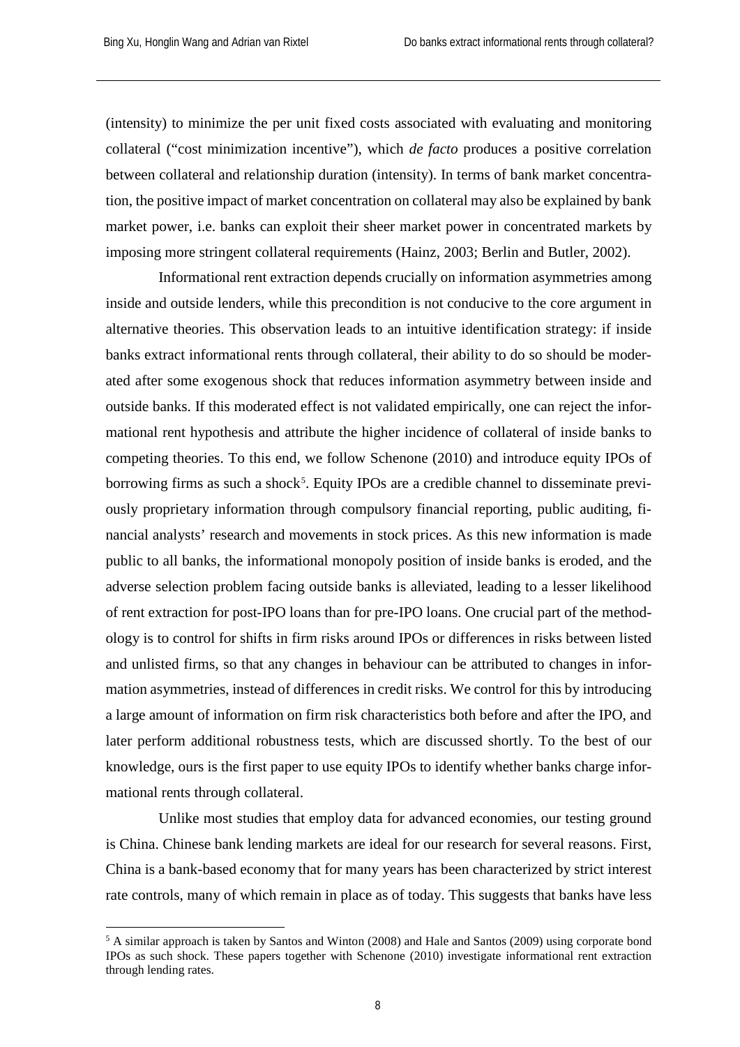(intensity) to minimize the per unit fixed costs associated with evaluating and monitoring collateral ("cost minimization incentive"), which *de facto* produces a positive correlation between collateral and relationship duration (intensity). In terms of bank market concentration, the positive impact of market concentration on collateral may also be explained by bank market power, i.e. banks can exploit their sheer market power in concentrated markets by imposing more stringent collateral requirements (Hainz, 2003; Berlin and Butler, 2002).

Informational rent extraction depends crucially on information asymmetries among inside and outside lenders, while this precondition is not conducive to the core argument in alternative theories. This observation leads to an intuitive identification strategy: if inside banks extract informational rents through collateral, their ability to do so should be moderated after some exogenous shock that reduces information asymmetry between inside and outside banks. If this moderated effect is not validated empirically, one can reject the informational rent hypothesis and attribute the higher incidence of collateral of inside banks to competing theories. To this end, we follow Schenone (2010) and introduce equity IPOs of borrowing firms as such a shock[5]. Equity IPOs are a credible channel to disseminate previously proprietary information through compulsory financial reporting, public auditing, financial analysts' research and movements in stock prices. As this new information is made public to all banks, the informational monopoly position of inside banks is eroded, and the adverse selection problem facing outside banks is alleviated, leading to a lesser likelihood of rent extraction for post-IPO loans than for pre-IPO loans. One crucial part of the methodology is to control for shifts in firm risks around IPOs or differences in risks between listed and unlisted firms, so that any changes in behaviour can be attributed to changes in information asymmetries, instead of differences in credit risks. We control for this by introducing a large amount of information on firm risk characteristics both before and after the IPO, and later perform additional robustness tests, which are discussed shortly. To the best of our knowledge, ours is the first paper to use equity IPOs to identify whether banks charge informational rents through collateral.

Unlike most studies that employ data for advanced economies, our testing ground is China. Chinese bank lending markets are ideal for our research for several reasons. First, China is a bank-based economy that for many years has been characterized by strict interest rate controls, many of which remain in place as of today. This suggests that banks have less

[5] A similar approach is taken by Santos and Winton (2008) and Hale and Santos (2009) using corporate bond IPOs as such shock. These papers together with Schenone (2010) investigate informational rent extraction through lending rates.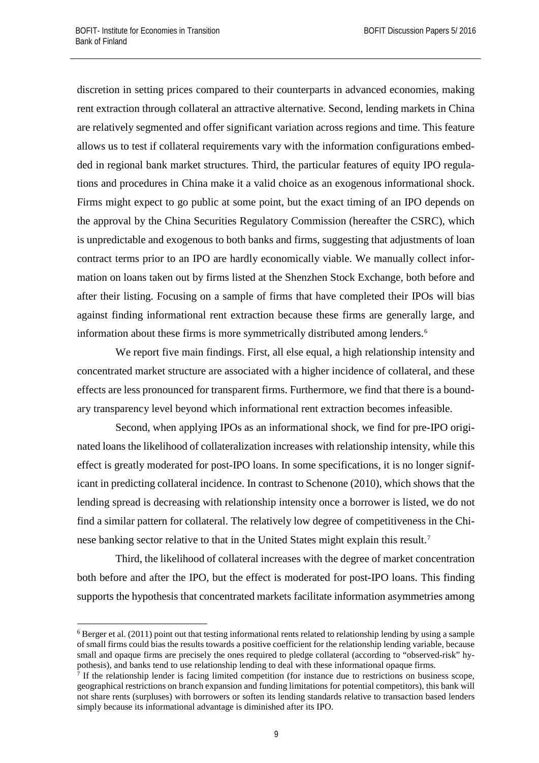discretion in setting prices compared to their counterparts in advanced economies, making rent extraction through collateral an attractive alternative. Second, lending markets in China are relatively segmented and offer significant variation across regions and time. This feature allows us to test if collateral requirements vary with the information configurations embedded in regional bank market structures. Third, the particular features of equity IPO regulations and procedures in China make it a valid choice as an exogenous informational shock. Firms might expect to go public at some point, but the exact timing of an IPO depends on the approval by the China Securities Regulatory Commission (hereafter the CSRC), which is unpredictable and exogenous to both banks and firms, suggesting that adjustments of loan contract terms prior to an IPO are hardly economically viable. We manually collect information on loans taken out by firms listed at the Shenzhen Stock Exchange, both before and after their listing. Focusing on a sample of firms that have completed their IPOs will bias against finding informational rent extraction because these firms are generally large, and information about these firms is more symmetrically distributed among lenders.[6]

We report five main findings. First, all else equal, a high relationship intensity and concentrated market structure are associated with a higher incidence of collateral, and these effects are less pronounced for transparent firms. Furthermore, we find that there is a boundary transparency level beyond which informational rent extraction becomes infeasible.

Second, when applying IPOs as an informational shock, we find for pre-IPO originated loans the likelihood of collateralization increases with relationship intensity, while this effect is greatly moderated for post-IPO loans. In some specifications, it is no longer significant in predicting collateral incidence. In contrast to Schenone (2010), which shows that the lending spread is decreasing with relationship intensity once a borrower is listed, we do not find a similar pattern for collateral. The relatively low degree of competitiveness in the Chinese banking sector relative to that in the United States might explain this result.[7]

Third, the likelihood of collateral increases with the degree of market concentration both before and after the IPO, but the effect is moderated for post-IPO loans. This finding supports the hypothesis that concentrated markets facilitate information asymmetries among

[6] Berger et al. (2011) point out that testing informational rents related to relationship lending by using a sample of small firms could bias the results towards a positive coefficient for the relationship lending variable, because small and opaque firms are precisely the ones required to pledge collateral (according to "observed-risk" hypothesis), and banks tend to use relationship lending to deal with these informational opaque firms.

[7] If the relationship lender is facing limited competition (for instance due to restrictions on business scope, geographical restrictions on branch expansion and funding limitations for potential competitors), this bank will not share rents (surpluses) with borrowers or soften its lending standards relative to transaction based lenders simply because its informational advantage is diminished after its IPO.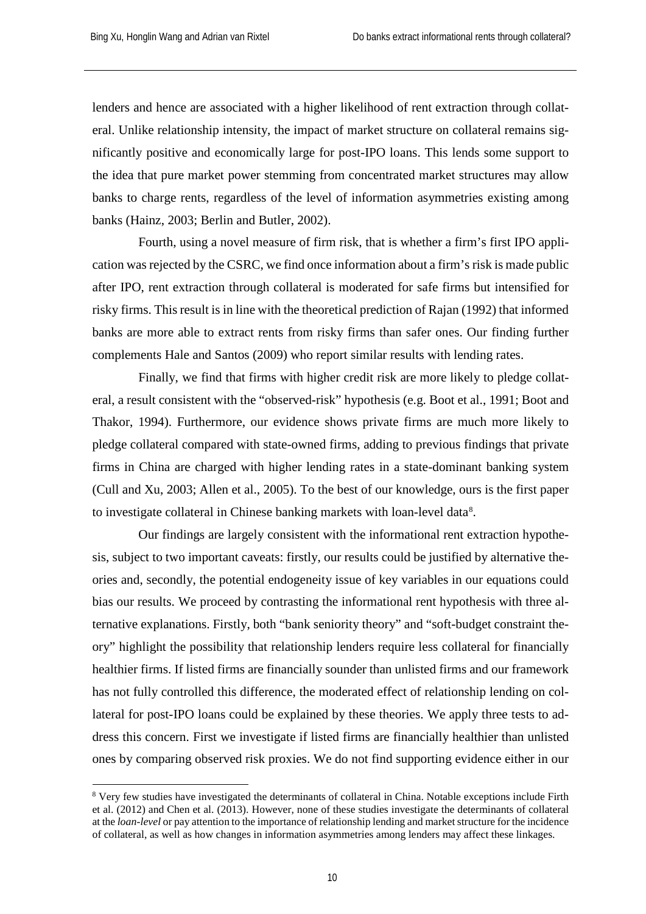lenders and hence are associated with a higher likelihood of rent extraction through collateral. Unlike relationship intensity, the impact of market structure on collateral remains significantly positive and economically large for post-IPO loans. This lends some support to the idea that pure market power stemming from concentrated market structures may allow banks to charge rents, regardless of the level of information asymmetries existing among banks (Hainz, 2003; Berlin and Butler, 2002).

Fourth, using a novel measure of firm risk, that is whether a firm's first IPO application was rejected by the CSRC, we find once information about a firm's risk is made public after IPO, rent extraction through collateral is moderated for safe firms but intensified for risky firms. This result is in line with the theoretical prediction of Rajan (1992) that informed banks are more able to extract rents from risky firms than safer ones. Our finding further complements Hale and Santos (2009) who report similar results with lending rates.

Finally, we find that firms with higher credit risk are more likely to pledge collateral, a result consistent with the "observed-risk" hypothesis (e.g. Boot et al., 1991; Boot and Thakor, 1994). Furthermore, our evidence shows private firms are much more likely to pledge collateral compared with state-owned firms, adding to previous findings that private firms in China are charged with higher lending rates in a state-dominant banking system (Cull and Xu, 2003; Allen et al., 2005). To the best of our knowledge, ours is the first paper to investigate collateral in Chinese banking markets with loan-level data[8].

Our findings are largely consistent with the informational rent extraction hypothesis, subject to two important caveats: firstly, our results could be justified by alternative theories and, secondly, the potential endogeneity issue of key variables in our equations could bias our results. We proceed by contrasting the informational rent hypothesis with three alternative explanations. Firstly, both "bank seniority theory" and "soft-budget constraint theory" highlight the possibility that relationship lenders require less collateral for financially healthier firms. If listed firms are financially sounder than unlisted firms and our framework has not fully controlled this difference, the moderated effect of relationship lending on collateral for post-IPO loans could be explained by these theories. We apply three tests to address this concern. First we investigate if listed firms are financially healthier than unlisted ones by comparing observed risk proxies. We do not find supporting evidence either in our

[8] Very few studies have investigated the determinants of collateral in China. Notable exceptions include Firth et al. (2012) and Chen et al. (2013). However, none of these studies investigate the determinants of collateral at the *loan-level* or pay attention to the importance of relationship lending and market structure for the incidence of collateral, as well as how changes in information asymmetries among lenders may affect these linkages.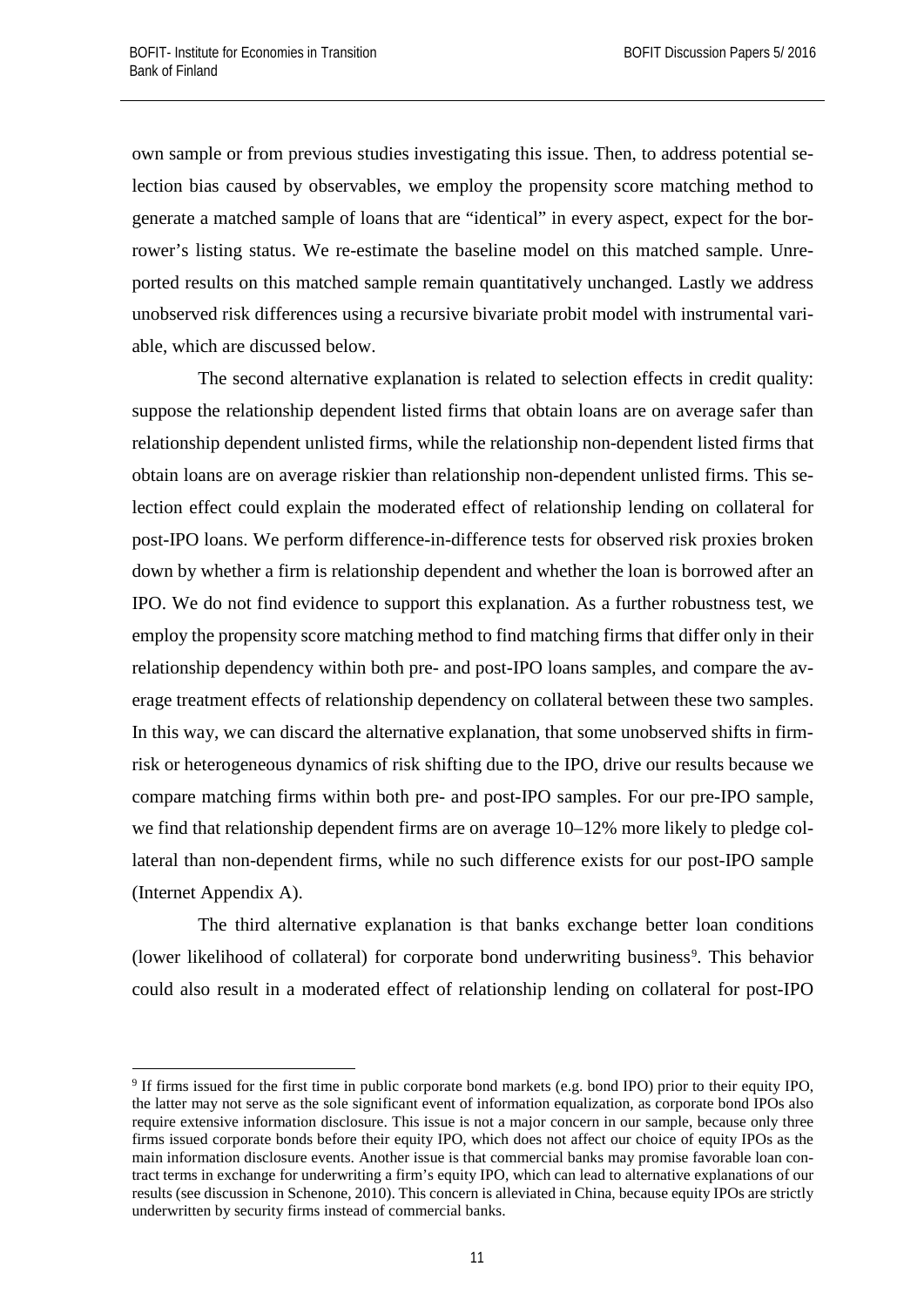own sample or from previous studies investigating this issue. Then, to address potential selection bias caused by observables, we employ the propensity score matching method to generate a matched sample of loans that are "identical" in every aspect, expect for the borrower's listing status. We re-estimate the baseline model on this matched sample. Unreported results on this matched sample remain quantitatively unchanged. Lastly we address unobserved risk differences using a recursive bivariate probit model with instrumental variable, which are discussed below.

The second alternative explanation is related to selection effects in credit quality: suppose the relationship dependent listed firms that obtain loans are on average safer than relationship dependent unlisted firms, while the relationship non-dependent listed firms that obtain loans are on average riskier than relationship non-dependent unlisted firms. This selection effect could explain the moderated effect of relationship lending on collateral for post-IPO loans. We perform difference-in-difference tests for observed risk proxies broken down by whether a firm is relationship dependent and whether the loan is borrowed after an IPO. We do not find evidence to support this explanation. As a further robustness test, we employ the propensity score matching method to find matching firms that differ only in their relationship dependency within both pre- and post-IPO loans samples, and compare the average treatment effects of relationship dependency on collateral between these two samples. In this way, we can discard the alternative explanation, that some unobserved shifts in firm-risk or heterogeneous dynamics of risk shifting due to the IPO, drive our results because we compare matching firms within both pre- and post-IPO samples. For our pre-IPO sample, we find that relationship dependent firms are on average 10–12% more likely to pledge collateral than non-dependent firms, while no such difference exists for our post-IPO sample (Internet Appendix A).

The third alternative explanation is that banks exchange better loan conditions (lower likelihood of collateral) for corporate bond underwriting business[9]. This behavior could also result in a moderated effect of relationship lending on collateral for post-IPO

---

[9] If firms issued for the first time in public corporate bond markets (e.g. bond IPO) prior to their equity IPO, the latter may not serve as the sole significant event of information equalization, as corporate bond IPOs also require extensive information disclosure. This issue is not a major concern in our sample, because only three firms issued corporate bonds before their equity IPO, which does not affect our choice of equity IPOs as the main information disclosure events. Another issue is that commercial banks may promise favorable loan contract terms in exchange for underwriting a firm's equity IPO, which can lead to alternative explanations of our results (see discussion in Schenone, 2010). This concern is alleviated in China, because equity IPOs are strictly underwritten by security firms instead of commercial banks.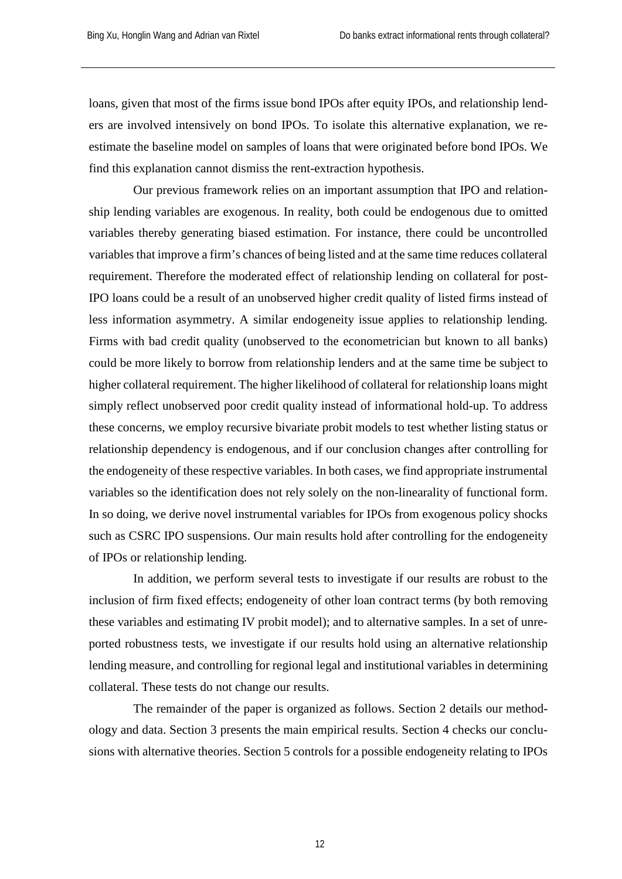loans, given that most of the firms issue bond IPOs after equity IPOs, and relationship lenders are involved intensively on bond IPOs. To isolate this alternative explanation, we re-estimate the baseline model on samples of loans that were originated before bond IPOs. We find this explanation cannot dismiss the rent-extraction hypothesis.

Our previous framework relies on an important assumption that IPO and relationship lending variables are exogenous. In reality, both could be endogenous due to omitted variables thereby generating biased estimation. For instance, there could be uncontrolled variables that improve a firm's chances of being listed and at the same time reduces collateral requirement. Therefore the moderated effect of relationship lending on collateral for post-IPO loans could be a result of an unobserved higher credit quality of listed firms instead of less information asymmetry. A similar endogeneity issue applies to relationship lending. Firms with bad credit quality (unobserved to the econometrician but known to all banks) could be more likely to borrow from relationship lenders and at the same time be subject to higher collateral requirement. The higher likelihood of collateral for relationship loans might simply reflect unobserved poor credit quality instead of informational hold-up. To address these concerns, we employ recursive bivariate probit models to test whether listing status or relationship dependency is endogenous, and if our conclusion changes after controlling for the endogeneity of these respective variables. In both cases, we find appropriate instrumental variables so the identification does not rely solely on the non-linearality of functional form. In so doing, we derive novel instrumental variables for IPOs from exogenous policy shocks such as CSRC IPO suspensions. Our main results hold after controlling for the endogeneity of IPOs or relationship lending.

In addition, we perform several tests to investigate if our results are robust to the inclusion of firm fixed effects; endogeneity of other loan contract terms (by both removing these variables and estimating IV probit model); and to alternative samples. In a set of unreported robustness tests, we investigate if our results hold using an alternative relationship lending measure, and controlling for regional legal and institutional variables in determining collateral. These tests do not change our results.

The remainder of the paper is organized as follows. Section 2 details our methodology and data. Section 3 presents the main empirical results. Section 4 checks our conclusions with alternative theories. Section 5 controls for a possible endogeneity relating to IPOs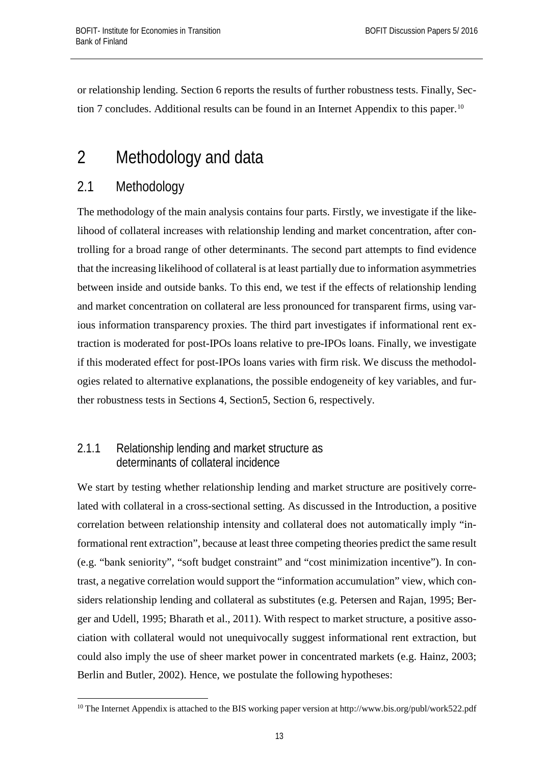or relationship lending. Section 6 reports the results of further robustness tests. Finally, Section 7 concludes. Additional results can be found in an Internet Appendix to this paper.[10]

# 2 Methodology and data

## 2.1 Methodology

The methodology of the main analysis contains four parts. Firstly, we investigate if the likelihood of collateral increases with relationship lending and market concentration, after controlling for a broad range of other determinants. The second part attempts to find evidence that the increasing likelihood of collateral is at least partially due to information asymmetries between inside and outside banks. To this end, we test if the effects of relationship lending and market concentration on collateral are less pronounced for transparent firms, using various information transparency proxies. The third part investigates if informational rent extraction is moderated for post-IPOs loans relative to pre-IPOs loans. Finally, we investigate if this moderated effect for post-IPOs loans varies with firm risk. We discuss the methodologies related to alternative explanations, the possible endogeneity of key variables, and further robustness tests in Sections 4, Section5, Section 6, respectively.

### 2.1.1 Relationship lending and market structure as determinants of collateral incidence

We start by testing whether relationship lending and market structure are positively correlated with collateral in a cross-sectional setting. As discussed in the Introduction, a positive correlation between relationship intensity and collateral does not automatically imply "informational rent extraction", because at least three competing theories predict the same result (e.g. "bank seniority", "soft budget constraint" and "cost minimization incentive"). In contrast, a negative correlation would support the "information accumulation" view, which considers relationship lending and collateral as substitutes (e.g. Petersen and Rajan, 1995; Berger and Udell, 1995; Bharath et al., 2011). With respect to market structure, a positive association with collateral would not unequivocally suggest informational rent extraction, but could also imply the use of sheer market power in concentrated markets (e.g. Hainz, 2003; Berlin and Butler, 2002). Hence, we postulate the following hypotheses:

[10] The Internet Appendix is attached to the BIS working paper version at http://www.bis.org/publ/work522.pdf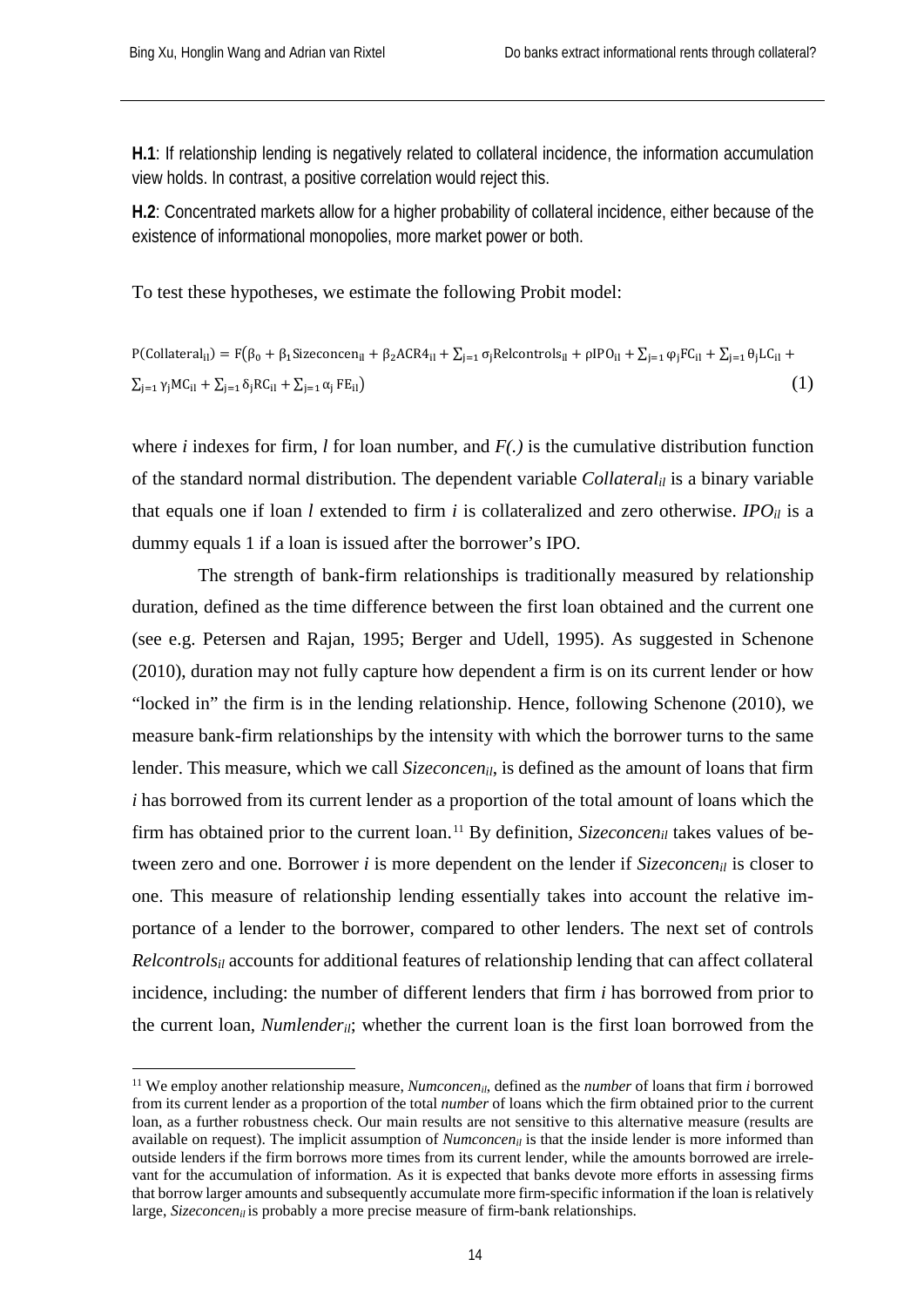**H.1**: If relationship lending is negatively related to collateral incidence, the information accumulation view holds. In contrast, a positive correlation would reject this.

**H.2**: Concentrated markets allow for a higher probability of collateral incidence, either because of the existence of informational monopolies, more market power or both.

To test these hypotheses, we estimate the following Probit model:

$$P(\text{Collateral}_{il}) = F\big(\beta_0 + \beta_1 \text{Sizeconcen}_{il} + \beta_2 \text{ACR4}_{il} + \textstyle\sum_{j=1} \sigma_j \text{Relcontrols}_{il} + \rho \text{IPO}_{il} + \sum_{j=1} \varphi_j \text{FC}_{il} + \sum_{j=1} \theta_j \text{LC}_{il} + \sum_{j=1} \gamma_j \text{MC}_{il} + \sum_{j=1} \delta_j \text{RC}_{il} + \sum_{j=1} \alpha_j \text{FE}_{il}\big) \quad (1)$$

where *i* indexes for firm, *l* for loan number, and *F(.)* is the cumulative distribution function of the standard normal distribution. The dependent variable $Collateral_{il}$ is a binary variable that equals one if loan *l* extended to firm *i* is collateralized and zero otherwise. $IPO_{il}$ is a dummy equals 1 if a loan is issued after the borrower's IPO.

The strength of bank-firm relationships is traditionally measured by relationship duration, defined as the time difference between the first loan obtained and the current one (see e.g. Petersen and Rajan, 1995; Berger and Udell, 1995). As suggested in Schenone (2010), duration may not fully capture how dependent a firm is on its current lender or how "locked in" the firm is in the lending relationship. Hence, following Schenone (2010), we measure bank-firm relationships by the intensity with which the borrower turns to the same lender. This measure, which we call $Sizeconcen_{il}$, is defined as the amount of loans that firm *i* has borrowed from its current lender as a proportion of the total amount of loans which the firm has obtained prior to the current loan.[11] By definition, $Sizeconcen_{il}$ takes values of between zero and one. Borrower *i* is more dependent on the lender if $Sizeconcen_{il}$ is closer to one. This measure of relationship lending essentially takes into account the relative importance of a lender to the borrower, compared to other lenders. The next set of controls $Relcontrols_{il}$ accounts for additional features of relationship lending that can affect collateral incidence, including: the number of different lenders that firm *i* has borrowed from prior to the current loan, $Numlender_{il}$; whether the current loan is the first loan borrowed from the

[11] We employ another relationship measure, $Numconcen_{il}$, defined as the *number* of loans that firm *i* borrowed from its current lender as a proportion of the total *number* of loans which the firm obtained prior to the current loan, as a further robustness check. Our main results are not sensitive to this alternative measure (results are available on request). The implicit assumption of $Numconcen_{il}$ is that the inside lender is more informed than outside lenders if the firm borrows more times from its current lender, while the amounts borrowed are irrelevant for the accumulation of information. As it is expected that banks devote more efforts in assessing firms that borrow larger amounts and subsequently accumulate more firm-specific information if the loan is relatively large, $Sizeconcen_{il}$ is probably a more precise measure of firm-bank relationships.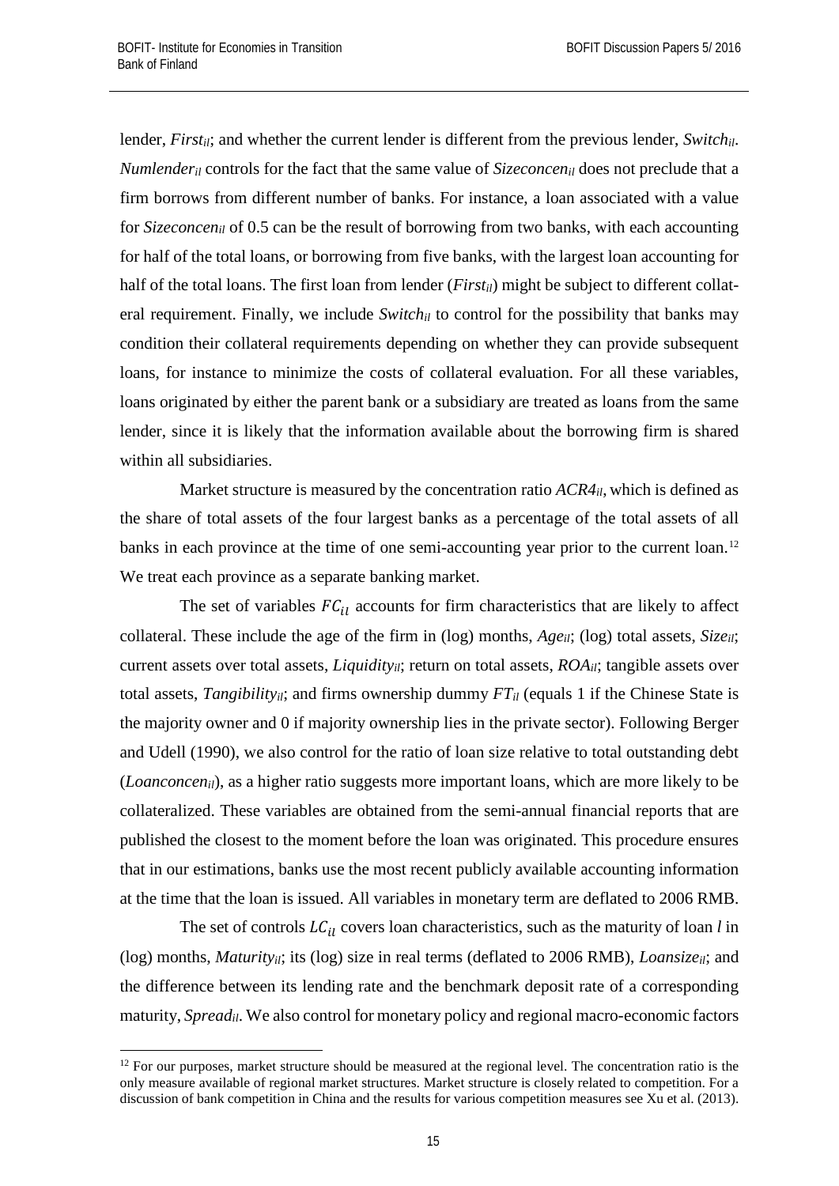lender, $First_{il}$; and whether the current lender is different from the previous lender, $Switch_{il}$. $Numlender_{il}$ controls for the fact that the same value of $Sizeconcen_{il}$ does not preclude that a firm borrows from different number of banks. For instance, a loan associated with a value for $Sizeconcen_{il}$ of 0.5 can be the result of borrowing from two banks, with each accounting for half of the total loans, or borrowing from five banks, with the largest loan accounting for half of the total loans. The first loan from lender ($First_{il}$) might be subject to different collateral requirement. Finally, we include $Switch_{il}$ to control for the possibility that banks may condition their collateral requirements depending on whether they can provide subsequent loans, for instance to minimize the costs of collateral evaluation. For all these variables, loans originated by either the parent bank or a subsidiary are treated as loans from the same lender, since it is likely that the information available about the borrowing firm is shared within all subsidiaries.

Market structure is measured by the concentration ratio $ACR4_{il}$, which is defined as the share of total assets of the four largest banks as a percentage of the total assets of all banks in each province at the time of one semi-accounting year prior to the current loan.[12] We treat each province as a separate banking market.

The set of variables $FC_{il}$ accounts for firm characteristics that are likely to affect collateral. These include the age of the firm in (log) months, $Age_{il}$; (log) total assets, $Size_{il}$; current assets over total assets, $Liquidity_{il}$; return on total assets, $ROA_{il}$; tangible assets over total assets, $Tangibility_{il}$; and firms ownership dummy $FT_{il}$ (equals 1 if the Chinese State is the majority owner and 0 if majority ownership lies in the private sector). Following Berger and Udell (1990), we also control for the ratio of loan size relative to total outstanding debt ($Loanconcen_{il}$), as a higher ratio suggests more important loans, which are more likely to be collateralized. These variables are obtained from the semi-annual financial reports that are published the closest to the moment before the loan was originated. This procedure ensures that in our estimations, banks use the most recent publicly available accounting information at the time that the loan is issued. All variables in monetary term are deflated to 2006 RMB.

The set of controls $LC_{il}$ covers loan characteristics, such as the maturity of loan $l$ in (log) months, $Maturity_{il}$; its (log) size in real terms (deflated to 2006 RMB), $Loansize_{il}$; and the difference between its lending rate and the benchmark deposit rate of a corresponding maturity, $Spread_{il}$. We also control for monetary policy and regional macro-economic factors

[12] For our purposes, market structure should be measured at the regional level. The concentration ratio is the only measure available of regional market structures. Market structure is closely related to competition. For a discussion of bank competition in China and the results for various competition measures see Xu et al. (2013).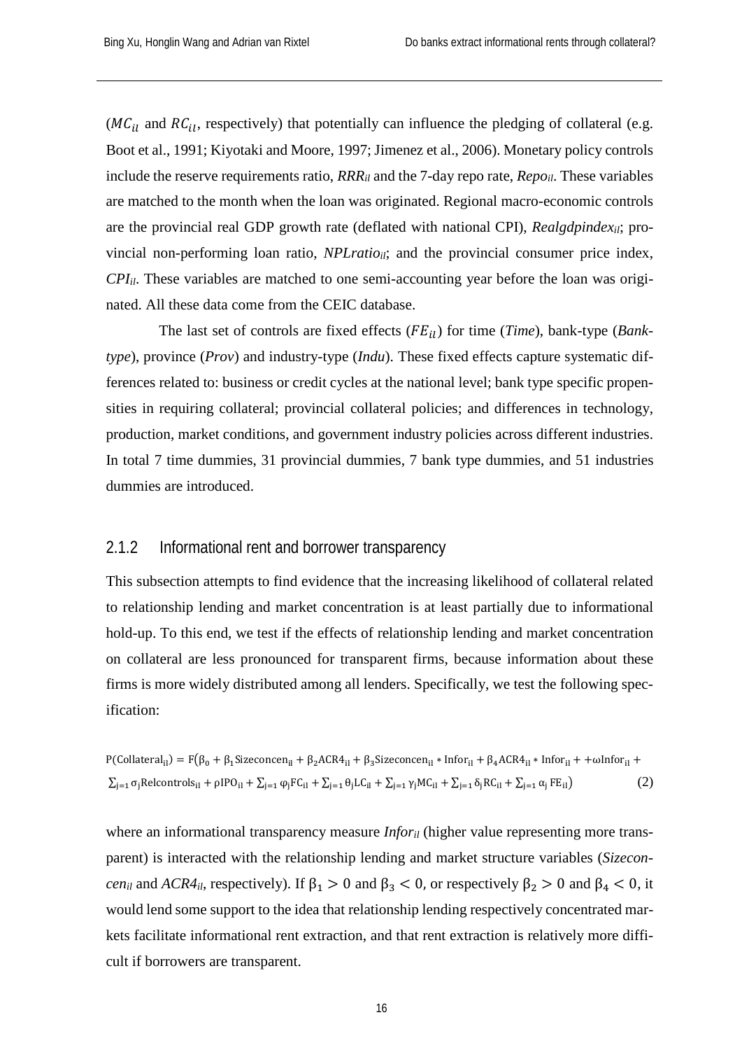($MC_{il}$ and $RC_{il}$, respectively) that potentially can influence the pledging of collateral (e.g. Boot et al., 1991; Kiyotaki and Moore, 1997; Jimenez et al., 2006). Monetary policy controls include the reserve requirements ratio, $RRR_{il}$ and the 7-day repo rate, $Repo_{il}$. These variables are matched to the month when the loan was originated. Regional macro-economic controls are the provincial real GDP growth rate (deflated with national CPI), $Realgdpindex_{il}$; provincial non-performing loan ratio, $NPLratio_{il}$; and the provincial consumer price index, $CPI_{il}$. These variables are matched to one semi-accounting year before the loan was originated. All these data come from the CEIC database.

The last set of controls are fixed effects ($FE_{il}$) for time (*Time*), bank-type (*Bank-type*), province (*Prov*) and industry-type (*Indu*). These fixed effects capture systematic differences related to: business or credit cycles at the national level; bank type specific propensities in requiring collateral; provincial collateral policies; and differences in technology, production, market conditions, and government industry policies across different industries. In total 7 time dummies, 31 provincial dummies, 7 bank type dummies, and 51 industries dummies are introduced.

### 2.1.2 Informational rent and borrower transparency

This subsection attempts to find evidence that the increasing likelihood of collateral related to relationship lending and market concentration is at least partially due to informational hold-up. To this end, we test if the effects of relationship lending and market concentration on collateral are less pronounced for transparent firms, because information about these firms is more widely distributed among all lenders. Specifically, we test the following specification:

$$P(\text{Collateral}_{il}) = F\big(\beta_0 + \beta_1 \text{Sizeconcen}_{il} + \beta_2 \text{ACR4}_{il} + \beta_3 \text{Sizeconcen}_{il} * \text{Infor}_{il} + \beta_4 \text{ACR4}_{il} * \text{Infor}_{il} + +\omega \text{Infor}_{il} + \sum_{j=1} \sigma_j \text{Relcontrols}_{il} + \rho \text{IPO}_{il} + \sum_{j=1} \varphi_j \text{FC}_{il} + \sum_{j=1} \theta_j \text{LC}_{il} + \sum_{j=1} \gamma_j \text{MC}_{il} + \sum_{j=1} \delta_j \text{RC}_{il} + \sum_{j=1} \alpha_j \text{FE}_{il}\big) \quad (2)$$

where an informational transparency measure $Infor_{il}$ (higher value representing more transparent) is interacted with the relationship lending and market structure variables ($Sizeconcen_{il}$ and $ACR4_{il}$, respectively). If $\beta_1 > 0$ and $\beta_3 < 0$, or respectively $\beta_2 > 0$ and $\beta_4 < 0$, it would lend some support to the idea that relationship lending respectively concentrated markets facilitate informational rent extraction, and that rent extraction is relatively more difficult if borrowers are transparent.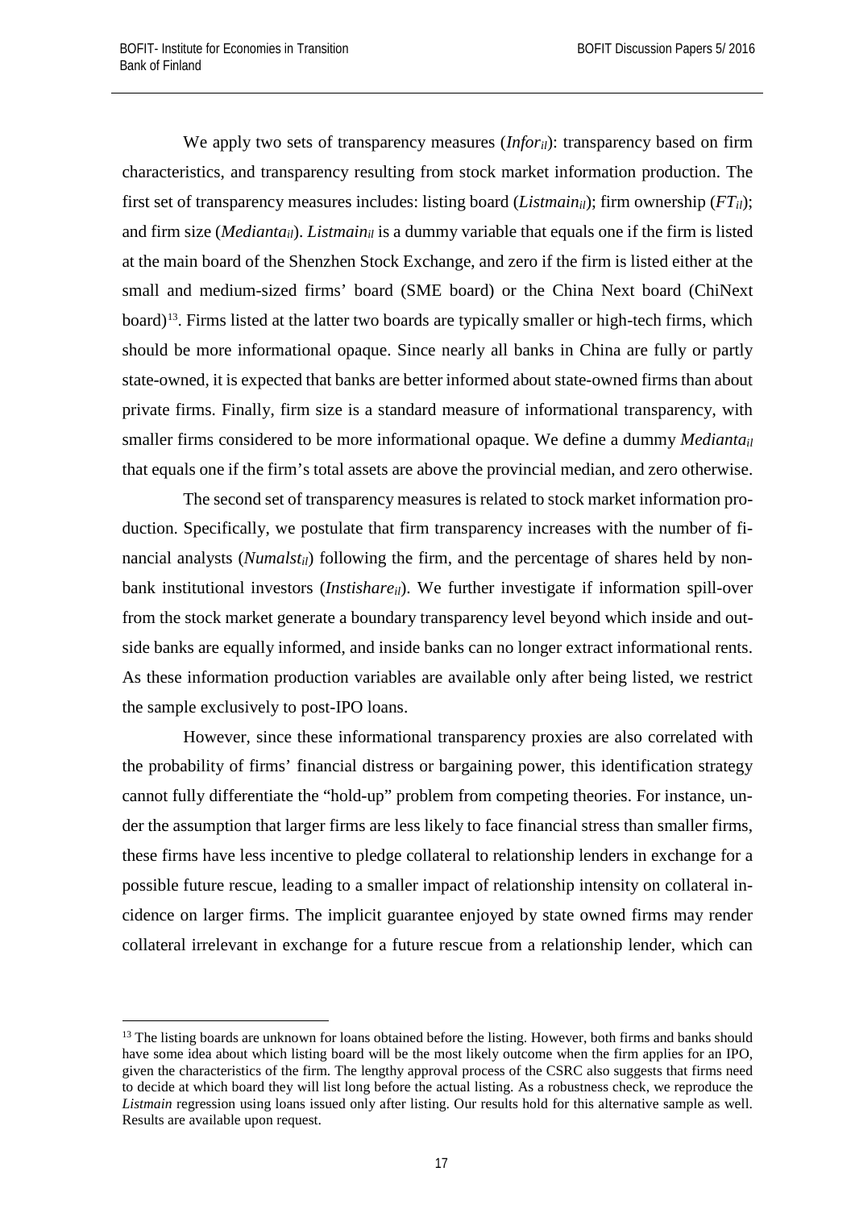We apply two sets of transparency measures ($Infor_{il}$): transparency based on firm characteristics, and transparency resulting from stock market information production. The first set of transparency measures includes: listing board ($Listmain_{il}$); firm ownership ($FT_{il}$); and firm size ($Medianta_{il}$). $Listmain_{il}$ is a dummy variable that equals one if the firm is listed at the main board of the Shenzhen Stock Exchange, and zero if the firm is listed either at the small and medium-sized firms' board (SME board) or the China Next board (ChiNext board)[13]. Firms listed at the latter two boards are typically smaller or high-tech firms, which should be more informational opaque. Since nearly all banks in China are fully or partly state-owned, it is expected that banks are better informed about state-owned firms than about private firms. Finally, firm size is a standard measure of informational transparency, with smaller firms considered to be more informational opaque. We define a dummy $Medianta_{il}$ that equals one if the firm's total assets are above the provincial median, and zero otherwise.

The second set of transparency measures is related to stock market information production. Specifically, we postulate that firm transparency increases with the number of financial analysts ($Numalst_{il}$) following the firm, and the percentage of shares held by non-bank institutional investors ($Instishare_{il}$). We further investigate if information spill-over from the stock market generate a boundary transparency level beyond which inside and outside banks are equally informed, and inside banks can no longer extract informational rents. As these information production variables are available only after being listed, we restrict the sample exclusively to post-IPO loans.

However, since these informational transparency proxies are also correlated with the probability of firms' financial distress or bargaining power, this identification strategy cannot fully differentiate the "hold-up" problem from competing theories. For instance, under the assumption that larger firms are less likely to face financial stress than smaller firms, these firms have less incentive to pledge collateral to relationship lenders in exchange for a possible future rescue, leading to a smaller impact of relationship intensity on collateral incidence on larger firms. The implicit guarantee enjoyed by state owned firms may render collateral irrelevant in exchange for a future rescue from a relationship lender, which can

[13] The listing boards are unknown for loans obtained before the listing. However, both firms and banks should have some idea about which listing board will be the most likely outcome when the firm applies for an IPO, given the characteristics of the firm. The lengthy approval process of the CSRC also suggests that firms need to decide at which board they will list long before the actual listing. As a robustness check, we reproduce the *Listmain* regression using loans issued only after listing. Our results hold for this alternative sample as well. Results are available upon request.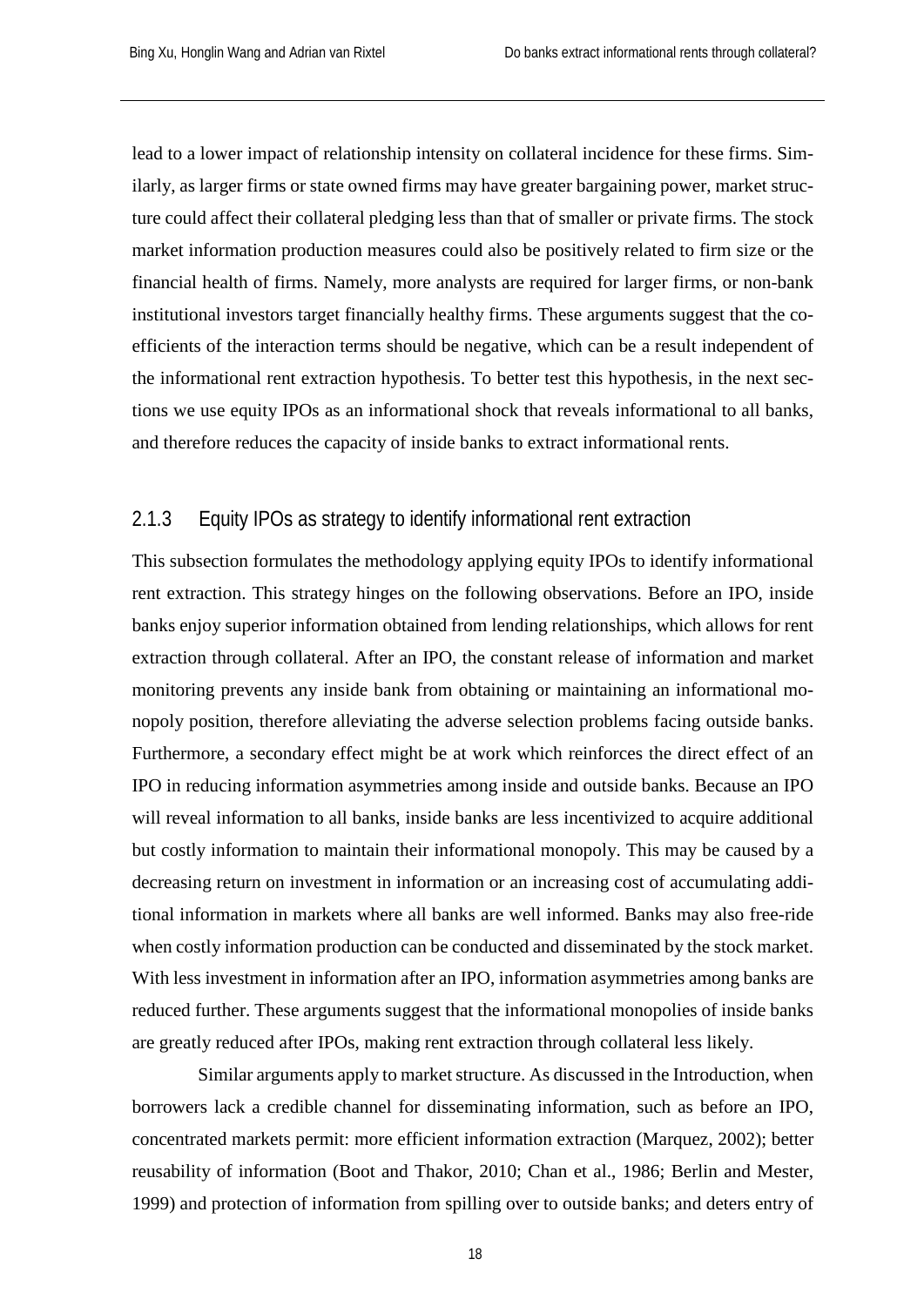lead to a lower impact of relationship intensity on collateral incidence for these firms. Similarly, as larger firms or state owned firms may have greater bargaining power, market structure could affect their collateral pledging less than that of smaller or private firms. The stock market information production measures could also be positively related to firm size or the financial health of firms. Namely, more analysts are required for larger firms, or non-bank institutional investors target financially healthy firms. These arguments suggest that the coefficients of the interaction terms should be negative, which can be a result independent of the informational rent extraction hypothesis. To better test this hypothesis, in the next sections we use equity IPOs as an informational shock that reveals informational to all banks, and therefore reduces the capacity of inside banks to extract informational rents.

### 2.1.3 Equity IPOs as strategy to identify informational rent extraction

This subsection formulates the methodology applying equity IPOs to identify informational rent extraction. This strategy hinges on the following observations. Before an IPO, inside banks enjoy superior information obtained from lending relationships, which allows for rent extraction through collateral. After an IPO, the constant release of information and market monitoring prevents any inside bank from obtaining or maintaining an informational monopoly position, therefore alleviating the adverse selection problems facing outside banks. Furthermore, a secondary effect might be at work which reinforces the direct effect of an IPO in reducing information asymmetries among inside and outside banks. Because an IPO will reveal information to all banks, inside banks are less incentivized to acquire additional but costly information to maintain their informational monopoly. This may be caused by a decreasing return on investment in information or an increasing cost of accumulating additional information in markets where all banks are well informed. Banks may also free-ride when costly information production can be conducted and disseminated by the stock market. With less investment in information after an IPO, information asymmetries among banks are reduced further. These arguments suggest that the informational monopolies of inside banks are greatly reduced after IPOs, making rent extraction through collateral less likely.

Similar arguments apply to market structure. As discussed in the Introduction, when borrowers lack a credible channel for disseminating information, such as before an IPO, concentrated markets permit: more efficient information extraction (Marquez, 2002); better reusability of information (Boot and Thakor, 2010; Chan et al., 1986; Berlin and Mester, 1999) and protection of information from spilling over to outside banks; and deters entry of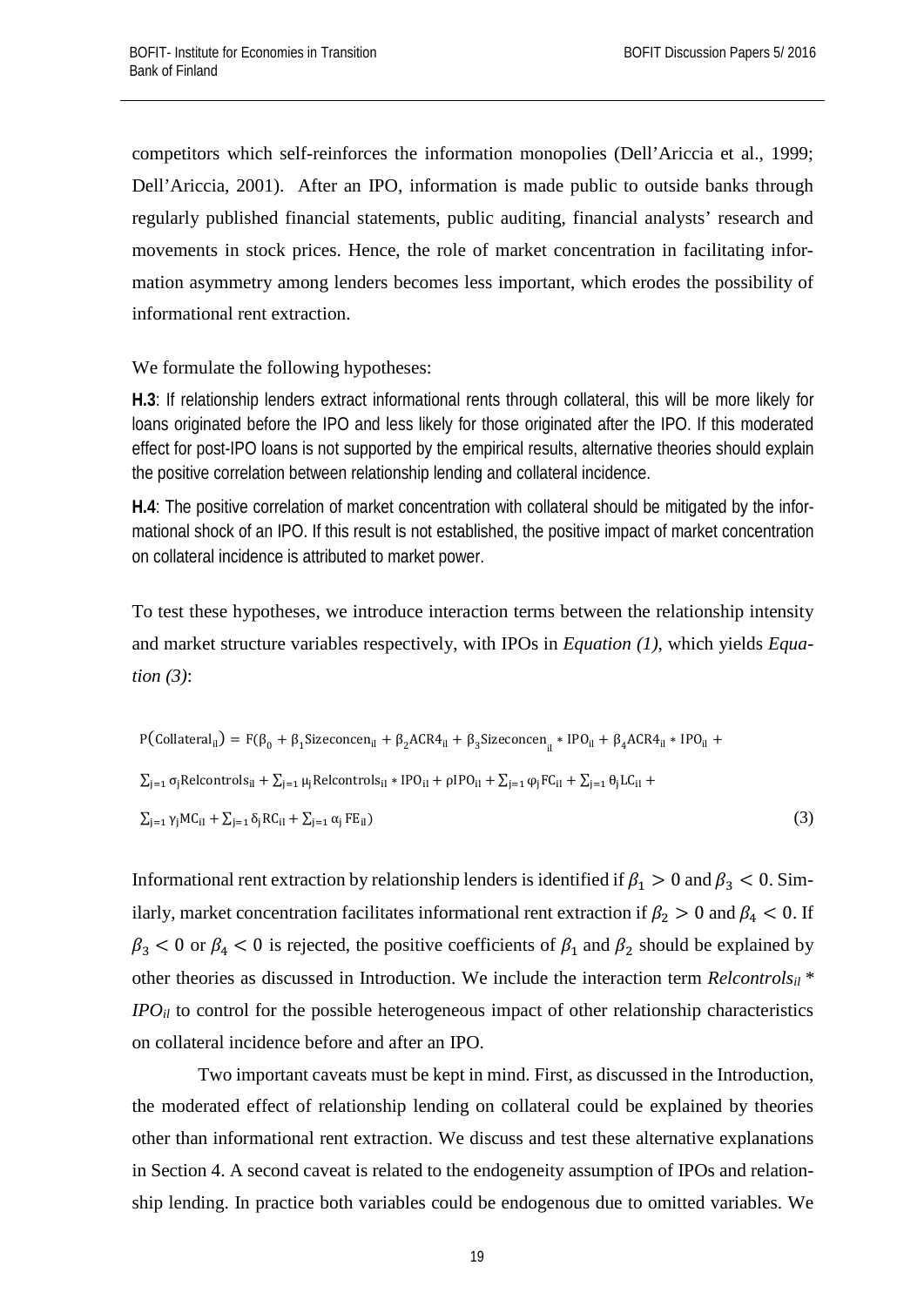competitors which self-reinforces the information monopolies (Dell'Ariccia et al., 1999; Dell'Ariccia, 2001). After an IPO, information is made public to outside banks through regularly published financial statements, public auditing, financial analysts' research and movements in stock prices. Hence, the role of market concentration in facilitating information asymmetry among lenders becomes less important, which erodes the possibility of informational rent extraction.

We formulate the following hypotheses:

**H.3**: If relationship lenders extract informational rents through collateral, this will be more likely for loans originated before the IPO and less likely for those originated after the IPO. If this moderated effect for post-IPO loans is not supported by the empirical results, alternative theories should explain the positive correlation between relationship lending and collateral incidence.

**H.4**: The positive correlation of market concentration with collateral should be mitigated by the informational shock of an IPO. If this result is not established, the positive impact of market concentration on collateral incidence is attributed to market power.

To test these hypotheses, we introduce interaction terms between the relationship intensity and market structure variables respectively, with IPOs in *Equation (1)*, which yields *Equation (3)*:

$$
\begin{aligned}
P(\text{Collateral}_{il}) = {} & F(\beta_0 + \beta_1 \text{Sizeconcen}_{il} + \beta_2 \text{ACR4}_{il} + \beta_3 \text{Sizeconcen}_{il} * \text{IPO}_{il} + \beta_4 \text{ACR4}_{il} * \text{IPO}_{il} + \\
& \textstyle\sum_{j=1} \sigma_j \text{Relcontrols}_{il} + \sum_{j=1} \mu_j \text{Relcontrols}_{il} * \text{IPO}_{il} + \rho \text{IPO}_{il} + \sum_{j=1} \varphi_j \text{FC}_{il} + \sum_{j=1} \theta_j \text{LC}_{il} + \\
& \textstyle\sum_{j=1} \gamma_j \text{MC}_{il} + \sum_{j=1} \delta_j \text{RC}_{il} + \sum_{j=1} \alpha_j \text{FE}_{il}) \qquad (3)
\end{aligned}
$$

Informational rent extraction by relationship lenders is identified if $\beta_1 > 0$ and $\beta_3 < 0$. Similarly, market concentration facilitates informational rent extraction if $\beta_2 > 0$ and $\beta_4 < 0$. If $\beta_3 < 0$ or $\beta_4 < 0$ is rejected, the positive coefficients of $\beta_1$ and $\beta_2$ should be explained by other theories as discussed in Introduction. We include the interaction term *Relcontrols*$_{il}$ * *IPO*$_{il}$ to control for the possible heterogeneous impact of other relationship characteristics on collateral incidence before and after an IPO.

Two important caveats must be kept in mind. First, as discussed in the Introduction, the moderated effect of relationship lending on collateral could be explained by theories other than informational rent extraction. We discuss and test these alternative explanations in Section 4. A second caveat is related to the endogeneity assumption of IPOs and relationship lending. In practice both variables could be endogenous due to omitted variables. We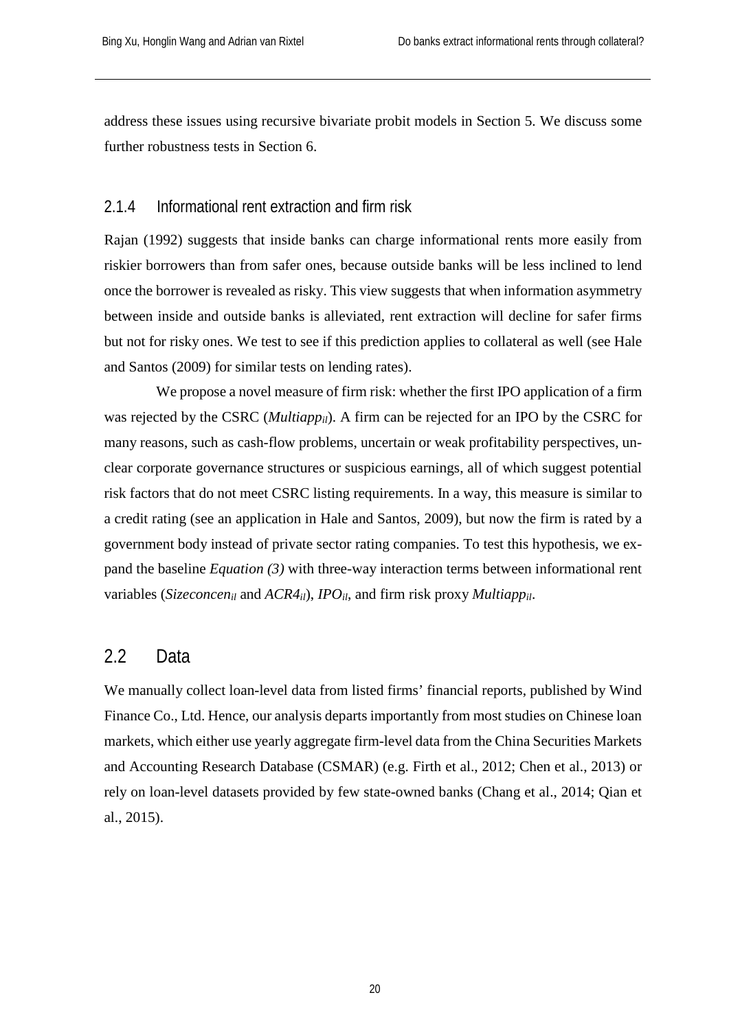address these issues using recursive bivariate probit models in Section 5. We discuss some further robustness tests in Section 6.

### 2.1.4 Informational rent extraction and firm risk

Rajan (1992) suggests that inside banks can charge informational rents more easily from riskier borrowers than from safer ones, because outside banks will be less inclined to lend once the borrower is revealed as risky. This view suggests that when information asymmetry between inside and outside banks is alleviated, rent extraction will decline for safer firms but not for risky ones. We test to see if this prediction applies to collateral as well (see Hale and Santos (2009) for similar tests on lending rates).

We propose a novel measure of firm risk: whether the first IPO application of a firm was rejected by the CSRC ($Multiapp_{il}$). A firm can be rejected for an IPO by the CSRC for many reasons, such as cash-flow problems, uncertain or weak profitability perspectives, unclear corporate governance structures or suspicious earnings, all of which suggest potential risk factors that do not meet CSRC listing requirements. In a way, this measure is similar to a credit rating (see an application in Hale and Santos, 2009), but now the firm is rated by a government body instead of private sector rating companies. To test this hypothesis, we expand the baseline *Equation (3)* with three-way interaction terms between informational rent variables ($Sizeconcen_{il}$ and $ACR4_{il}$), $IPO_{il}$, and firm risk proxy $Multiapp_{il}$.

## 2.2 Data

We manually collect loan-level data from listed firms' financial reports, published by Wind Finance Co., Ltd. Hence, our analysis departs importantly from most studies on Chinese loan markets, which either use yearly aggregate firm-level data from the China Securities Markets and Accounting Research Database (CSMAR) (e.g. Firth et al., 2012; Chen et al., 2013) or rely on loan-level datasets provided by few state-owned banks (Chang et al., 2014; Qian et al., 2015).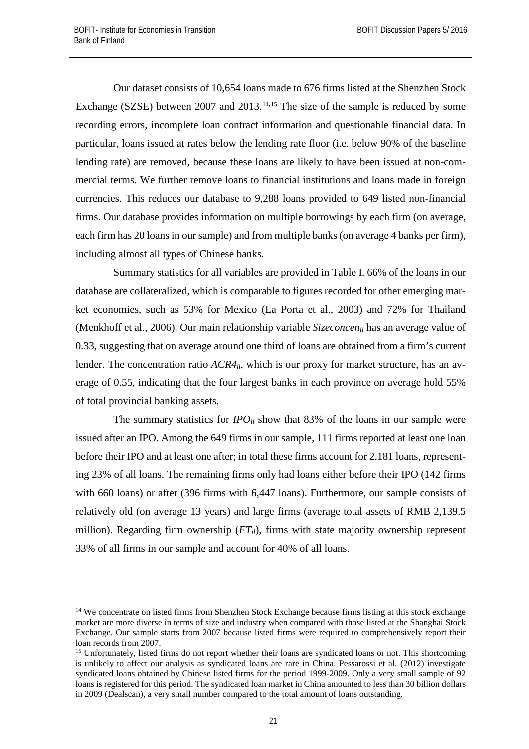Our dataset consists of 10,654 loans made to 676 firms listed at the Shenzhen Stock Exchange (SZSE) between 2007 and 2013.[14,15] The size of the sample is reduced by some recording errors, incomplete loan contract information and questionable financial data. In particular, loans issued at rates below the lending rate floor (i.e. below 90% of the baseline lending rate) are removed, because these loans are likely to have been issued at non-commercial terms. We further remove loans to financial institutions and loans made in foreign currencies. This reduces our database to 9,288 loans provided to 649 listed non-financial firms. Our database provides information on multiple borrowings by each firm (on average, each firm has 20 loans in our sample) and from multiple banks (on average 4 banks per firm), including almost all types of Chinese banks.

Summary statistics for all variables are provided in Table I. 66% of the loans in our database are collateralized, which is comparable to figures recorded for other emerging market economies, such as 53% for Mexico (La Porta et al., 2003) and 72% for Thailand (Menkhoff et al., 2006). Our main relationship variable $Sizeconcen_{il}$ has an average value of 0.33, suggesting that on average around one third of loans are obtained from a firm's current lender. The concentration ratio $ACR4_{il}$, which is our proxy for market structure, has an average of 0.55, indicating that the four largest banks in each province on average hold 55% of total provincial banking assets.

The summary statistics for $IPO_{il}$ show that 83% of the loans in our sample were issued after an IPO. Among the 649 firms in our sample, 111 firms reported at least one loan before their IPO and at least one after; in total these firms account for 2,181 loans, representing 23% of all loans. The remaining firms only had loans either before their IPO (142 firms with 660 loans) or after (396 firms with 6,447 loans). Furthermore, our sample consists of relatively old (on average 13 years) and large firms (average total assets of RMB 2,139.5 million). Regarding firm ownership ($FT_{il}$), firms with state majority ownership represent 33% of all firms in our sample and account for 40% of all loans.

[14] We concentrate on listed firms from Shenzhen Stock Exchange because firms listing at this stock exchange market are more diverse in terms of size and industry when compared with those listed at the Shanghai Stock Exchange. Our sample starts from 2007 because listed firms were required to comprehensively report their loan records from 2007.

[15] Unfortunately, listed firms do not report whether their loans are syndicated loans or not. This shortcoming is unlikely to affect our analysis as syndicated loans are rare in China. Pessarossi et al. (2012) investigate syndicated loans obtained by Chinese listed firms for the period 1999-2009. Only a very small sample of 92 loans is registered for this period. The syndicated loan market in China amounted to less than 30 billion dollars in 2009 (Dealscan), a very small number compared to the total amount of loans outstanding.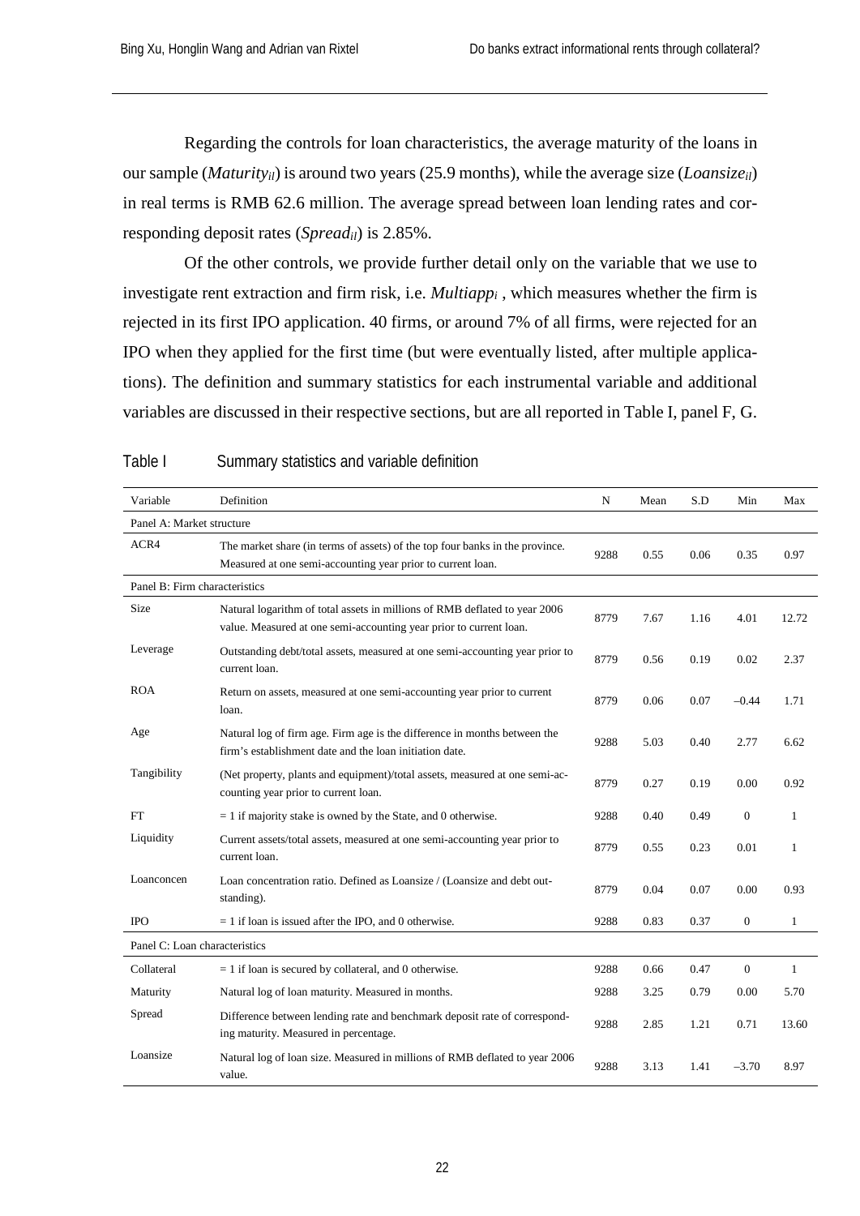Regarding the controls for loan characteristics, the average maturity of the loans in our sample ($Maturity_{il}$) is around two years (25.9 months), while the average size ($Loansize_{il}$) in real terms is RMB 62.6 million. The average spread between loan lending rates and corresponding deposit rates ($Spread_{il}$) is 2.85%.

Of the other controls, we provide further detail only on the variable that we use to investigate rent extraction and firm risk, i.e. $Multiapp_i$ , which measures whether the firm is rejected in its first IPO application. 40 firms, or around 7% of all firms, were rejected for an IPO when they applied for the first time (but were eventually listed, after multiple applications). The definition and summary statistics for each instrumental variable and additional variables are discussed in their respective sections, but are all reported in Table I, panel F, G.

Table I Summary statistics and variable definition

| Variable | Definition | N | Mean | S.D | Min | Max |
|---|---|---|---|---|---|---|
| Panel A: Market structure | | | | | | |
| ACR4 | The market share (in terms of assets) of the top four banks in the province. Measured at one semi-accounting year prior to current loan. | 9288 | 0.55 | 0.06 | 0.35 | 0.97 |
| Panel B: Firm characteristics | | | | | | |
| Size | Natural logarithm of total assets in millions of RMB deflated to year 2006 value. Measured at one semi-accounting year prior to current loan. | 8779 | 7.67 | 1.16 | 4.01 | 12.72 |
| Leverage | Outstanding debt/total assets, measured at one semi-accounting year prior to current loan. | 8779 | 0.56 | 0.19 | 0.02 | 2.37 |
| ROA | Return on assets, measured at one semi-accounting year prior to current loan. | 8779 | 0.06 | 0.07 | –0.44 | 1.71 |
| Age | Natural log of firm age. Firm age is the difference in months between the firm's establishment date and the loan initiation date. | 9288 | 5.03 | 0.40 | 2.77 | 6.62 |
| Tangibility | (Net property, plants and equipment)/total assets, measured at one semi-accounting year prior to current loan. | 8779 | 0.27 | 0.19 | 0.00 | 0.92 |
| FT | = 1 if majority stake is owned by the State, and 0 otherwise. | 9288 | 0.40 | 0.49 | 0 | 1 |
| Liquidity | Current assets/total assets, measured at one semi-accounting year prior to current loan. | 8779 | 0.55 | 0.23 | 0.01 | 1 |
| Loanconcen | Loan concentration ratio. Defined as Loansize / (Loansize and debt outstanding). | 8779 | 0.04 | 0.07 | 0.00 | 0.93 |
| IPO | = 1 if loan is issued after the IPO, and 0 otherwise. | 9288 | 0.83 | 0.37 | 0 | 1 |
| Panel C: Loan characteristics | | | | | | |
| Collateral | = 1 if loan is secured by collateral, and 0 otherwise. | 9288 | 0.66 | 0.47 | 0 | 1 |
| Maturity | Natural log of loan maturity. Measured in months. | 9288 | 3.25 | 0.79 | 0.00 | 5.70 |
| Spread | Difference between lending rate and benchmark deposit rate of corresponding maturity. Measured in percentage. | 9288 | 2.85 | 1.21 | 0.71 | 13.60 |
| Loansize | Natural log of loan size. Measured in millions of RMB deflated to year 2006 value. | 9288 | 3.13 | 1.41 | –3.70 | 8.97 |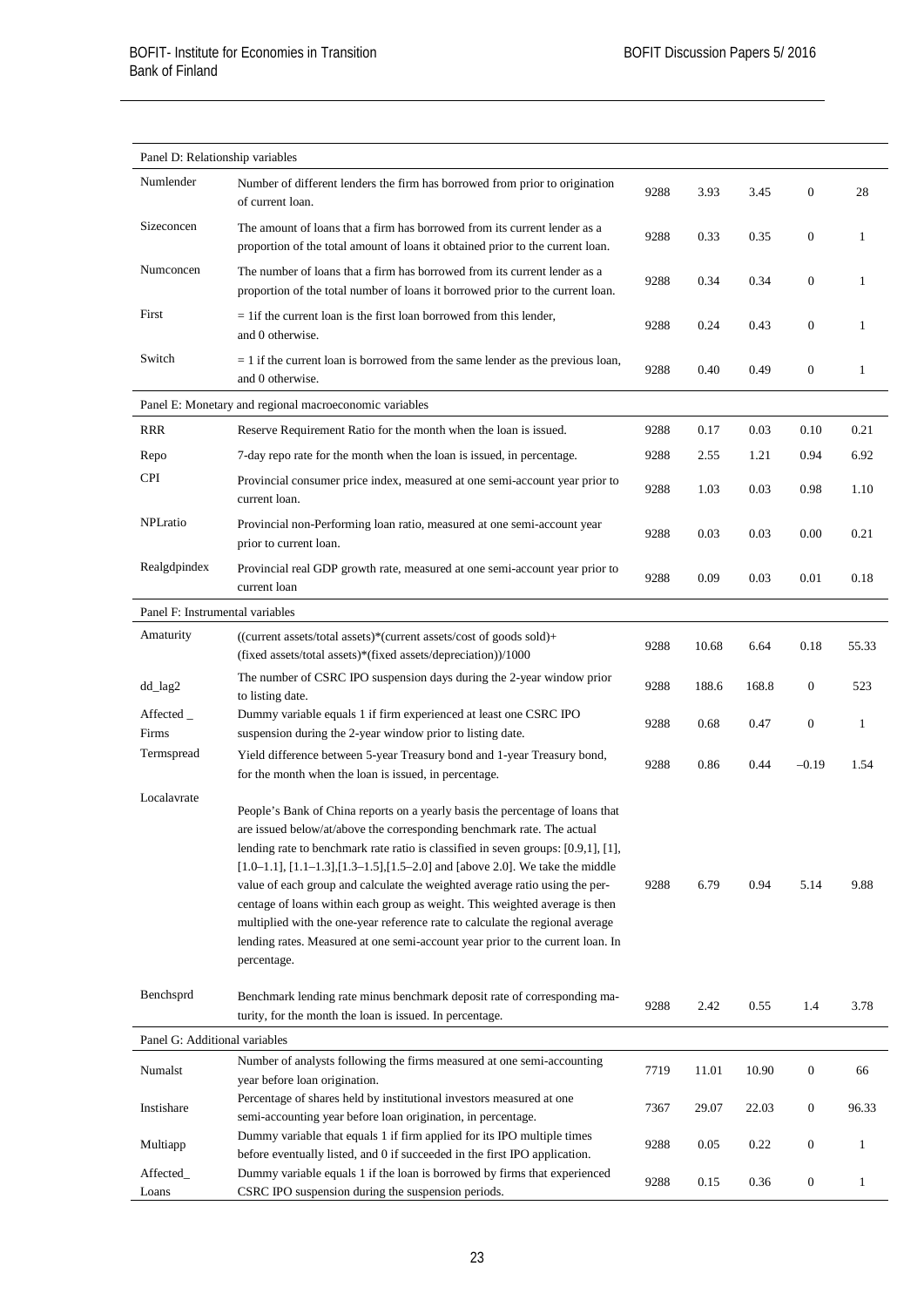| | | | | | | |
|---|---|---|---|---|---|---|
| Panel D: Relationship variables | | | | | | |
| Numlender | Number of different lenders the firm has borrowed from prior to origination of current loan. | 9288 | 3.93 | 3.45 | 0 | 28 |
| Sizeconcen | The amount of loans that a firm has borrowed from its current lender as a proportion of the total amount of loans it obtained prior to the current loan. | 9288 | 0.33 | 0.35 | 0 | 1 |
| Numconcen | The number of loans that a firm has borrowed from its current lender as a proportion of the total number of loans it borrowed prior to the current loan. | 9288 | 0.34 | 0.34 | 0 | 1 |
| First | = 1if the current loan is the first loan borrowed from this lender, and 0 otherwise. | 9288 | 0.24 | 0.43 | 0 | 1 |
| Switch | = 1 if the current loan is borrowed from the same lender as the previous loan, and 0 otherwise. | 9288 | 0.40 | 0.49 | 0 | 1 |
| Panel E: Monetary and regional macroeconomic variables | | | | | | |
| RRR | Reserve Requirement Ratio for the month when the loan is issued. | 9288 | 0.17 | 0.03 | 0.10 | 0.21 |
| Repo | 7-day repo rate for the month when the loan is issued, in percentage. | 9288 | 2.55 | 1.21 | 0.94 | 6.92 |
| CPI | Provincial consumer price index, measured at one semi-account year prior to current loan. | 9288 | 1.03 | 0.03 | 0.98 | 1.10 |
| NPLratio | Provincial non-Performing loan ratio, measured at one semi-account year prior to current loan. | 9288 | 0.03 | 0.03 | 0.00 | 0.21 |
| Realgdpindex | Provincial real GDP growth rate, measured at one semi-account year prior to current loan | 9288 | 0.09 | 0.03 | 0.01 | 0.18 |
| Panel F: Instrumental variables | | | | | | |
| Amaturity | ((current assets/total assets)*(current assets/cost of goods sold)+ (fixed assets/total assets)*(fixed assets/depreciation))/1000 | 9288 | 10.68 | 6.64 | 0.18 | 55.33 |
| dd_lag2 | The number of CSRC IPO suspension days during the 2-year window prior to listing date. | 9288 | 188.6 | 168.8 | 0 | 523 |
| Affected _ Firms | Dummy variable equals 1 if firm experienced at least one CSRC IPO suspension during the 2-year window prior to listing date. | 9288 | 0.68 | 0.47 | 0 | 1 |
| Termspread | Yield difference between 5-year Treasury bond and 1-year Treasury bond, for the month when the loan is issued, in percentage. | 9288 | 0.86 | 0.44 | –0.19 | 1.54 |
| Localavrate | People's Bank of China reports on a yearly basis the percentage of loans that are issued below/at/above the corresponding benchmark rate. The actual lending rate to benchmark rate ratio is classified in seven groups: [0.9,1], [1], [1.0–1.1], [1.1–1.3],[1.3–1.5],[1.5–2.0] and [above 2.0]. We take the middle value of each group and calculate the weighted average ratio using the percentage of loans within each group as weight. This weighted average is then multiplied with the one-year reference rate to calculate the regional average lending rates. Measured at one semi-account year prior to the current loan. In percentage. | 9288 | 6.79 | 0.94 | 5.14 | 9.88 |
| Benchsprd | Benchmark lending rate minus benchmark deposit rate of corresponding maturity, for the month the loan is issued. In percentage. | 9288 | 2.42 | 0.55 | 1.4 | 3.78 |
| Panel G: Additional variables | | | | | | |
| Numalst | Number of analysts following the firms measured at one semi-accounting year before loan origination. | 7719 | 11.01 | 10.90 | 0 | 66 |
| Instishare | Percentage of shares held by institutional investors measured at one semi-accounting year before loan origination, in percentage. | 7367 | 29.07 | 22.03 | 0 | 96.33 |
| Multiapp | Dummy variable that equals 1 if firm applied for its IPO multiple times before eventually listed, and 0 if succeeded in the first IPO application. | 9288 | 0.05 | 0.22 | 0 | 1 |
| Affected_ Loans | Dummy variable equals 1 if the loan is borrowed by firms that experienced CSRC IPO suspension during the suspension periods. | 9288 | 0.15 | 0.36 | 0 | 1 |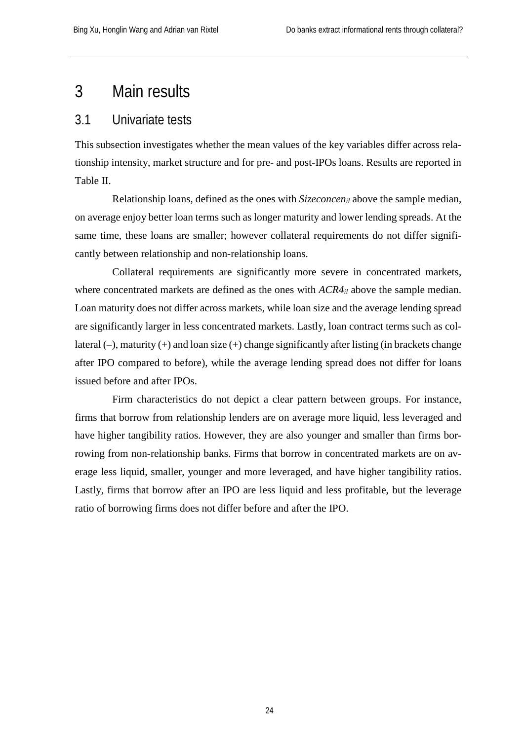# 3 Main results

## 3.1 Univariate tests

This subsection investigates whether the mean values of the key variables differ across relationship intensity, market structure and for pre- and post-IPOs loans. Results are reported in Table II.

Relationship loans, defined as the ones with $Sizeconcen_{il}$ above the sample median, on average enjoy better loan terms such as longer maturity and lower lending spreads. At the same time, these loans are smaller; however collateral requirements do not differ significantly between relationship and non-relationship loans.

Collateral requirements are significantly more severe in concentrated markets, where concentrated markets are defined as the ones with $ACR4_{il}$ above the sample median. Loan maturity does not differ across markets, while loan size and the average lending spread are significantly larger in less concentrated markets. Lastly, loan contract terms such as collateral (–), maturity (+) and loan size (+) change significantly after listing (in brackets change after IPO compared to before), while the average lending spread does not differ for loans issued before and after IPOs.

Firm characteristics do not depict a clear pattern between groups. For instance, firms that borrow from relationship lenders are on average more liquid, less leveraged and have higher tangibility ratios. However, they are also younger and smaller than firms borrowing from non-relationship banks. Firms that borrow in concentrated markets are on average less liquid, smaller, younger and more leveraged, and have higher tangibility ratios. Lastly, firms that borrow after an IPO are less liquid and less profitable, but the leverage ratio of borrowing firms does not differ before and after the IPO.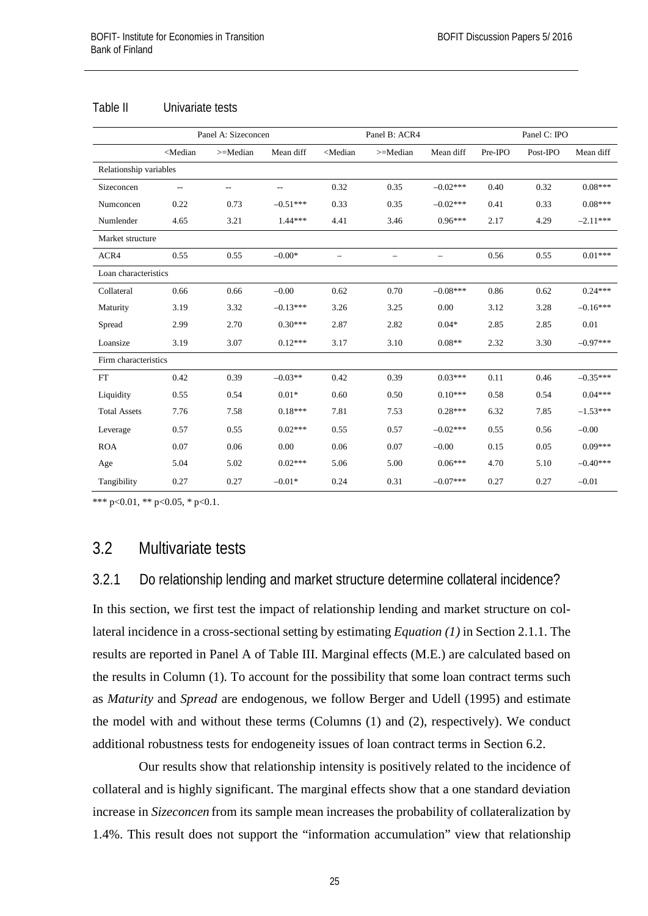Table II Univariate tests

| | Panel A: Sizeconcen | | | Panel B: ACR4 | | | Panel C: IPO | | |
|---|---|---|---|---|---|---|---|---|---|
| | <Median | >=Median | Mean diff | <Median | >=Median | Mean diff | Pre-IPO | Post-IPO | Mean diff |
| Relationship variables | | | | | | | | | |
| Sizeconcen | -- | -- | -- | 0.32 | 0.35 | −0.02*** | 0.40 | 0.32 | 0.08*** |
| Numconcen | 0.22 | 0.73 | −0.51*** | 0.33 | 0.35 | −0.02*** | 0.41 | 0.33 | 0.08*** |
| Numlender | 4.65 | 3.21 | 1.44*** | 4.41 | 3.46 | 0.96*** | 2.17 | 4.29 | −2.11*** |
| Market structure | | | | | | | | | |
| ACR4 | 0.55 | 0.55 | −0.00* | – | – | – | 0.56 | 0.55 | 0.01*** |
| Loan characteristics | | | | | | | | | |
| Collateral | 0.66 | 0.66 | −0.00 | 0.62 | 0.70 | −0.08*** | 0.86 | 0.62 | 0.24*** |
| Maturity | 3.19 | 3.32 | −0.13*** | 3.26 | 3.25 | 0.00 | 3.12 | 3.28 | −0.16*** |
| Spread | 2.99 | 2.70 | 0.30*** | 2.87 | 2.82 | 0.04* | 2.85 | 2.85 | 0.01 |
| Loansize | 3.19 | 3.07 | 0.12*** | 3.17 | 3.10 | 0.08** | 2.32 | 3.30 | −0.97*** |
| Firm characteristics | | | | | | | | | |
| FT | 0.42 | 0.39 | −0.03** | 0.42 | 0.39 | 0.03*** | 0.11 | 0.46 | −0.35*** |
| Liquidity | 0.55 | 0.54 | 0.01* | 0.60 | 0.50 | 0.10*** | 0.58 | 0.54 | 0.04*** |
| Total Assets | 7.76 | 7.58 | 0.18*** | 7.81 | 7.53 | 0.28*** | 6.32 | 7.85 | −1.53*** |
| Leverage | 0.57 | 0.55 | 0.02*** | 0.55 | 0.57 | −0.02*** | 0.55 | 0.56 | −0.00 |
| ROA | 0.07 | 0.06 | 0.00 | 0.06 | 0.07 | −0.00 | 0.15 | 0.05 | 0.09*** |
| Age | 5.04 | 5.02 | 0.02*** | 5.06 | 5.00 | 0.06*** | 4.70 | 5.10 | −0.40*** |
| Tangibility | 0.27 | 0.27 | −0.01* | 0.24 | 0.31 | −0.07*** | 0.27 | 0.27 | −0.01 |

*** p<0.01, ** p<0.05, * p<0.1.

## 3.2 Multivariate tests

### 3.2.1 Do relationship lending and market structure determine collateral incidence?

In this section, we first test the impact of relationship lending and market structure on collateral incidence in a cross-sectional setting by estimating *Equation (1)* in Section 2.1.1. The results are reported in Panel A of Table III. Marginal effects (M.E.) are calculated based on the results in Column (1). To account for the possibility that some loan contract terms such as *Maturity* and *Spread* are endogenous, we follow Berger and Udell (1995) and estimate the model with and without these terms (Columns (1) and (2), respectively). We conduct additional robustness tests for endogeneity issues of loan contract terms in Section 6.2.

Our results show that relationship intensity is positively related to the incidence of collateral and is highly significant. The marginal effects show that a one standard deviation increase in *Sizeconcen* from its sample mean increases the probability of collateralization by 1.4%. This result does not support the "information accumulation" view that relationship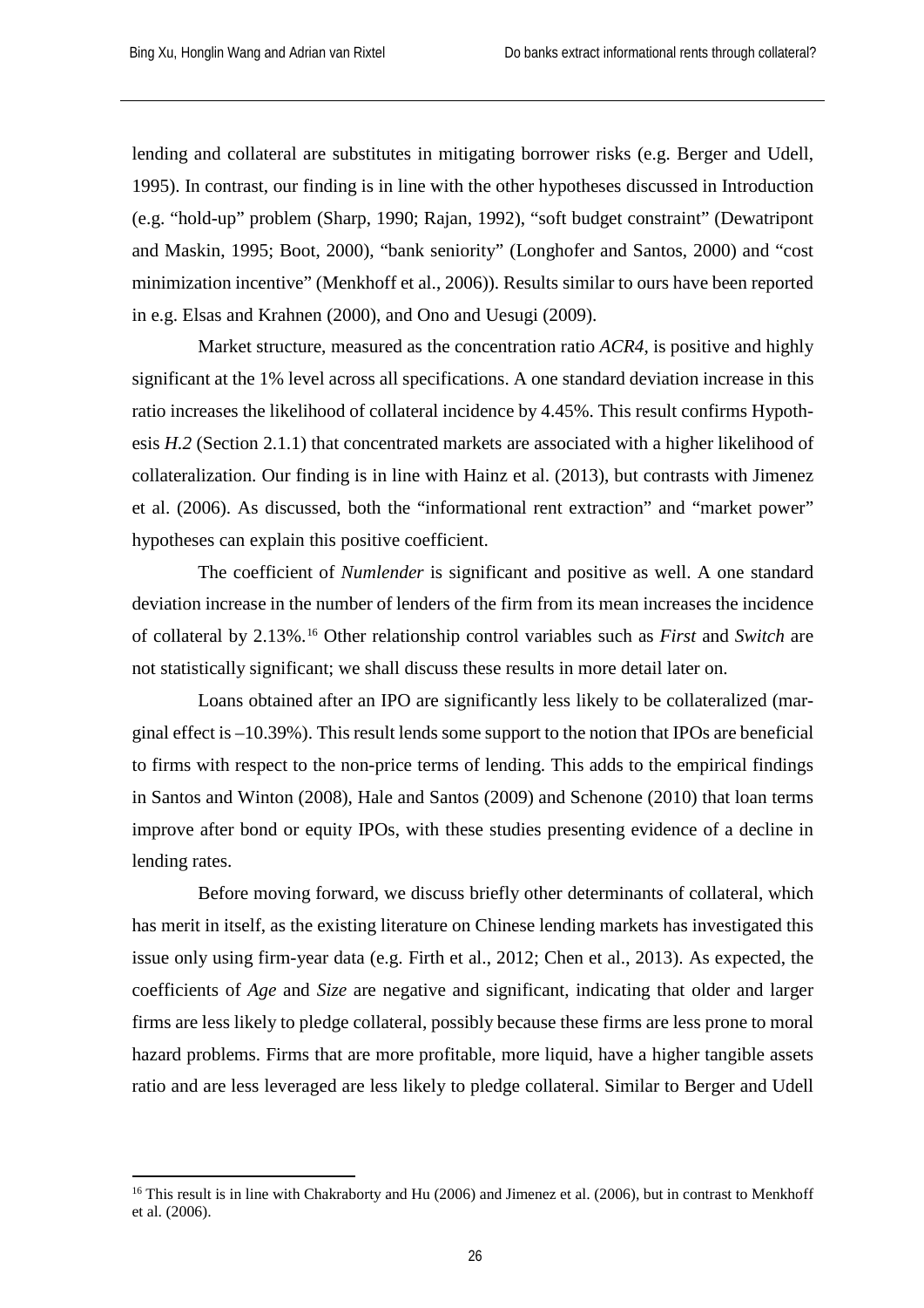lending and collateral are substitutes in mitigating borrower risks (e.g. Berger and Udell, 1995). In contrast, our finding is in line with the other hypotheses discussed in Introduction (e.g. "hold-up" problem (Sharp, 1990; Rajan, 1992), "soft budget constraint" (Dewatripont and Maskin, 1995; Boot, 2000), "bank seniority" (Longhofer and Santos, 2000) and "cost minimization incentive" (Menkhoff et al., 2006)). Results similar to ours have been reported in e.g. Elsas and Krahnen (2000), and Ono and Uesugi (2009).

Market structure, measured as the concentration ratio *ACR4*, is positive and highly significant at the 1% level across all specifications. A one standard deviation increase in this ratio increases the likelihood of collateral incidence by 4.45%. This result confirms Hypothesis *H.2* (Section 2.1.1) that concentrated markets are associated with a higher likelihood of collateralization. Our finding is in line with Hainz et al. (2013), but contrasts with Jimenez et al. (2006). As discussed, both the "informational rent extraction" and "market power" hypotheses can explain this positive coefficient.

The coefficient of *Numlender* is significant and positive as well. A one standard deviation increase in the number of lenders of the firm from its mean increases the incidence of collateral by 2.13%.[16] Other relationship control variables such as *First* and *Switch* are not statistically significant; we shall discuss these results in more detail later on.

Loans obtained after an IPO are significantly less likely to be collateralized (marginal effect is –10.39%). This result lends some support to the notion that IPOs are beneficial to firms with respect to the non-price terms of lending. This adds to the empirical findings in Santos and Winton (2008), Hale and Santos (2009) and Schenone (2010) that loan terms improve after bond or equity IPOs, with these studies presenting evidence of a decline in lending rates.

Before moving forward, we discuss briefly other determinants of collateral, which has merit in itself, as the existing literature on Chinese lending markets has investigated this issue only using firm-year data (e.g. Firth et al., 2012; Chen et al., 2013). As expected, the coefficients of *Age* and *Size* are negative and significant, indicating that older and larger firms are less likely to pledge collateral, possibly because these firms are less prone to moral hazard problems. Firms that are more profitable, more liquid, have a higher tangible assets ratio and are less leveraged are less likely to pledge collateral. Similar to Berger and Udell

[16] This result is in line with Chakraborty and Hu (2006) and Jimenez et al. (2006), but in contrast to Menkhoff et al. (2006).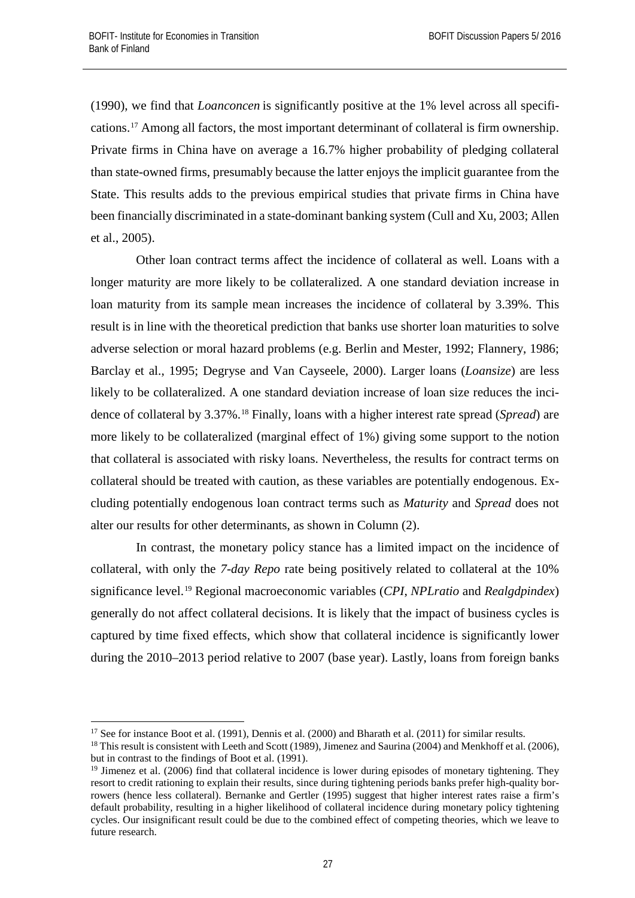(1990), we find that *Loanconcen* is significantly positive at the 1% level across all specifications.[17] Among all factors, the most important determinant of collateral is firm ownership. Private firms in China have on average a 16.7% higher probability of pledging collateral than state-owned firms, presumably because the latter enjoys the implicit guarantee from the State. This results adds to the previous empirical studies that private firms in China have been financially discriminated in a state-dominant banking system (Cull and Xu, 2003; Allen et al., 2005).

Other loan contract terms affect the incidence of collateral as well. Loans with a longer maturity are more likely to be collateralized. A one standard deviation increase in loan maturity from its sample mean increases the incidence of collateral by 3.39%. This result is in line with the theoretical prediction that banks use shorter loan maturities to solve adverse selection or moral hazard problems (e.g. Berlin and Mester, 1992; Flannery, 1986; Barclay et al., 1995; Degryse and Van Cayseele, 2000). Larger loans (*Loansize*) are less likely to be collateralized. A one standard deviation increase of loan size reduces the incidence of collateral by 3.37%.[18] Finally, loans with a higher interest rate spread (*Spread*) are more likely to be collateralized (marginal effect of 1%) giving some support to the notion that collateral is associated with risky loans. Nevertheless, the results for contract terms on collateral should be treated with caution, as these variables are potentially endogenous. Excluding potentially endogenous loan contract terms such as *Maturity* and *Spread* does not alter our results for other determinants, as shown in Column (2).

In contrast, the monetary policy stance has a limited impact on the incidence of collateral, with only the *7-day Repo* rate being positively related to collateral at the 10% significance level.[19] Regional macroeconomic variables (*CPI*, *NPLratio* and *Realgdpindex*) generally do not affect collateral decisions. It is likely that the impact of business cycles is captured by time fixed effects, which show that collateral incidence is significantly lower during the 2010–2013 period relative to 2007 (base year). Lastly, loans from foreign banks

---

[17] See for instance Boot et al. (1991), Dennis et al. (2000) and Bharath et al. (2011) for similar results.

[18] This result is consistent with Leeth and Scott (1989), Jimenez and Saurina (2004) and Menkhoff et al. (2006), but in contrast to the findings of Boot et al. (1991).

[19] Jimenez et al. (2006) find that collateral incidence is lower during episodes of monetary tightening. They resort to credit rationing to explain their results, since during tightening periods banks prefer high-quality borrowers (hence less collateral). Bernanke and Gertler (1995) suggest that higher interest rates raise a firm's default probability, resulting in a higher likelihood of collateral incidence during monetary policy tightening cycles. Our insignificant result could be due to the combined effect of competing theories, which we leave to future research.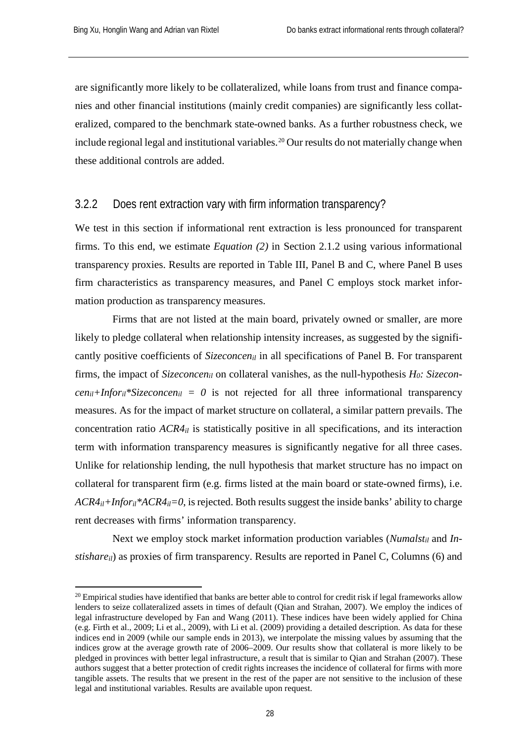are significantly more likely to be collateralized, while loans from trust and finance companies and other financial institutions (mainly credit companies) are significantly less collateralized, compared to the benchmark state-owned banks. As a further robustness check, we include regional legal and institutional variables.[20] Our results do not materially change when these additional controls are added.

### 3.2.2 Does rent extraction vary with firm information transparency?

We test in this section if informational rent extraction is less pronounced for transparent firms. To this end, we estimate *Equation (2)* in Section 2.1.2 using various informational transparency proxies. Results are reported in Table III, Panel B and C, where Panel B uses firm characteristics as transparency measures, and Panel C employs stock market information production as transparency measures.

Firms that are not listed at the main board, privately owned or smaller, are more likely to pledge collateral when relationship intensity increases, as suggested by the significantly positive coefficients of $Sizeconcen_{il}$ in all specifications of Panel B. For transparent firms, the impact of $Sizeconcen_{il}$ on collateral vanishes, as the null-hypothesis $H_0$: $Sizeconcen_{il}+Infor_{il}*Sizeconcen_{il} = 0$ is not rejected for all three informational transparency measures. As for the impact of market structure on collateral, a similar pattern prevails. The concentration ratio $ACR4_{il}$ is statistically positive in all specifications, and its interaction term with information transparency measures is significantly negative for all three cases. Unlike for relationship lending, the null hypothesis that market structure has no impact on collateral for transparent firm (e.g. firms listed at the main board or state-owned firms), i.e. $ACR4_{il}+Infor_{il}*ACR4_{il}=0$, is rejected. Both results suggest the inside banks' ability to charge rent decreases with firms' information transparency.

Next we employ stock market information production variables ($Numalst_{il}$ and $Instishare_{il}$) as proxies of firm transparency. Results are reported in Panel C, Columns (6) and

---

[20] Empirical studies have identified that banks are better able to control for credit risk if legal frameworks allow lenders to seize collateralized assets in times of default (Qian and Strahan, 2007). We employ the indices of legal infrastructure developed by Fan and Wang (2011). These indices have been widely applied for China (e.g. Firth et al., 2009; Li et al., 2009), with Li et al. (2009) providing a detailed description. As data for these indices end in 2009 (while our sample ends in 2013), we interpolate the missing values by assuming that the indices grow at the average growth rate of 2006–2009. Our results show that collateral is more likely to be pledged in provinces with better legal infrastructure, a result that is similar to Qian and Strahan (2007). These authors suggest that a better protection of credit rights increases the incidence of collateral for firms with more tangible assets. The results that we present in the rest of the paper are not sensitive to the inclusion of these legal and institutional variables. Results are available upon request.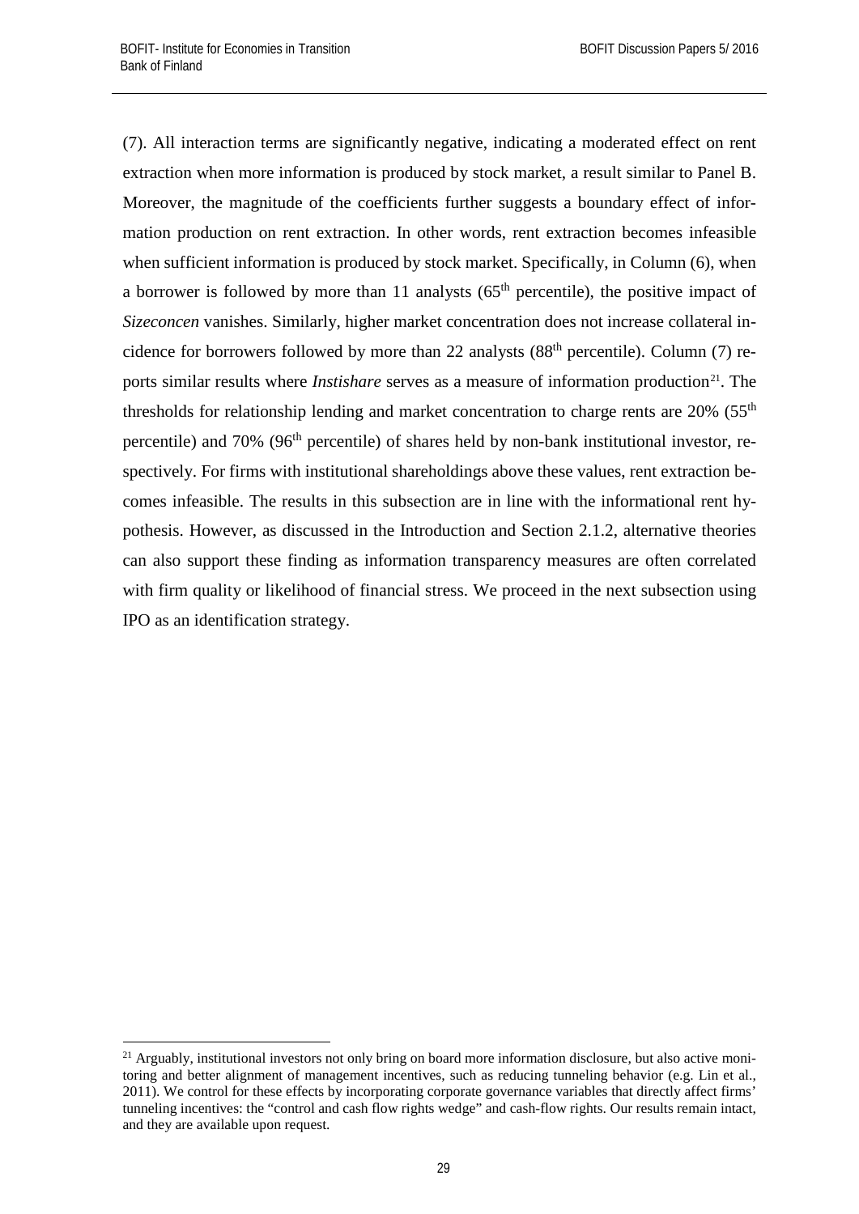(7). All interaction terms are significantly negative, indicating a moderated effect on rent extraction when more information is produced by stock market, a result similar to Panel B. Moreover, the magnitude of the coefficients further suggests a boundary effect of information production on rent extraction. In other words, rent extraction becomes infeasible when sufficient information is produced by stock market. Specifically, in Column (6), when a borrower is followed by more than 11 analysts (65th percentile), the positive impact of *Sizeconcen* vanishes. Similarly, higher market concentration does not increase collateral incidence for borrowers followed by more than 22 analysts (88th percentile). Column (7) reports similar results where *Instishare* serves as a measure of information production[21]. The thresholds for relationship lending and market concentration to charge rents are 20% (55th percentile) and 70% (96th percentile) of shares held by non-bank institutional investor, respectively. For firms with institutional shareholdings above these values, rent extraction becomes infeasible. The results in this subsection are in line with the informational rent hypothesis. However, as discussed in the Introduction and Section 2.1.2, alternative theories can also support these finding as information transparency measures are often correlated with firm quality or likelihood of financial stress. We proceed in the next subsection using IPO as an identification strategy.

[21] Arguably, institutional investors not only bring on board more information disclosure, but also active monitoring and better alignment of management incentives, such as reducing tunneling behavior (e.g. Lin et al., 2011). We control for these effects by incorporating corporate governance variables that directly affect firms' tunneling incentives: the "control and cash flow rights wedge" and cash-flow rights. Our results remain intact, and they are available upon request.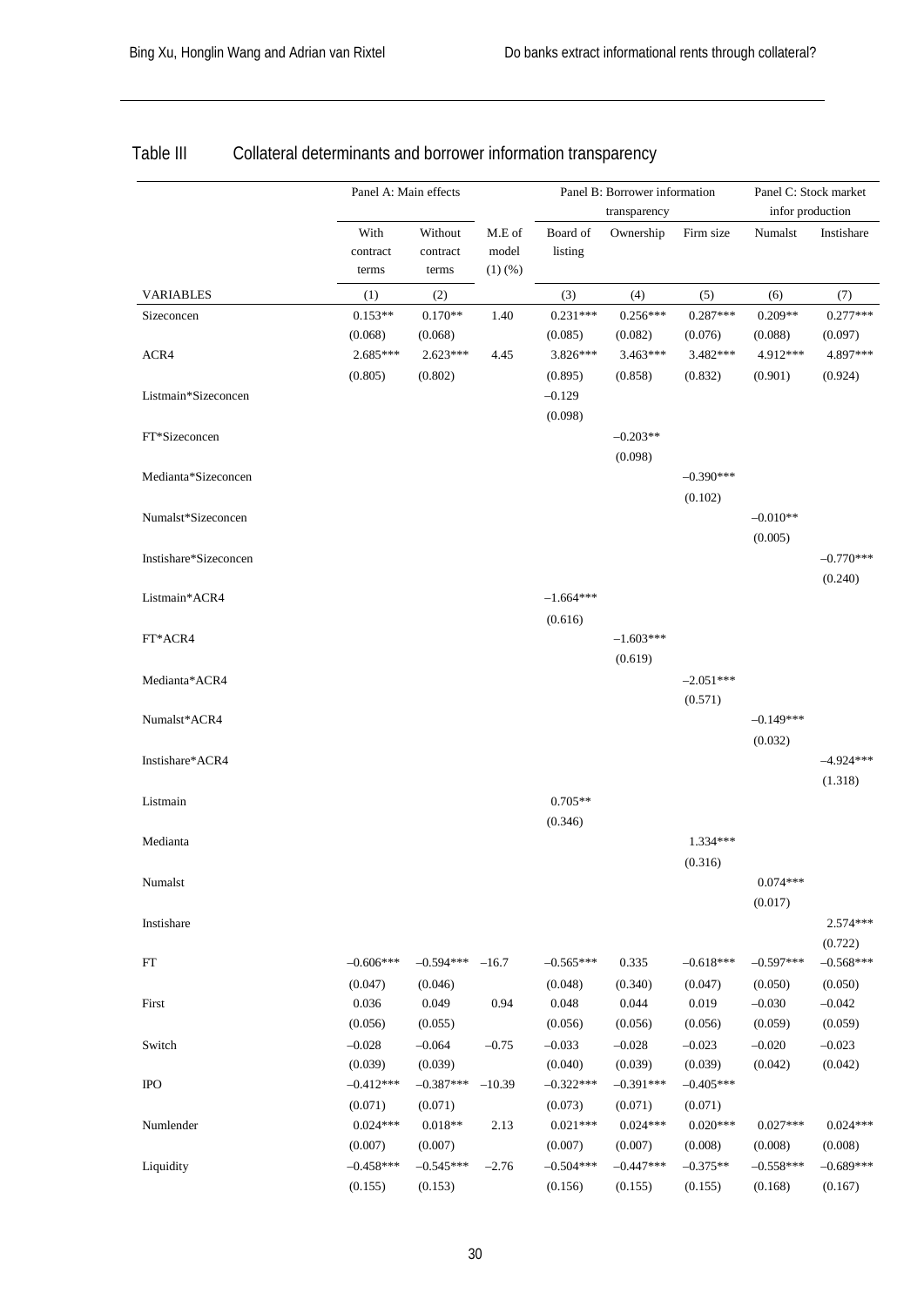## Table III Collateral determinants and borrower information transparency

| | Panel A: Main effects | | | Panel B: Borrower information transparency | | | Panel C: Stock market infor production | |
|---|---|---|---|---|---|---|---|---|
| | With contract terms | Without contract terms | M.E of model (1) (%) | Board of listing | Ownership | Firm size | Numalst | Instishare |
| VARIABLES | (1) | (2) | | (3) | (4) | (5) | (6) | (7) |
| Sizeconcen | 0.153** | 0.170** | 1.40 | 0.231*** | 0.256*** | 0.287*** | 0.209** | 0.277*** |
| | (0.068) | (0.068) | | (0.085) | (0.082) | (0.076) | (0.088) | (0.097) |
| ACR4 | 2.685*** | 2.623*** | 4.45 | 3.826*** | 3.463*** | 3.482*** | 4.912*** | 4.897*** |
| | (0.805) | (0.802) | | (0.895) | (0.858) | (0.832) | (0.901) | (0.924) |
| Listmain*Sizeconcen | | | | –0.129 | | | | |
| | | | | (0.098) | | | | |
| FT*Sizeconcen | | | | | –0.203** | | | |
| | | | | | (0.098) | | | |
| Medianta*Sizeconcen | | | | | | –0.390*** | | |
| | | | | | | (0.102) | | |
| Numalst*Sizeconcen | | | | | | | –0.010** | |
| | | | | | | | (0.005) | |
| Instishare*Sizeconcen | | | | | | | | –0.770*** |
| | | | | | | | | (0.240) |
| Listmain*ACR4 | | | | –1.664*** | | | | |
| | | | | (0.616) | | | | |
| FT*ACR4 | | | | | –1.603*** | | | |
| | | | | | (0.619) | | | |
| Medianta*ACR4 | | | | | | –2.051*** | | |
| | | | | | | (0.571) | | |
| Numalst*ACR4 | | | | | | | –0.149*** | |
| | | | | | | | (0.032) | |
| Instishare*ACR4 | | | | | | | | –4.924*** |
| | | | | | | | | (1.318) |
| Listmain | | | | 0.705** | | | | |
| | | | | (0.346) | | | | |
| Medianta | | | | | | 1.334*** | | |
| | | | | | | (0.316) | | |
| Numalst | | | | | | | 0.074*** | |
| | | | | | | | (0.017) | |
| Instishare | | | | | | | | 2.574*** |
| | | | | | | | | (0.722) |
| FT | –0.606*** | –0.594*** | –16.7 | –0.565*** | 0.335 | –0.618*** | –0.597*** | –0.568*** |
| | (0.047) | (0.046) | | (0.048) | (0.340) | (0.047) | (0.050) | (0.050) |
| First | 0.036 | 0.049 | 0.94 | 0.048 | 0.044 | 0.019 | –0.030 | –0.042 |
| | (0.056) | (0.055) | | (0.056) | (0.056) | (0.056) | (0.059) | (0.059) |
| Switch | –0.028 | –0.064 | –0.75 | –0.033 | –0.028 | –0.023 | –0.020 | –0.023 |
| | (0.039) | (0.039) | | (0.040) | (0.039) | (0.039) | (0.042) | (0.042) |
| IPO | –0.412*** | –0.387*** | –10.39 | –0.322*** | –0.391*** | –0.405*** | | |
| | (0.071) | (0.071) | | (0.073) | (0.071) | (0.071) | | |
| Numlender | 0.024*** | 0.018** | 2.13 | 0.021*** | 0.024*** | 0.020*** | 0.027*** | 0.024*** |
| | (0.007) | (0.007) | | (0.007) | (0.007) | (0.008) | (0.008) | (0.008) |
| Liquidity | –0.458*** | –0.545*** | –2.76 | –0.504*** | –0.447*** | –0.375** | –0.558*** | –0.689*** |
| | (0.155) | (0.153) | | (0.156) | (0.155) | (0.155) | (0.168) | (0.167) |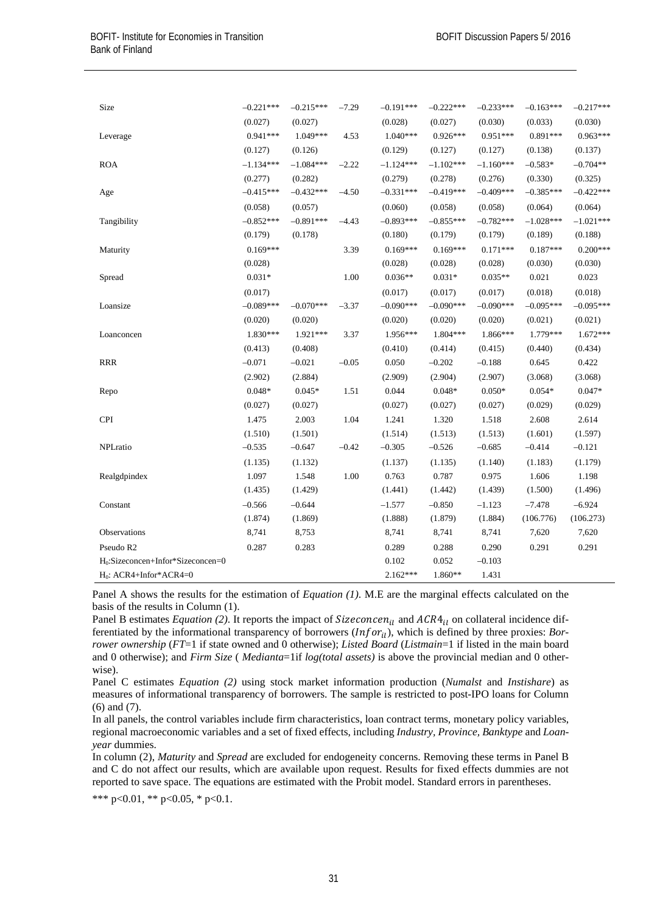| | | | | | | | | |
|---|---|---|---|---|---|---|---|---|
| Size | −0.221*** | −0.215*** | −7.29 | −0.191*** | −0.222*** | −0.233*** | −0.163*** | −0.217*** |
| | (0.027) | (0.027) | | (0.028) | (0.027) | (0.030) | (0.033) | (0.030) |
| Leverage | 0.941*** | 1.049*** | 4.53 | 1.040*** | 0.926*** | 0.951*** | 0.891*** | 0.963*** |
| | (0.127) | (0.126) | | (0.129) | (0.127) | (0.127) | (0.138) | (0.137) |
| ROA | −1.134*** | −1.084*** | −2.22 | −1.124*** | −1.102*** | −1.160*** | −0.583* | −0.704** |
| | (0.277) | (0.282) | | (0.279) | (0.278) | (0.276) | (0.330) | (0.325) |
| Age | −0.415*** | −0.432*** | −4.50 | −0.331*** | −0.419*** | −0.409*** | −0.385*** | −0.422*** |
| | (0.058) | (0.057) | | (0.060) | (0.058) | (0.058) | (0.064) | (0.064) |
| Tangibility | −0.852*** | −0.891*** | −4.43 | −0.893*** | −0.855*** | −0.782*** | −1.028*** | −1.021*** |
| | (0.179) | (0.178) | | (0.180) | (0.179) | (0.179) | (0.189) | (0.188) |
| Maturity | 0.169*** | | 3.39 | 0.169*** | 0.169*** | 0.171*** | 0.187*** | 0.200*** |
| | (0.028) | | | (0.028) | (0.028) | (0.028) | (0.030) | (0.030) |
| Spread | 0.031* | | 1.00 | 0.036** | 0.031* | 0.035** | 0.021 | 0.023 |
| | (0.017) | | | (0.017) | (0.017) | (0.017) | (0.018) | (0.018) |
| Loansize | −0.089*** | −0.070*** | −3.37 | −0.090*** | −0.090*** | −0.090*** | −0.095*** | −0.095*** |
| | (0.020) | (0.020) | | (0.020) | (0.020) | (0.020) | (0.021) | (0.021) |
| Loanconcen | 1.830*** | 1.921*** | 3.37 | 1.956*** | 1.804*** | 1.866*** | 1.779*** | 1.672*** |
| | (0.413) | (0.408) | | (0.410) | (0.414) | (0.415) | (0.440) | (0.434) |
| RRR | −0.071 | −0.021 | −0.05 | 0.050 | −0.202 | −0.188 | 0.645 | 0.422 |
| | (2.902) | (2.884) | | (2.909) | (2.904) | (2.907) | (3.068) | (3.068) |
| Repo | 0.048* | 0.045* | 1.51 | 0.044 | 0.048* | 0.050* | 0.054* | 0.047* |
| | (0.027) | (0.027) | | (0.027) | (0.027) | (0.027) | (0.029) | (0.029) |
| CPI | 1.475 | 2.003 | 1.04 | 1.241 | 1.320 | 1.518 | 2.608 | 2.614 |
| | (1.510) | (1.501) | | (1.514) | (1.513) | (1.513) | (1.601) | (1.597) |
| NPLratio | −0.535 | −0.647 | −0.42 | −0.305 | −0.526 | −0.685 | −0.414 | −0.121 |
| | (1.135) | (1.132) | | (1.137) | (1.135) | (1.140) | (1.183) | (1.179) |
| Realgdpindex | 1.097 | 1.548 | 1.00 | 0.763 | 0.787 | 0.975 | 1.606 | 1.198 |
| | (1.435) | (1.429) | | (1.441) | (1.442) | (1.439) | (1.500) | (1.496) |
| Constant | −0.566 | −0.644 | | −1.577 | −0.850 | −1.123 | −7.478 | −6.924 |
| | (1.874) | (1.869) | | (1.888) | (1.879) | (1.884) | (106.776) | (106.273) |
| Observations | 8,741 | 8,753 | | 8,741 | 8,741 | 8,741 | 7,620 | 7,620 |
| Pseudo R2 | 0.287 | 0.283 | | 0.289 | 0.288 | 0.290 | 0.291 | 0.291 |
| $H_0$:Sizeconcen+Infor*Sizeconcen=0 | | | | 0.102 | 0.052 | −0.103 | | |
| $H_0$: ACR4+Infor*ACR4=0 | | | | 2.162*** | 1.860** | 1.431 | | |

Panel A shows the results for the estimation of *Equation (1)*. M.E are the marginal effects calculated on the basis of the results in Column (1).

Panel B estimates *Equation (2)*. It reports the impact of $Sizeconcen_{il}$ and $ACR4_{il}$ on collateral incidence differentiated by the informational transparency of borrowers ($Infor_{il}$), which is defined by three proxies: *Borrower ownership* (*FT*=1 if state owned and 0 otherwise); *Listed Board* (*Listmain*=1 if listed in the main board and 0 otherwise); and *Firm Size* ( *Medianta*=1if *log(total assets)* is above the provincial median and 0 otherwise).

Panel C estimates *Equation (2)* using stock market information production (*Numalst* and *Instishare*) as measures of informational transparency of borrowers. The sample is restricted to post-IPO loans for Column (6) and (7).

In all panels, the control variables include firm characteristics, loan contract terms, monetary policy variables, regional macroeconomic variables and a set of fixed effects, including *Industry*, *Province*, *Banktype* and *Loanyear* dummies.

In column (2), *Maturity* and *Spread* are excluded for endogeneity concerns. Removing these terms in Panel B and C do not affect our results, which are available upon request. Results for fixed effects dummies are not reported to save space. The equations are estimated with the Probit model. Standard errors in parentheses.

*** p<0.01, ** p<0.05, * p<0.1.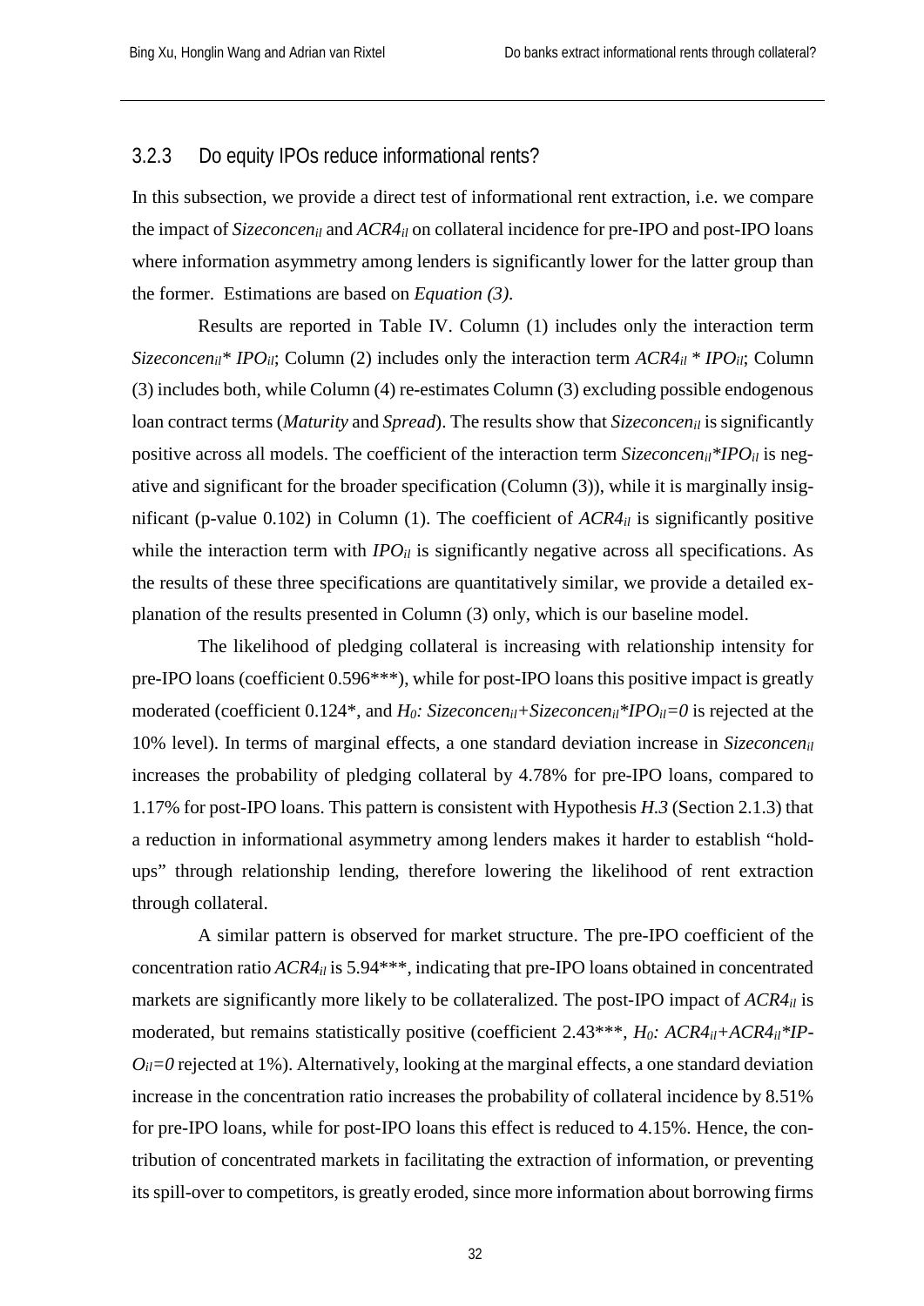### 3.2.3 Do equity IPOs reduce informational rents?

In this subsection, we provide a direct test of informational rent extraction, i.e. we compare the impact of $Sizeconcen_{il}$ and $ACR4_{il}$ on collateral incidence for pre-IPO and post-IPO loans where information asymmetry among lenders is significantly lower for the latter group than the former. Estimations are based on *Equation (3)*.

Results are reported in Table IV. Column (1) includes only the interaction term $Sizeconcen_{il} * IPO_{il}$; Column (2) includes only the interaction term $ACR4_{il} * IPO_{il}$; Column (3) includes both, while Column (4) re-estimates Column (3) excluding possible endogenous loan contract terms (*Maturity* and *Spread*). The results show that $Sizeconcen_{il}$ is significantly positive across all models. The coefficient of the interaction term $Sizeconcen_{il}*IPO_{il}$ is negative and significant for the broader specification (Column (3)), while it is marginally insignificant (p-value 0.102) in Column (1). The coefficient of $ACR4_{il}$ is significantly positive while the interaction term with $IPO_{il}$ is significantly negative across all specifications. As the results of these three specifications are quantitatively similar, we provide a detailed explanation of the results presented in Column (3) only, which is our baseline model.

The likelihood of pledging collateral is increasing with relationship intensity for pre-IPO loans (coefficient 0.596***), while for post-IPO loans this positive impact is greatly moderated (coefficient 0.124*, and $H_0$: $Sizeconcen_{il}+Sizeconcen_{il}*IPO_{il}=0$ is rejected at the 10% level). In terms of marginal effects, a one standard deviation increase in $Sizeconcen_{il}$ increases the probability of pledging collateral by 4.78% for pre-IPO loans, compared to 1.17% for post-IPO loans. This pattern is consistent with Hypothesis *H.3* (Section 2.1.3) that a reduction in informational asymmetry among lenders makes it harder to establish "hold-ups" through relationship lending, therefore lowering the likelihood of rent extraction through collateral.

A similar pattern is observed for market structure. The pre-IPO coefficient of the concentration ratio $ACR4_{il}$ is 5.94***, indicating that pre-IPO loans obtained in concentrated markets are significantly more likely to be collateralized. The post-IPO impact of $ACR4_{il}$ is moderated, but remains statistically positive (coefficient 2.43***, $H_0$: $ACR4_{il}+ACR4_{il}*IPO_{il}=0$ rejected at 1%). Alternatively, looking at the marginal effects, a one standard deviation increase in the concentration ratio increases the probability of collateral incidence by 8.51% for pre-IPO loans, while for post-IPO loans this effect is reduced to 4.15%. Hence, the contribution of concentrated markets in facilitating the extraction of information, or preventing its spill-over to competitors, is greatly eroded, since more information about borrowing firms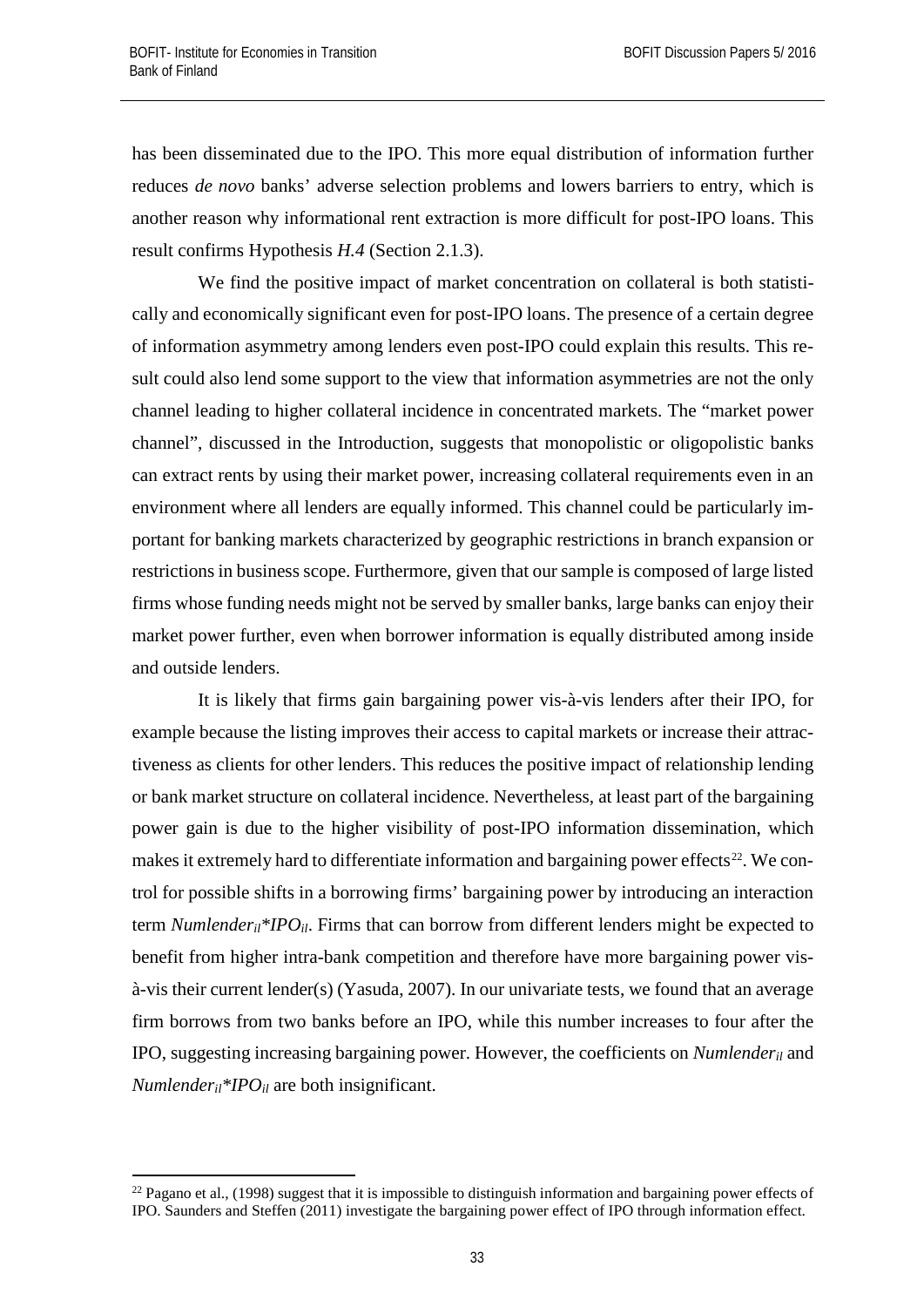has been disseminated due to the IPO. This more equal distribution of information further reduces *de novo* banks' adverse selection problems and lowers barriers to entry, which is another reason why informational rent extraction is more difficult for post-IPO loans. This result confirms Hypothesis *H.4* (Section 2.1.3).

We find the positive impact of market concentration on collateral is both statistically and economically significant even for post-IPO loans. The presence of a certain degree of information asymmetry among lenders even post-IPO could explain this results. This result could also lend some support to the view that information asymmetries are not the only channel leading to higher collateral incidence in concentrated markets. The "market power channel", discussed in the Introduction, suggests that monopolistic or oligopolistic banks can extract rents by using their market power, increasing collateral requirements even in an environment where all lenders are equally informed. This channel could be particularly important for banking markets characterized by geographic restrictions in branch expansion or restrictions in business scope. Furthermore, given that our sample is composed of large listed firms whose funding needs might not be served by smaller banks, large banks can enjoy their market power further, even when borrower information is equally distributed among inside and outside lenders.

It is likely that firms gain bargaining power vis-à-vis lenders after their IPO, for example because the listing improves their access to capital markets or increase their attractiveness as clients for other lenders. This reduces the positive impact of relationship lending or bank market structure on collateral incidence. Nevertheless, at least part of the bargaining power gain is due to the higher visibility of post-IPO information dissemination, which makes it extremely hard to differentiate information and bargaining power effects[22]. We control for possible shifts in a borrowing firms' bargaining power by introducing an interaction term $Numlender_{il}*IPO_{il}$. Firms that can borrow from different lenders might be expected to benefit from higher intra-bank competition and therefore have more bargaining power vis-à-vis their current lender(s) (Yasuda, 2007). In our univariate tests, we found that an average firm borrows from two banks before an IPO, while this number increases to four after the IPO, suggesting increasing bargaining power. However, the coefficients on $Numlender_{il}$ and $Numlender_{il}*IPO_{il}$ are both insignificant.

[22] Pagano et al., (1998) suggest that it is impossible to distinguish information and bargaining power effects of IPO. Saunders and Steffen (2011) investigate the bargaining power effect of IPO through information effect.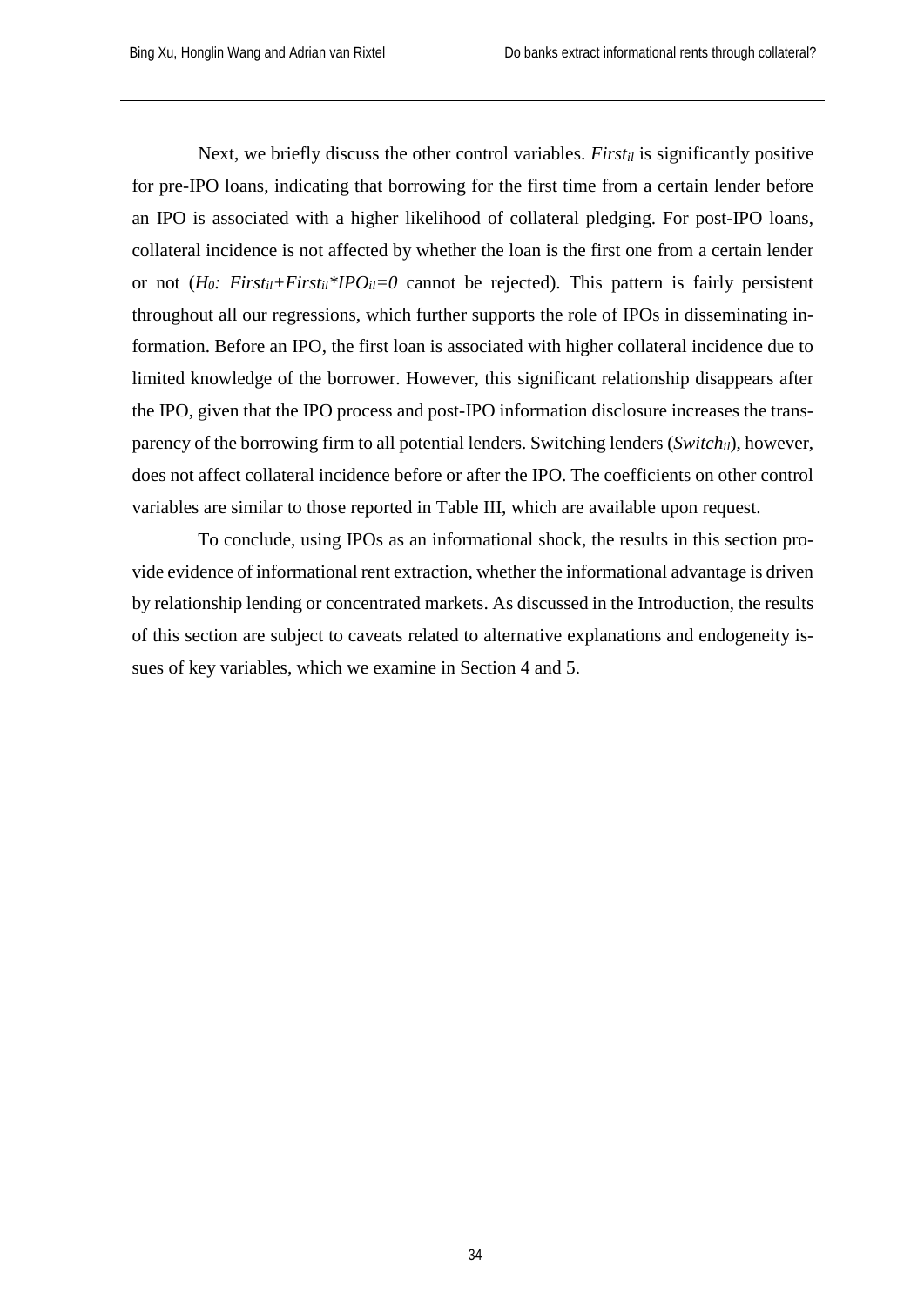Next, we briefly discuss the other control variables. $First_{il}$ is significantly positive for pre-IPO loans, indicating that borrowing for the first time from a certain lender before an IPO is associated with a higher likelihood of collateral pledging. For post-IPO loans, collateral incidence is not affected by whether the loan is the first one from a certain lender or not ($H_0$: $First_{il}+First_{il}*IPO_{il}=0$ cannot be rejected). This pattern is fairly persistent throughout all our regressions, which further supports the role of IPOs in disseminating information. Before an IPO, the first loan is associated with higher collateral incidence due to limited knowledge of the borrower. However, this significant relationship disappears after the IPO, given that the IPO process and post-IPO information disclosure increases the transparency of the borrowing firm to all potential lenders. Switching lenders ($Switch_{il}$), however, does not affect collateral incidence before or after the IPO. The coefficients on other control variables are similar to those reported in Table III, which are available upon request.

To conclude, using IPOs as an informational shock, the results in this section provide evidence of informational rent extraction, whether the informational advantage is driven by relationship lending or concentrated markets. As discussed in the Introduction, the results of this section are subject to caveats related to alternative explanations and endogeneity issues of key variables, which we examine in Section 4 and 5.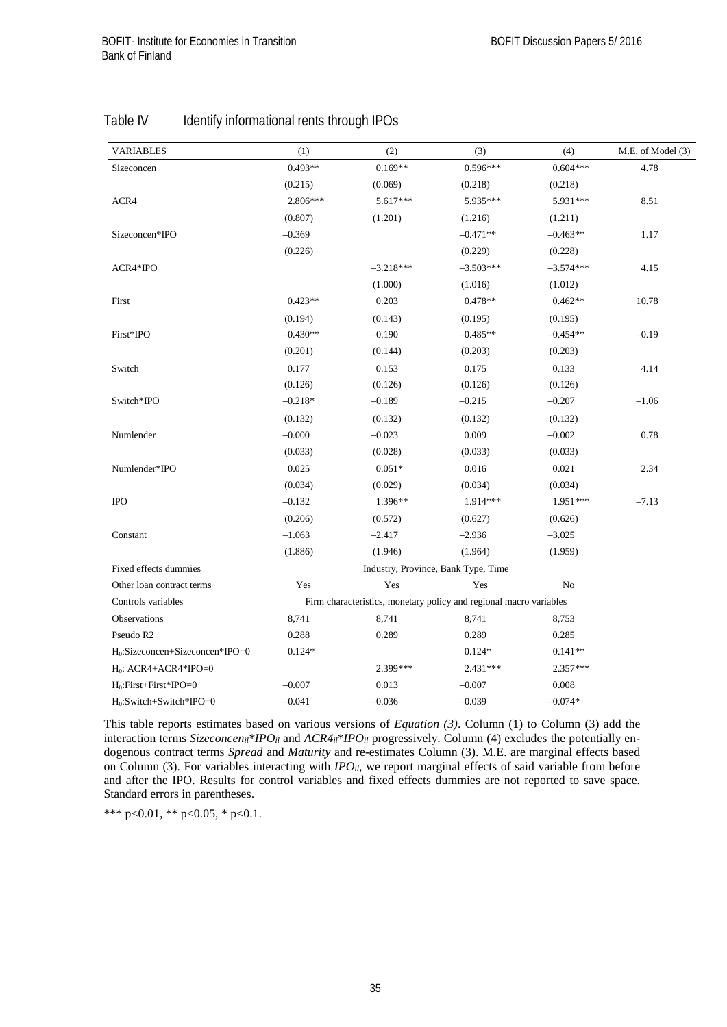Table IV Identify informational rents through IPOs

| VARIABLES | (1) | (2) | (3) | (4) | M.E. of Model (3) |
|---|---|---|---|---|---|
| Sizeconcen | 0.493** | 0.169** | 0.596*** | 0.604*** | 4.78 |
| | (0.215) | (0.069) | (0.218) | (0.218) | |
| ACR4 | 2.806*** | 5.617*** | 5.935*** | 5.931*** | 8.51 |
| | (0.807) | (1.201) | (1.216) | (1.211) | |
| Sizeconcen*IPO | –0.369 | | –0.471** | –0.463** | 1.17 |
| | (0.226) | | (0.229) | (0.228) | |
| ACR4*IPO | | –3.218*** | –3.503*** | –3.574*** | 4.15 |
| | | (1.000) | (1.016) | (1.012) | |
| First | 0.423** | 0.203 | 0.478** | 0.462** | 10.78 |
| | (0.194) | (0.143) | (0.195) | (0.195) | |
| First*IPO | –0.430** | –0.190 | –0.485** | –0.454** | –0.19 |
| | (0.201) | (0.144) | (0.203) | (0.203) | |
| Switch | 0.177 | 0.153 | 0.175 | 0.133 | 4.14 |
| | (0.126) | (0.126) | (0.126) | (0.126) | |
| Switch*IPO | –0.218* | –0.189 | –0.215 | –0.207 | –1.06 |
| | (0.132) | (0.132) | (0.132) | (0.132) | |
| Numlender | –0.000 | –0.023 | 0.009 | –0.002 | 0.78 |
| | (0.033) | (0.028) | (0.033) | (0.033) | |
| Numlender*IPO | 0.025 | 0.051* | 0.016 | 0.021 | 2.34 |
| | (0.034) | (0.029) | (0.034) | (0.034) | |
| IPO | –0.132 | 1.396** | 1.914*** | 1.951*** | –7.13 |
| | (0.206) | (0.572) | (0.627) | (0.626) | |
| Constant | –1.063 | –2.417 | –2.936 | –3.025 | |
| | (1.886) | (1.946) | (1.964) | (1.959) | |
| Fixed effects dummies | Industry, Province, Bank Type, Time | | | | |
| Other loan contract terms | Yes | Yes | Yes | No | |
| Controls variables | Firm characteristics, monetary policy and regional macro variables | | | | |
| Observations | 8,741 | 8,741 | 8,741 | 8,753 | |
| Pseudo R2 | 0.288 | 0.289 | 0.289 | 0.285 | |
| $H_0$:Sizeconcen+Sizeconcen*IPO=0 | 0.124* | | 0.124* | 0.141** | |
| $H_0$: ACR4+ACR4*IPO=0 | | 2.399*** | 2.431*** | 2.357*** | |
| $H_0$:First+First*IPO=0 | –0.007 | 0.013 | –0.007 | 0.008 | |
| $H_0$:Switch+Switch*IPO=0 | –0.041 | –0.036 | –0.039 | –0.074* | |

This table reports estimates based on various versions of *Equation (3)*. Column (1) to Column (3) add the interaction terms $Sizeconcen_{il}*IPO_{il}$ and $ACR4_{il}*IPO_{il}$ progressively. Column (4) excludes the potentially endogenous contract terms *Spread* and *Maturity* and re-estimates Column (3). M.E. are marginal effects based on Column (3). For variables interacting with $IPO_{il}$, we report marginal effects of said variable from before and after the IPO. Results for control variables and fixed effects dummies are not reported to save space. Standard errors in parentheses.

*** p<0.01, ** p<0.05, * p<0.1.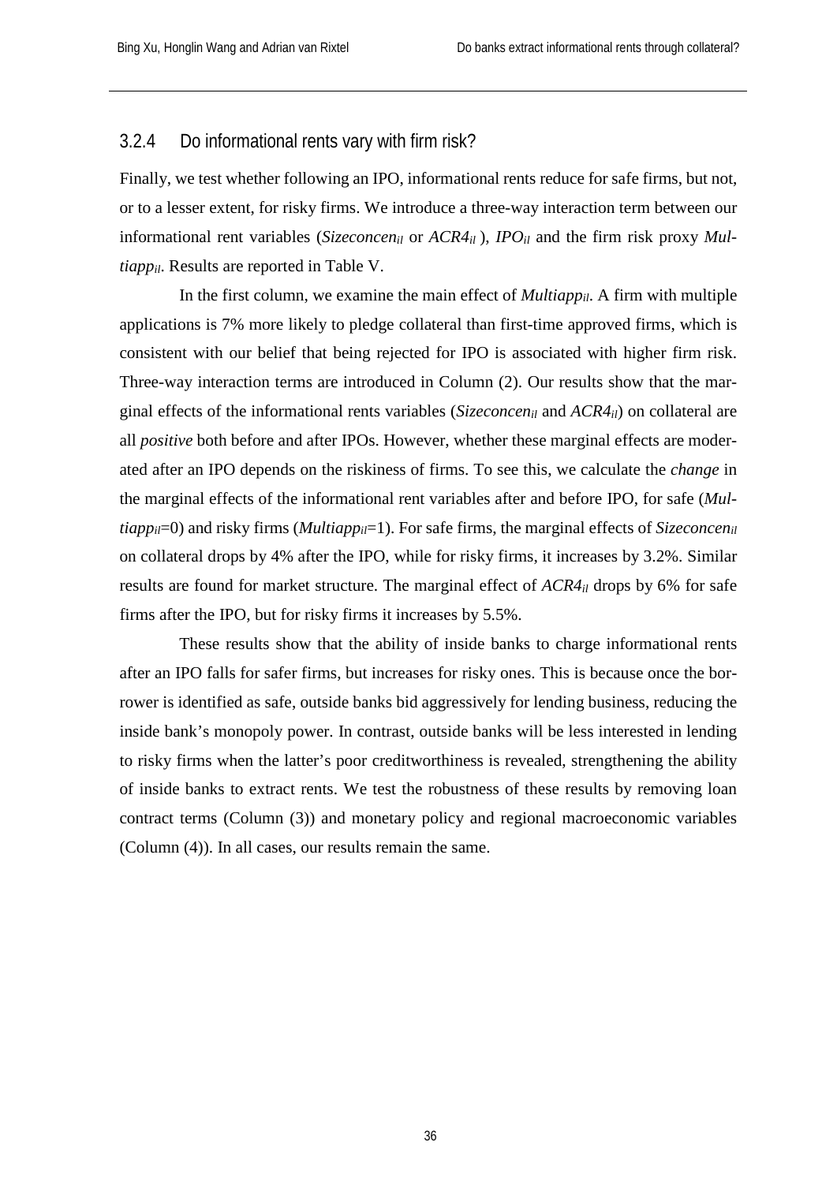### 3.2.4 Do informational rents vary with firm risk?

Finally, we test whether following an IPO, informational rents reduce for safe firms, but not, or to a lesser extent, for risky firms. We introduce a three-way interaction term between our informational rent variables ($Sizeconcen_{il}$ or $ACR4_{il}$ ), $IPO_{il}$ and the firm risk proxy $Multiapp_{il}$. Results are reported in Table V.

In the first column, we examine the main effect of $Multiapp_{il}$. A firm with multiple applications is 7% more likely to pledge collateral than first-time approved firms, which is consistent with our belief that being rejected for IPO is associated with higher firm risk. Three-way interaction terms are introduced in Column (2). Our results show that the marginal effects of the informational rents variables ($Sizeconcen_{il}$ and $ACR4_{il}$) on collateral are all *positive* both before and after IPOs. However, whether these marginal effects are moderated after an IPO depends on the riskiness of firms. To see this, we calculate the *change* in the marginal effects of the informational rent variables after and before IPO, for safe ($Multiapp_{il}=0$) and risky firms ($Multiapp_{il}=1$). For safe firms, the marginal effects of $Sizeconcen_{il}$ on collateral drops by 4% after the IPO, while for risky firms, it increases by 3.2%. Similar results are found for market structure. The marginal effect of $ACR4_{il}$ drops by 6% for safe firms after the IPO, but for risky firms it increases by 5.5%.

These results show that the ability of inside banks to charge informational rents after an IPO falls for safer firms, but increases for risky ones. This is because once the borrower is identified as safe, outside banks bid aggressively for lending business, reducing the inside bank's monopoly power. In contrast, outside banks will be less interested in lending to risky firms when the latter's poor creditworthiness is revealed, strengthening the ability of inside banks to extract rents. We test the robustness of these results by removing loan contract terms (Column (3)) and monetary policy and regional macroeconomic variables (Column (4)). In all cases, our results remain the same.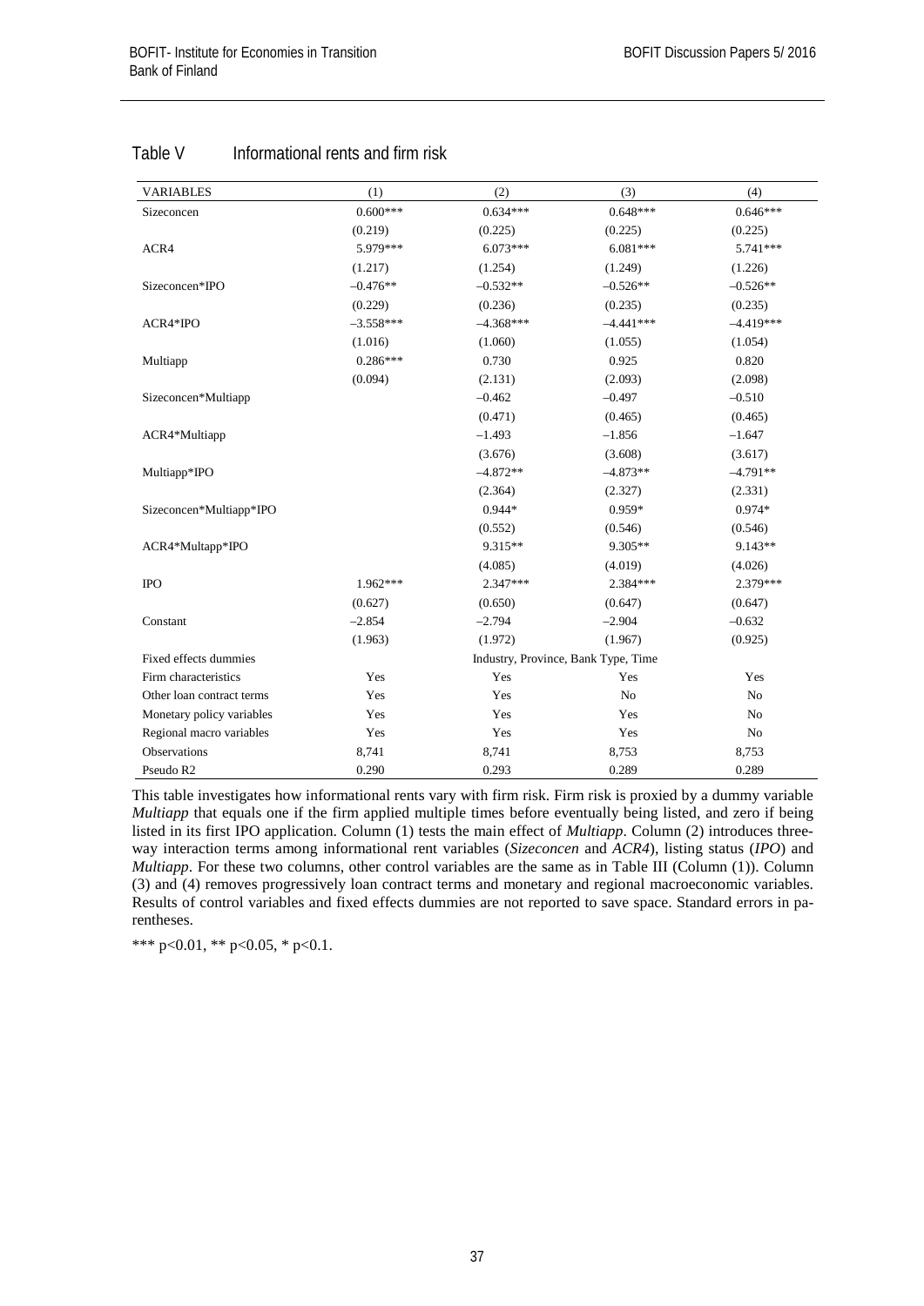Table V Informational rents and firm risk

| VARIABLES | (1) | (2) | (3) | (4) |
|---|---|---|---|---|
| Sizeconcen | 0.600*** | 0.634*** | 0.648*** | 0.646*** |
| | (0.219) | (0.225) | (0.225) | (0.225) |
| ACR4 | 5.979*** | 6.073*** | 6.081*** | 5.741*** |
| | (1.217) | (1.254) | (1.249) | (1.226) |
| Sizeconcen*IPO | –0.476** | –0.532** | –0.526** | –0.526** |
| | (0.229) | (0.236) | (0.235) | (0.235) |
| ACR4*IPO | –3.558*** | –4.368*** | –4.441*** | –4.419*** |
| | (1.016) | (1.060) | (1.055) | (1.054) |
| Multiapp | 0.286*** | 0.730 | 0.925 | 0.820 |
| | (0.094) | (2.131) | (2.093) | (2.098) |
| Sizeconcen*Multiapp | | –0.462 | –0.497 | –0.510 |
| | | (0.471) | (0.465) | (0.465) |
| ACR4*Multiapp | | –1.493 | –1.856 | –1.647 |
| | | (3.676) | (3.608) | (3.617) |
| Multiapp*IPO | | –4.872** | –4.873** | –4.791** |
| | | (2.364) | (2.327) | (2.331) |
| Sizeconcen*Multiapp*IPO | | 0.944* | 0.959* | 0.974* |
| | | (0.552) | (0.546) | (0.546) |
| ACR4*Multapp*IPO | | 9.315** | 9.305** | 9.143** |
| | | (4.085) | (4.019) | (4.026) |
| IPO | 1.962*** | 2.347*** | 2.384*** | 2.379*** |
| | (0.627) | (0.650) | (0.647) | (0.647) |
| Constant | –2.854 | –2.794 | –2.904 | –0.632 |
| | (1.963) | (1.972) | (1.967) | (0.925) |
| Fixed effects dummies | Industry, Province, Bank Type, Time | | | |
| Firm characteristics | Yes | Yes | Yes | Yes |
| Other loan contract terms | Yes | Yes | No | No |
| Monetary policy variables | Yes | Yes | Yes | No |
| Regional macro variables | Yes | Yes | Yes | No |
| Observations | 8,741 | 8,741 | 8,753 | 8,753 |
| Pseudo R2 | 0.290 | 0.293 | 0.289 | 0.289 |

This table investigates how informational rents vary with firm risk. Firm risk is proxied by a dummy variable *Multiapp* that equals one if the firm applied multiple times before eventually being listed, and zero if being listed in its first IPO application. Column (1) tests the main effect of *Multiapp*. Column (2) introduces three-way interaction terms among informational rent variables (*Sizeconcen* and *ACR4*), listing status (*IPO*) and *Multiapp*. For these two columns, other control variables are the same as in Table III (Column (1)). Column (3) and (4) removes progressively loan contract terms and monetary and regional macroeconomic variables. Results of control variables and fixed effects dummies are not reported to save space. Standard errors in parentheses.

*** p<0.01, ** p<0.05, * p<0.1.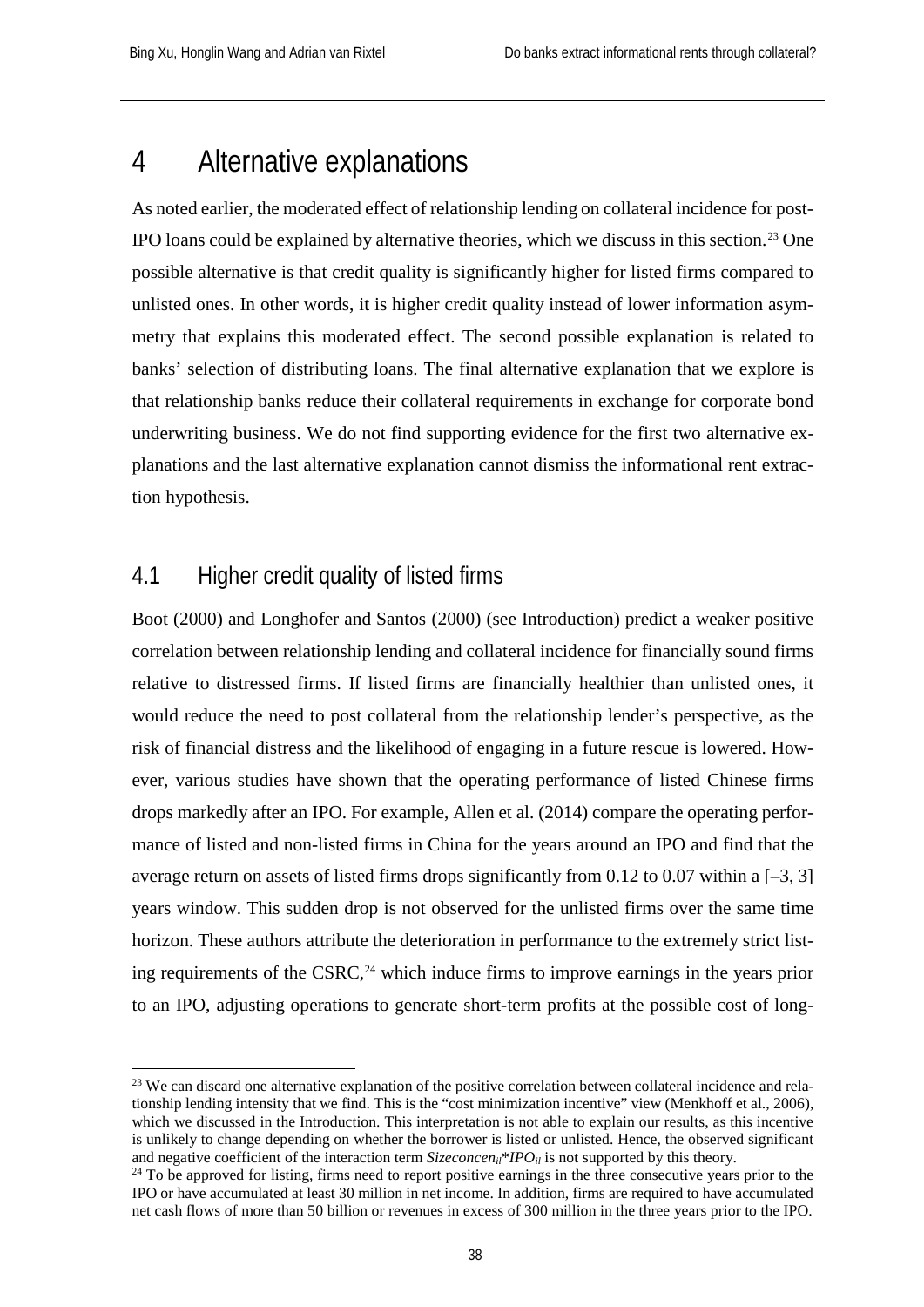# 4 Alternative explanations

As noted earlier, the moderated effect of relationship lending on collateral incidence for post-IPO loans could be explained by alternative theories, which we discuss in this section.[23] One possible alternative is that credit quality is significantly higher for listed firms compared to unlisted ones. In other words, it is higher credit quality instead of lower information asymmetry that explains this moderated effect. The second possible explanation is related to banks' selection of distributing loans. The final alternative explanation that we explore is that relationship banks reduce their collateral requirements in exchange for corporate bond underwriting business. We do not find supporting evidence for the first two alternative explanations and the last alternative explanation cannot dismiss the informational rent extraction hypothesis.

## 4.1 Higher credit quality of listed firms

Boot (2000) and Longhofer and Santos (2000) (see Introduction) predict a weaker positive correlation between relationship lending and collateral incidence for financially sound firms relative to distressed firms. If listed firms are financially healthier than unlisted ones, it would reduce the need to post collateral from the relationship lender's perspective, as the risk of financial distress and the likelihood of engaging in a future rescue is lowered. However, various studies have shown that the operating performance of listed Chinese firms drops markedly after an IPO. For example, Allen et al. (2014) compare the operating performance of listed and non-listed firms in China for the years around an IPO and find that the average return on assets of listed firms drops significantly from 0.12 to 0.07 within a [–3, 3] years window. This sudden drop is not observed for the unlisted firms over the same time horizon. These authors attribute the deterioration in performance to the extremely strict listing requirements of the CSRC,[24] which induce firms to improve earnings in the years prior to an IPO, adjusting operations to generate short-term profits at the possible cost of long-

---

[23] We can discard one alternative explanation of the positive correlation between collateral incidence and relationship lending intensity that we find. This is the "cost minimization incentive" view (Menkhoff et al., 2006), which we discussed in the Introduction. This interpretation is not able to explain our results, as this incentive is unlikely to change depending on whether the borrower is listed or unlisted. Hence, the observed significant and negative coefficient of the interaction term $Sizeconcen_{il}*IPO_{il}$ is not supported by this theory.

[24] To be approved for listing, firms need to report positive earnings in the three consecutive years prior to the IPO or have accumulated at least 30 million in net income. In addition, firms are required to have accumulated net cash flows of more than 50 billion or revenues in excess of 300 million in the three years prior to the IPO.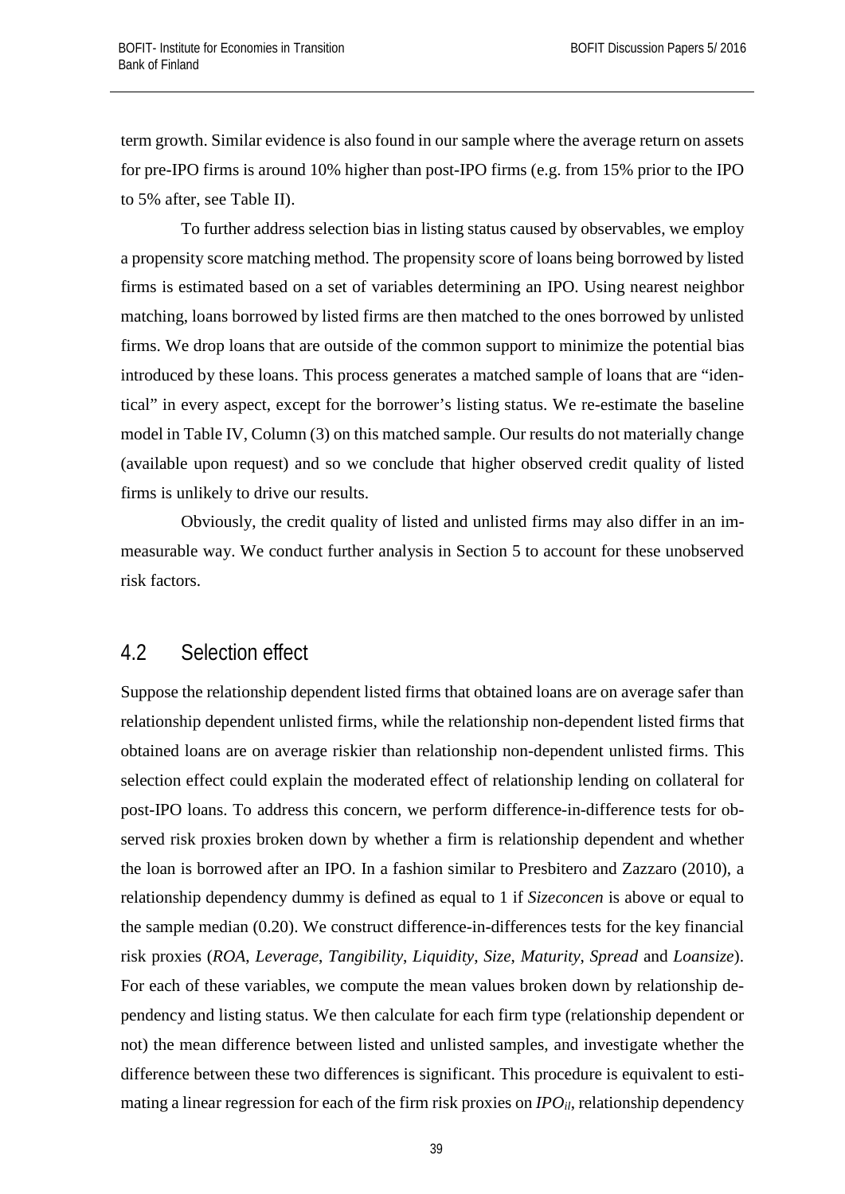term growth. Similar evidence is also found in our sample where the average return on assets for pre-IPO firms is around 10% higher than post-IPO firms (e.g. from 15% prior to the IPO to 5% after, see Table II).

To further address selection bias in listing status caused by observables, we employ a propensity score matching method. The propensity score of loans being borrowed by listed firms is estimated based on a set of variables determining an IPO. Using nearest neighbor matching, loans borrowed by listed firms are then matched to the ones borrowed by unlisted firms. We drop loans that are outside of the common support to minimize the potential bias introduced by these loans. This process generates a matched sample of loans that are "identical" in every aspect, except for the borrower's listing status. We re-estimate the baseline model in Table IV, Column (3) on this matched sample. Our results do not materially change (available upon request) and so we conclude that higher observed credit quality of listed firms is unlikely to drive our results.

Obviously, the credit quality of listed and unlisted firms may also differ in an immeasurable way. We conduct further analysis in Section 5 to account for these unobserved risk factors.

## 4.2 Selection effect

Suppose the relationship dependent listed firms that obtained loans are on average safer than relationship dependent unlisted firms, while the relationship non-dependent listed firms that obtained loans are on average riskier than relationship non-dependent unlisted firms. This selection effect could explain the moderated effect of relationship lending on collateral for post-IPO loans. To address this concern, we perform difference-in-difference tests for observed risk proxies broken down by whether a firm is relationship dependent and whether the loan is borrowed after an IPO. In a fashion similar to Presbitero and Zazzaro (2010), a relationship dependency dummy is defined as equal to 1 if *Sizeconcen* is above or equal to the sample median (0.20). We construct difference-in-differences tests for the key financial risk proxies (*ROA*, *Leverage*, *Tangibility*, *Liquidity*, *Size*, *Maturity*, *Spread* and *Loansize*). For each of these variables, we compute the mean values broken down by relationship dependency and listing status. We then calculate for each firm type (relationship dependent or not) the mean difference between listed and unlisted samples, and investigate whether the difference between these two differences is significant. This procedure is equivalent to estimating a linear regression for each of the firm risk proxies on $IPO_{il}$, relationship dependency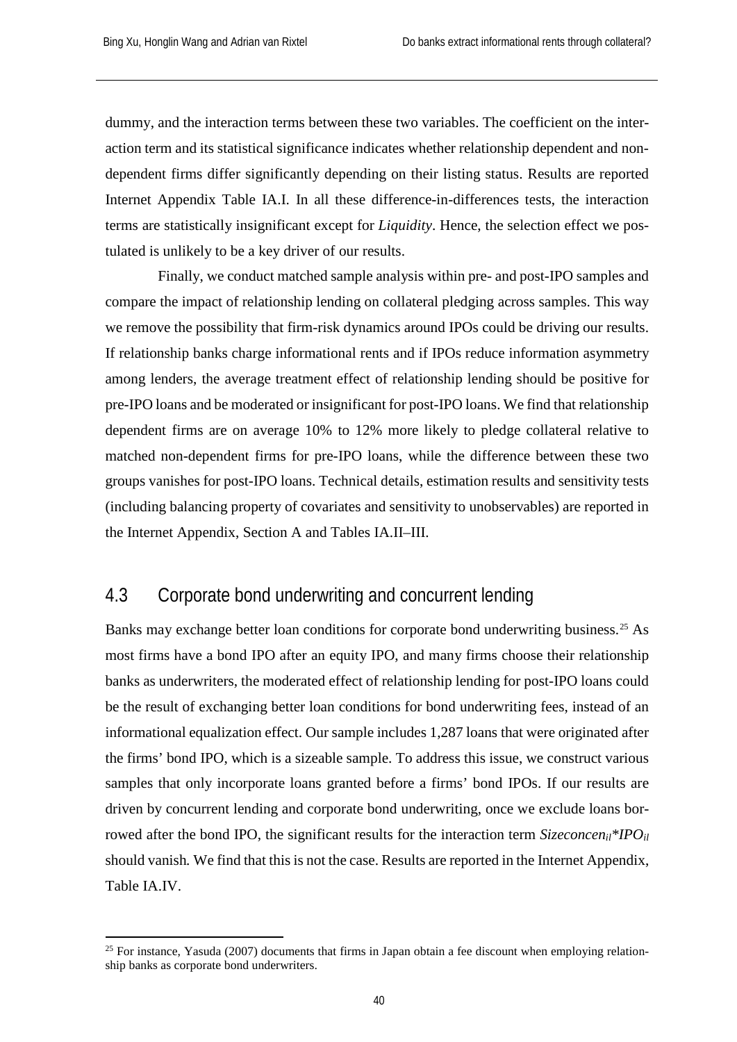dummy, and the interaction terms between these two variables. The coefficient on the interaction term and its statistical significance indicates whether relationship dependent and non-dependent firms differ significantly depending on their listing status. Results are reported Internet Appendix Table IA.I. In all these difference-in-differences tests, the interaction terms are statistically insignificant except for *Liquidity*. Hence, the selection effect we postulated is unlikely to be a key driver of our results.

Finally, we conduct matched sample analysis within pre- and post-IPO samples and compare the impact of relationship lending on collateral pledging across samples. This way we remove the possibility that firm-risk dynamics around IPOs could be driving our results. If relationship banks charge informational rents and if IPOs reduce information asymmetry among lenders, the average treatment effect of relationship lending should be positive for pre-IPO loans and be moderated or insignificant for post-IPO loans. We find that relationship dependent firms are on average 10% to 12% more likely to pledge collateral relative to matched non-dependent firms for pre-IPO loans, while the difference between these two groups vanishes for post-IPO loans. Technical details, estimation results and sensitivity tests (including balancing property of covariates and sensitivity to unobservables) are reported in the Internet Appendix, Section A and Tables IA.II–III.

## 4.3 Corporate bond underwriting and concurrent lending

Banks may exchange better loan conditions for corporate bond underwriting business.[25] As most firms have a bond IPO after an equity IPO, and many firms choose their relationship banks as underwriters, the moderated effect of relationship lending for post-IPO loans could be the result of exchanging better loan conditions for bond underwriting fees, instead of an informational equalization effect. Our sample includes 1,287 loans that were originated after the firms' bond IPO, which is a sizeable sample. To address this issue, we construct various samples that only incorporate loans granted before a firms' bond IPOs. If our results are driven by concurrent lending and corporate bond underwriting, once we exclude loans borrowed after the bond IPO, the significant results for the interaction term $Sizeconcen_{il}*IPO_{il}$ should vanish. We find that this is not the case. Results are reported in the Internet Appendix, Table IA.IV.

[25] For instance, Yasuda (2007) documents that firms in Japan obtain a fee discount when employing relationship banks as corporate bond underwriters.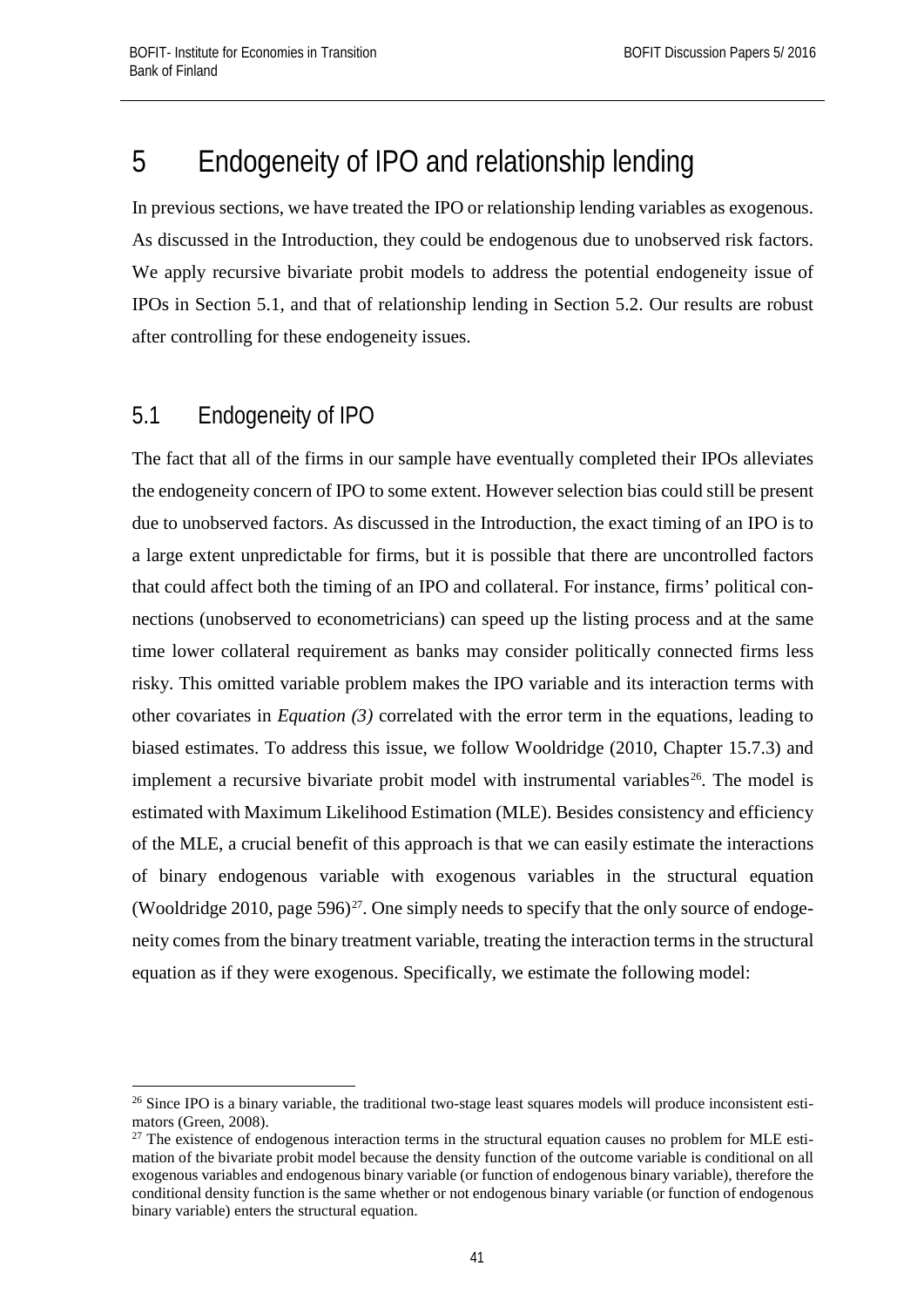# 5 Endogeneity of IPO and relationship lending

In previous sections, we have treated the IPO or relationship lending variables as exogenous. As discussed in the Introduction, they could be endogenous due to unobserved risk factors. We apply recursive bivariate probit models to address the potential endogeneity issue of IPOs in Section 5.1, and that of relationship lending in Section 5.2. Our results are robust after controlling for these endogeneity issues.

## 5.1 Endogeneity of IPO

The fact that all of the firms in our sample have eventually completed their IPOs alleviates the endogeneity concern of IPO to some extent. However selection bias could still be present due to unobserved factors. As discussed in the Introduction, the exact timing of an IPO is to a large extent unpredictable for firms, but it is possible that there are uncontrolled factors that could affect both the timing of an IPO and collateral. For instance, firms' political connections (unobserved to econometricians) can speed up the listing process and at the same time lower collateral requirement as banks may consider politically connected firms less risky. This omitted variable problem makes the IPO variable and its interaction terms with other covariates in *Equation (3)* correlated with the error term in the equations, leading to biased estimates. To address this issue, we follow Wooldridge (2010, Chapter 15.7.3) and implement a recursive bivariate probit model with instrumental variables[26]. The model is estimated with Maximum Likelihood Estimation (MLE). Besides consistency and efficiency of the MLE, a crucial benefit of this approach is that we can easily estimate the interactions of binary endogenous variable with exogenous variables in the structural equation (Wooldridge 2010, page 596)[27]. One simply needs to specify that the only source of endogeneity comes from the binary treatment variable, treating the interaction terms in the structural equation as if they were exogenous. Specifically, we estimate the following model:

[26] Since IPO is a binary variable, the traditional two-stage least squares models will produce inconsistent estimators (Green, 2008).

[27] The existence of endogenous interaction terms in the structural equation causes no problem for MLE estimation of the bivariate probit model because the density function of the outcome variable is conditional on all exogenous variables and endogenous binary variable (or function of endogenous binary variable), therefore the conditional density function is the same whether or not endogenous binary variable (or function of endogenous binary variable) enters the structural equation.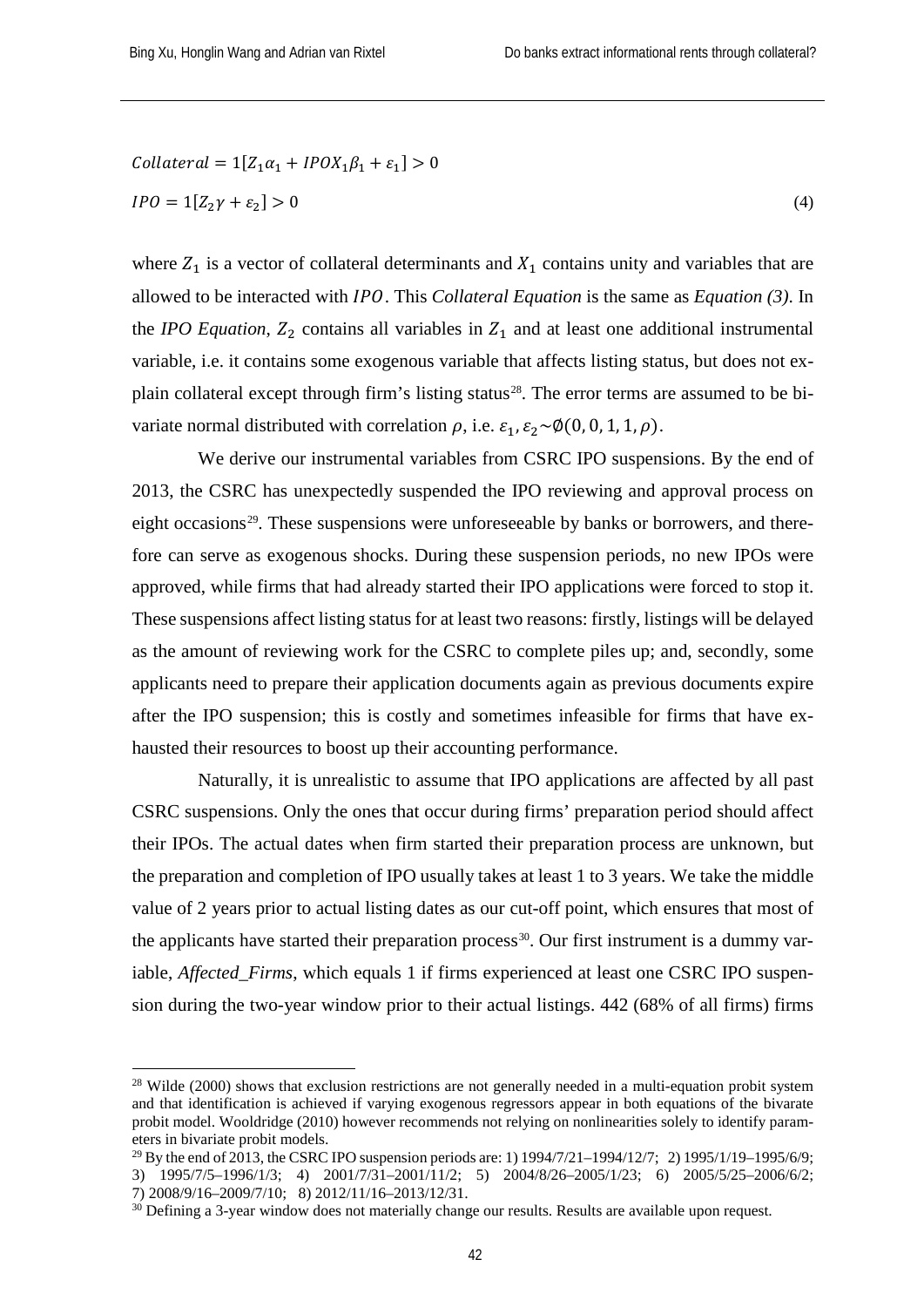$$Collateral = 1[Z_1\alpha_1 + IPOX_1\beta_1 + \varepsilon_1] > 0$$
$$IPO = 1[Z_2\gamma + \varepsilon_2] > 0 \tag{4}$$

where $Z_1$ is a vector of collateral determinants and $X_1$ contains unity and variables that are allowed to be interacted with $IPO$. This *Collateral Equation* is the same as *Equation (3)*. In the *IPO Equation*, $Z_2$ contains all variables in $Z_1$ and at least one additional instrumental variable, i.e. it contains some exogenous variable that affects listing status, but does not explain collateral except through firm's listing status[28]. The error terms are assumed to be bivariate normal distributed with correlation $\rho$, i.e. $\varepsilon_1, \varepsilon_2 \sim \emptyset(0, 0, 1, 1, \rho)$.

We derive our instrumental variables from CSRC IPO suspensions. By the end of 2013, the CSRC has unexpectedly suspended the IPO reviewing and approval process on eight occasions[29]. These suspensions were unforeseeable by banks or borrowers, and therefore can serve as exogenous shocks. During these suspension periods, no new IPOs were approved, while firms that had already started their IPO applications were forced to stop it. These suspensions affect listing status for at least two reasons: firstly, listings will be delayed as the amount of reviewing work for the CSRC to complete piles up; and, secondly, some applicants need to prepare their application documents again as previous documents expire after the IPO suspension; this is costly and sometimes infeasible for firms that have exhausted their resources to boost up their accounting performance.

Naturally, it is unrealistic to assume that IPO applications are affected by all past CSRC suspensions. Only the ones that occur during firms' preparation period should affect their IPOs. The actual dates when firm started their preparation process are unknown, but the preparation and completion of IPO usually takes at least 1 to 3 years. We take the middle value of 2 years prior to actual listing dates as our cut-off point, which ensures that most of the applicants have started their preparation process[30]. Our first instrument is a dummy variable, *Affected_Firms*, which equals 1 if firms experienced at least one CSRC IPO suspension during the two-year window prior to their actual listings. 442 (68% of all firms) firms

---

[28] Wilde (2000) shows that exclusion restrictions are not generally needed in a multi-equation probit system and that identification is achieved if varying exogenous regressors appear in both equations of the bivarate probit model. Wooldridge (2010) however recommends not relying on nonlinearities solely to identify parameters in bivariate probit models.

[29] By the end of 2013, the CSRC IPO suspension periods are: 1) 1994/7/21–1994/12/7; 2) 1995/1/19–1995/6/9; 3) 1995/7/5–1996/1/3; 4) 2001/7/31–2001/11/2; 5) 2004/8/26–2005/1/23; 6) 2005/5/25–2006/6/2; 7) 2008/9/16–2009/7/10; 8) 2012/11/16–2013/12/31.

[30] Defining a 3-year window does not materially change our results. Results are available upon request.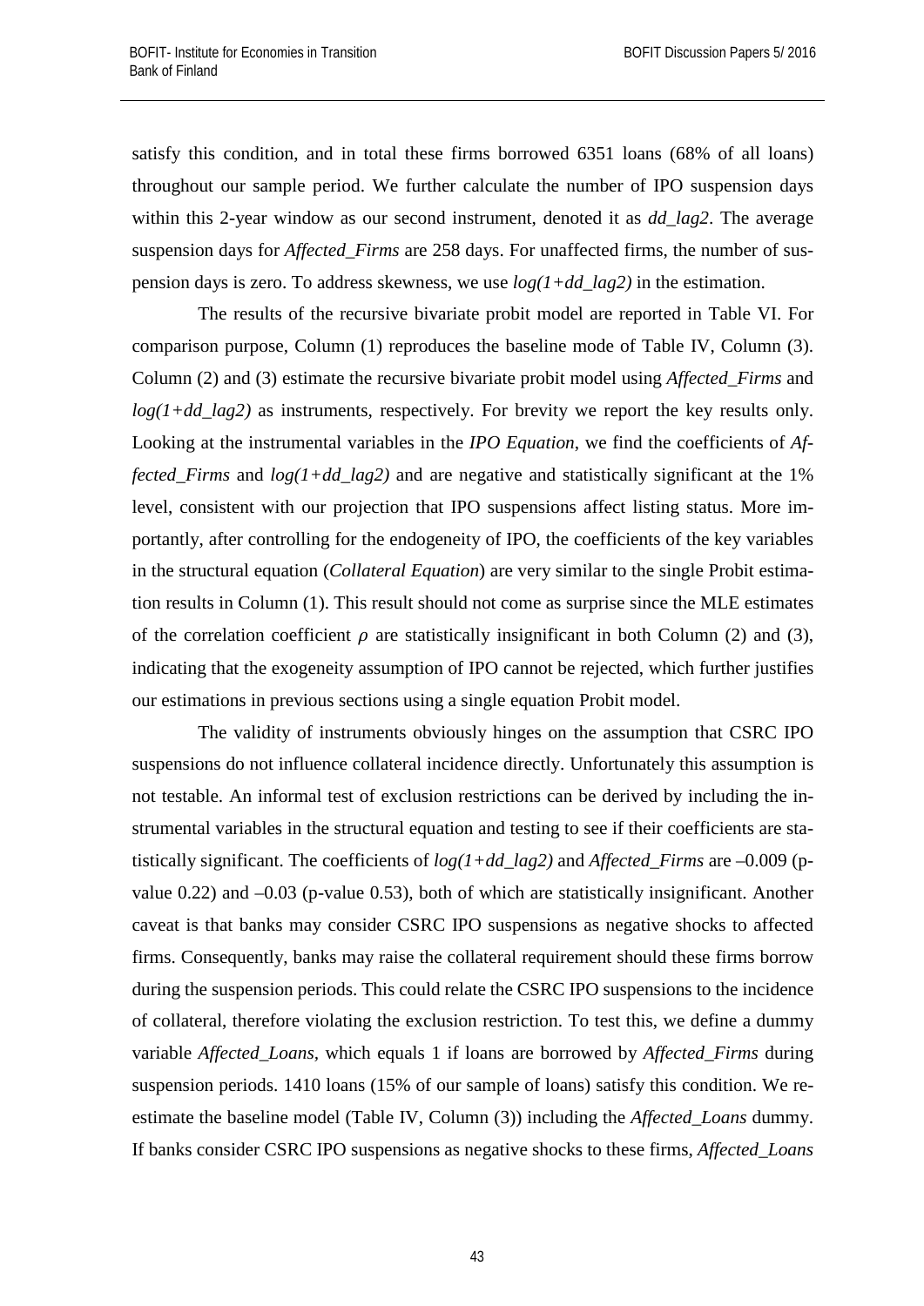satisfy this condition, and in total these firms borrowed 6351 loans (68% of all loans) throughout our sample period. We further calculate the number of IPO suspension days within this 2-year window as our second instrument, denoted it as *dd_lag2*. The average suspension days for *Affected_Firms* are 258 days. For unaffected firms, the number of suspension days is zero. To address skewness, we use *log(1+dd_lag2)* in the estimation.

The results of the recursive bivariate probit model are reported in Table VI. For comparison purpose, Column (1) reproduces the baseline mode of Table IV, Column (3). Column (2) and (3) estimate the recursive bivariate probit model using *Affected_Firms* and *log(1+dd_lag2)* as instruments, respectively. For brevity we report the key results only. Looking at the instrumental variables in the *IPO Equation*, we find the coefficients of *Affected_Firms* and *log(1+dd_lag2)* and are negative and statistically significant at the 1% level, consistent with our projection that IPO suspensions affect listing status. More importantly, after controlling for the endogeneity of IPO, the coefficients of the key variables in the structural equation (*Collateral Equation*) are very similar to the single Probit estimation results in Column (1). This result should not come as surprise since the MLE estimates of the correlation coefficient $\rho$ are statistically insignificant in both Column (2) and (3), indicating that the exogeneity assumption of IPO cannot be rejected, which further justifies our estimations in previous sections using a single equation Probit model.

The validity of instruments obviously hinges on the assumption that CSRC IPO suspensions do not influence collateral incidence directly. Unfortunately this assumption is not testable. An informal test of exclusion restrictions can be derived by including the instrumental variables in the structural equation and testing to see if their coefficients are statistically significant. The coefficients of *log(1+dd_lag2)* and *Affected_Firms* are –0.009 (p-value 0.22) and –0.03 (p-value 0.53), both of which are statistically insignificant. Another caveat is that banks may consider CSRC IPO suspensions as negative shocks to affected firms. Consequently, banks may raise the collateral requirement should these firms borrow during the suspension periods. This could relate the CSRC IPO suspensions to the incidence of collateral, therefore violating the exclusion restriction. To test this, we define a dummy variable *Affected_Loans*, which equals 1 if loans are borrowed by *Affected_Firms* during suspension periods. 1410 loans (15% of our sample of loans) satisfy this condition. We re-estimate the baseline model (Table IV, Column (3)) including the *Affected_Loans* dummy. If banks consider CSRC IPO suspensions as negative shocks to these firms, *Affected_Loans*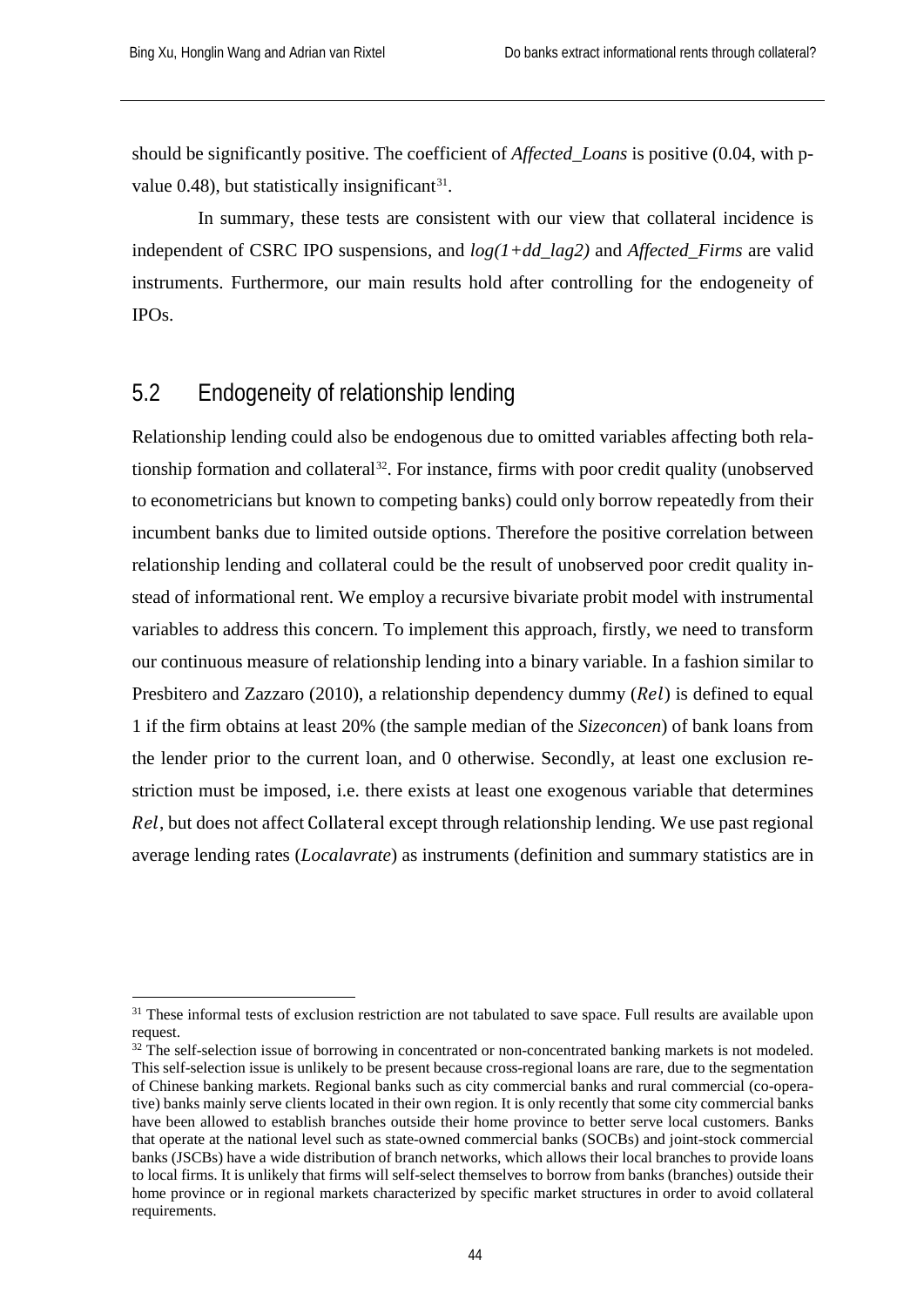should be significantly positive. The coefficient of *Affected_Loans* is positive (0.04, with p-value 0.48), but statistically insignificant[31].

In summary, these tests are consistent with our view that collateral incidence is independent of CSRC IPO suspensions, and *log(1+dd_lag2)* and *Affected_Firms* are valid instruments. Furthermore, our main results hold after controlling for the endogeneity of IPOs.

## 5.2 Endogeneity of relationship lending

Relationship lending could also be endogenous due to omitted variables affecting both relationship formation and collateral[32]. For instance, firms with poor credit quality (unobserved to econometricians but known to competing banks) could only borrow repeatedly from their incumbent banks due to limited outside options. Therefore the positive correlation between relationship lending and collateral could be the result of unobserved poor credit quality instead of informational rent. We employ a recursive bivariate probit model with instrumental variables to address this concern. To implement this approach, firstly, we need to transform our continuous measure of relationship lending into a binary variable. In a fashion similar to Presbitero and Zazzaro (2010), a relationship dependency dummy ($Rel$) is defined to equal 1 if the firm obtains at least 20% (the sample median of the *Sizeconcen*) of bank loans from the lender prior to the current loan, and 0 otherwise. Secondly, at least one exclusion restriction must be imposed, i.e. there exists at least one exogenous variable that determines $Rel$, but does not affect $\mathrm{Collateral}$ except through relationship lending. We use past regional average lending rates (*Localavrate*) as instruments (definition and summary statistics are in

---

[31] These informal tests of exclusion restriction are not tabulated to save space. Full results are available upon request.

[32] The self-selection issue of borrowing in concentrated or non-concentrated banking markets is not modeled. This self-selection issue is unlikely to be present because cross-regional loans are rare, due to the segmentation of Chinese banking markets. Regional banks such as city commercial banks and rural commercial (co-operative) banks mainly serve clients located in their own region. It is only recently that some city commercial banks have been allowed to establish branches outside their home province to better serve local customers. Banks that operate at the national level such as state-owned commercial banks (SOCBs) and joint-stock commercial banks (JSCBs) have a wide distribution of branch networks, which allows their local branches to provide loans to local firms. It is unlikely that firms will self-select themselves to borrow from banks (branches) outside their home province or in regional markets characterized by specific market structures in order to avoid collateral requirements.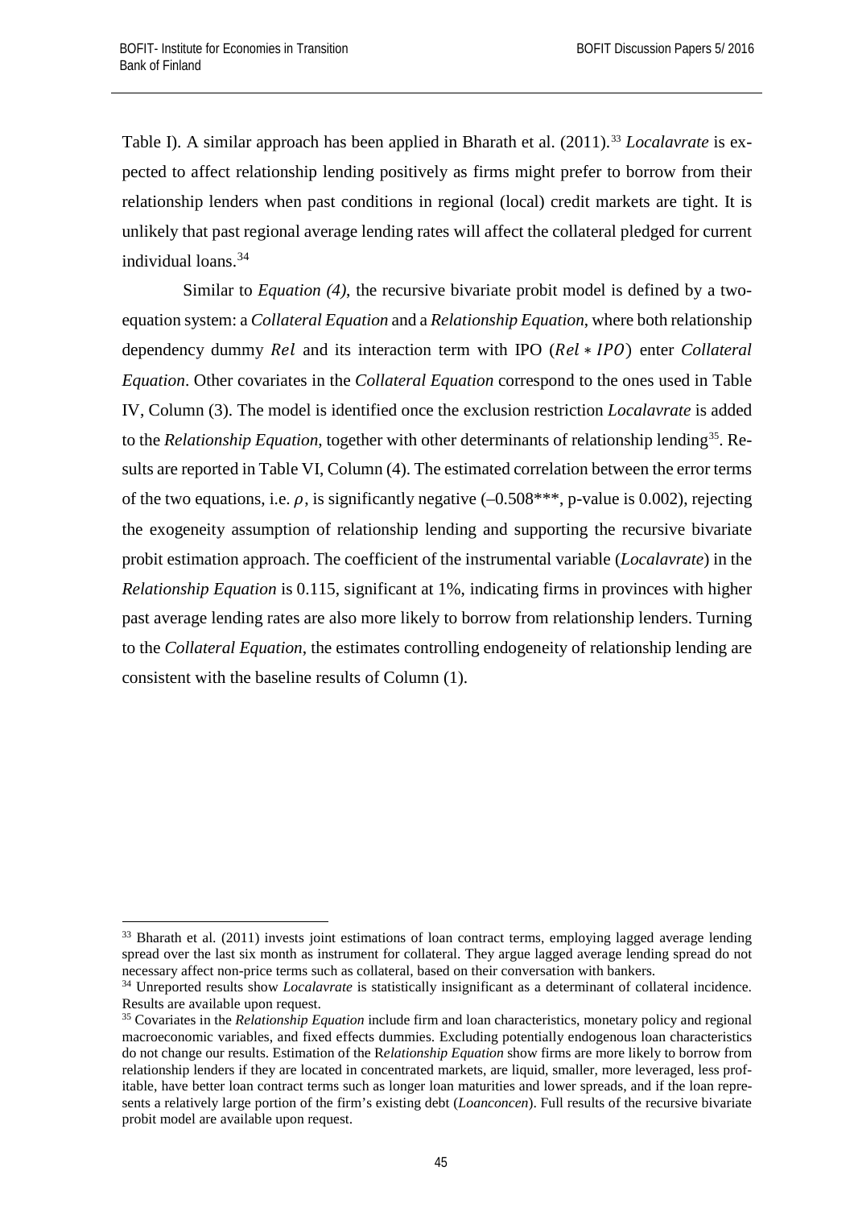Table I). A similar approach has been applied in Bharath et al. (2011).[33] *Localavrate* is expected to affect relationship lending positively as firms might prefer to borrow from their relationship lenders when past conditions in regional (local) credit markets are tight. It is unlikely that past regional average lending rates will affect the collateral pledged for current individual loans.[34]

Similar to *Equation (4)*, the recursive bivariate probit model is defined by a two-equation system: a *Collateral Equation* and a *Relationship Equation*, where both relationship dependency dummy $Rel$ and its interaction term with IPO ($Rel * IPO$) enter *Collateral Equation*. Other covariates in the *Collateral Equation* correspond to the ones used in Table IV, Column (3). The model is identified once the exclusion restriction *Localavrate* is added to the *Relationship Equation*, together with other determinants of relationship lending[35]. Results are reported in Table VI, Column (4). The estimated correlation between the error terms of the two equations, i.e. $\rho$, is significantly negative (–0.508***, p-value is 0.002), rejecting the exogeneity assumption of relationship lending and supporting the recursive bivariate probit estimation approach. The coefficient of the instrumental variable (*Localavrate*) in the *Relationship Equation* is 0.115, significant at 1%, indicating firms in provinces with higher past average lending rates are also more likely to borrow from relationship lenders. Turning to the *Collateral Equation*, the estimates controlling endogeneity of relationship lending are consistent with the baseline results of Column (1).

---

[33] Bharath et al. (2011) invests joint estimations of loan contract terms, employing lagged average lending spread over the last six month as instrument for collateral. They argue lagged average lending spread do not necessary affect non-price terms such as collateral, based on their conversation with bankers.

[34] Unreported results show *Localavrate* is statistically insignificant as a determinant of collateral incidence. Results are available upon request.

[35] Covariates in the *Relationship Equation* include firm and loan characteristics, monetary policy and regional macroeconomic variables, and fixed effects dummies. Excluding potentially endogenous loan characteristics do not change our results. Estimation of the R*elationship Equation* show firms are more likely to borrow from relationship lenders if they are located in concentrated markets, are liquid, smaller, more leveraged, less profitable, have better loan contract terms such as longer loan maturities and lower spreads, and if the loan represents a relatively large portion of the firm's existing debt (*Loanconcen*). Full results of the recursive bivariate probit model are available upon request.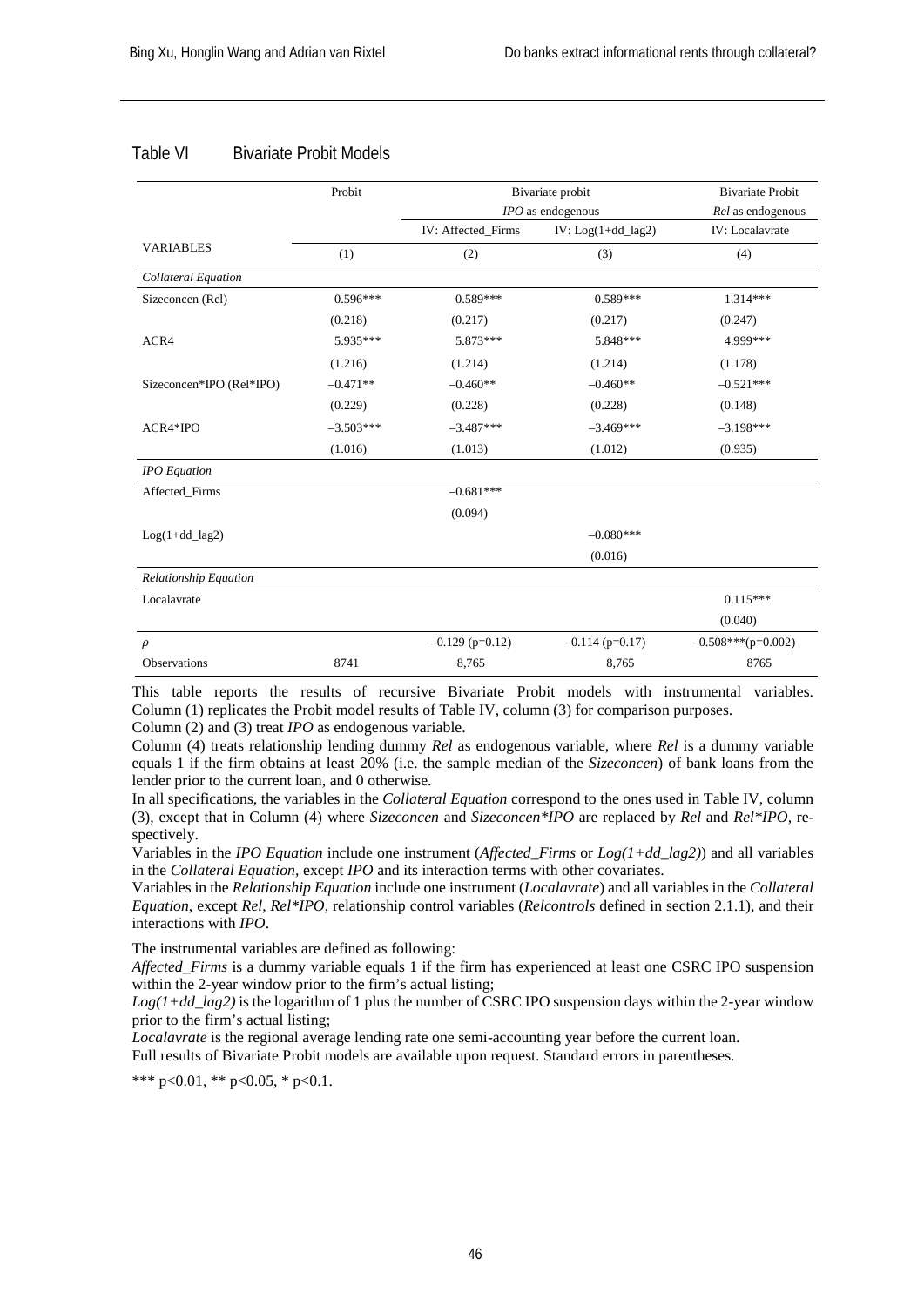Table VI Bivariate Probit Models

| | Probit | Bivariate probit | | Bivariate Probit |
|---|---|---|---|---|
| | | *IPO* as endogenous | | *Rel* as endogenous |
| | | IV: Affected_Firms | IV: Log(1+dd_lag2) | IV: Localavrate |
| VARIABLES | (1) | (2) | (3) | (4) |
| *Collateral Equation* | | | | |
| Sizeconcen (Rel) | 0.596*** | 0.589*** | 0.589*** | 1.314*** |
| | (0.218) | (0.217) | (0.217) | (0.247) |
| ACR4 | 5.935*** | 5.873*** | 5.848*** | 4.999*** |
| | (1.216) | (1.214) | (1.214) | (1.178) |
| Sizeconcen*IPO (Rel*IPO) | −0.471** | −0.460** | −0.460** | −0.521*** |
| | (0.229) | (0.228) | (0.228) | (0.148) |
| ACR4*IPO | −3.503*** | −3.487*** | −3.469*** | −3.198*** |
| | (1.016) | (1.013) | (1.012) | (0.935) |
| *IPO Equation* | | | | |
| Affected_Firms | | −0.681*** | | |
| | | (0.094) | | |
| Log(1+dd_lag2) | | | −0.080*** | |
| | | | (0.016) | |
| *Relationship Equation* | | | | |
| Localavrate | | | | 0.115*** |
| | | | | (0.040) |
| $\rho$ | | −0.129 (p=0.12) | −0.114 (p=0.17) | −0.508***(p=0.002) |
| Observations | 8741 | 8,765 | 8,765 | 8765 |

This table reports the results of recursive Bivariate Probit models with instrumental variables. Column (1) replicates the Probit model results of Table IV, column (3) for comparison purposes.

Column (2) and (3) treat *IPO* as endogenous variable.

Column (4) treats relationship lending dummy *Rel* as endogenous variable, where *Rel* is a dummy variable equals 1 if the firm obtains at least 20% (i.e. the sample median of the *Sizeconcen*) of bank loans from the lender prior to the current loan, and 0 otherwise.

In all specifications, the variables in the *Collateral Equation* correspond to the ones used in Table IV, column (3), except that in Column (4) where *Sizeconcen* and *Sizeconcen*IPO* are replaced by *Rel* and *Rel*IPO*, respectively.

Variables in the *IPO Equation* include one instrument (*Affected_Firms* or *Log(1+dd_lag2)*) and all variables in the *Collateral Equation*, except *IPO* and its interaction terms with other covariates.

Variables in the *Relationship Equation* include one instrument (*Localavrate*) and all variables in the *Collateral Equation*, except *Rel*, *Rel*IPO*, relationship control variables (*Relcontrols* defined in section 2.1.1), and their interactions with *IPO*.

The instrumental variables are defined as following:

*Affected_Firms* is a dummy variable equals 1 if the firm has experienced at least one CSRC IPO suspension within the 2-year window prior to the firm's actual listing;

*Log(1+dd_lag2)* is the logarithm of 1 plus the number of CSRC IPO suspension days within the 2-year window prior to the firm's actual listing;

*Localavrate* is the regional average lending rate one semi-accounting year before the current loan.

Full results of Bivariate Probit models are available upon request. Standard errors in parentheses.

*** p<0.01, ** p<0.05, * p<0.1.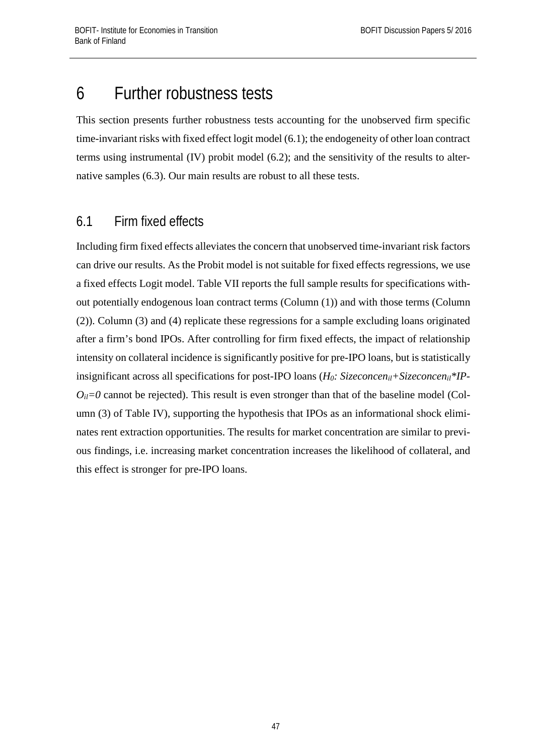# 6 Further robustness tests

This section presents further robustness tests accounting for the unobserved firm specific time-invariant risks with fixed effect logit model (6.1); the endogeneity of other loan contract terms using instrumental (IV) probit model (6.2); and the sensitivity of the results to alternative samples (6.3). Our main results are robust to all these tests.

## 6.1 Firm fixed effects

Including firm fixed effects alleviates the concern that unobserved time-invariant risk factors can drive our results. As the Probit model is not suitable for fixed effects regressions, we use a fixed effects Logit model. Table VII reports the full sample results for specifications without potentially endogenous loan contract terms (Column (1)) and with those terms (Column (2)). Column (3) and (4) replicate these regressions for a sample excluding loans originated after a firm's bond IPOs. After controlling for firm fixed effects, the impact of relationship intensity on collateral incidence is significantly positive for pre-IPO loans, but is statistically insignificant across all specifications for post-IPO loans ($H_0$: $Sizeconcen_{il}+Sizeconcen_{il}*IPO_{il}=0$ cannot be rejected). This result is even stronger than that of the baseline model (Column (3) of Table IV), supporting the hypothesis that IPOs as an informational shock eliminates rent extraction opportunities. The results for market concentration are similar to previous findings, i.e. increasing market concentration increases the likelihood of collateral, and this effect is stronger for pre-IPO loans.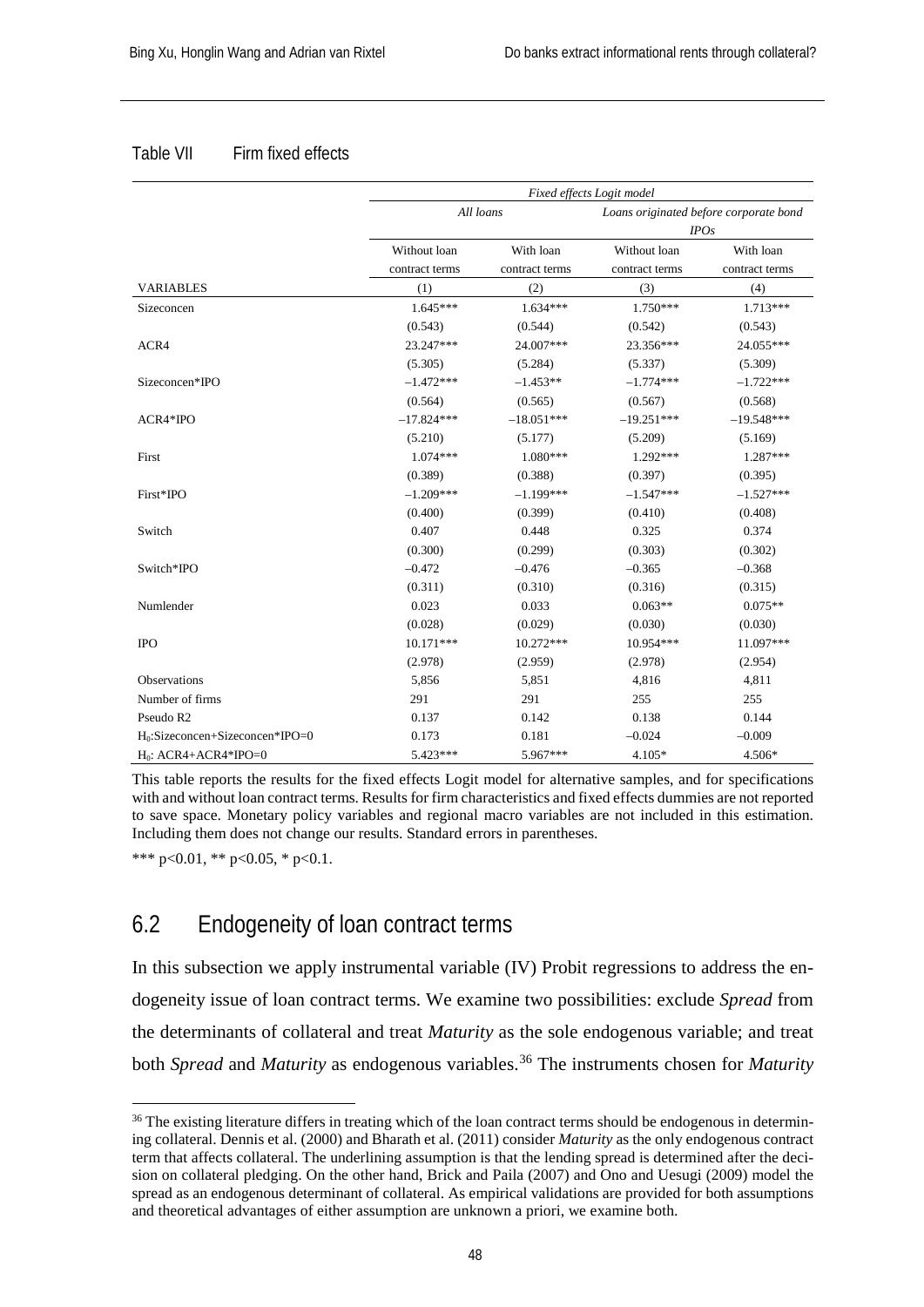Table VII Firm fixed effects

| | Fixed effects Logit model | | | |
|---|---|---|---|---|
| | All loans | | Loans originated before corporate bond IPOs | |
| | Without loan contract terms | With loan contract terms | Without loan contract terms | With loan contract terms |
| VARIABLES | (1) | (2) | (3) | (4) |
| Sizeconcen | 1.645*** | 1.634*** | 1.750*** | 1.713*** |
| | (0.543) | (0.544) | (0.542) | (0.543) |
| ACR4 | 23.247*** | 24.007*** | 23.356*** | 24.055*** |
| | (5.305) | (5.284) | (5.337) | (5.309) |
| Sizeconcen*IPO | −1.472*** | −1.453** | −1.774*** | −1.722*** |
| | (0.564) | (0.565) | (0.567) | (0.568) |
| ACR4*IPO | −17.824*** | −18.051*** | −19.251*** | −19.548*** |
| | (5.210) | (5.177) | (5.209) | (5.169) |
| First | 1.074*** | 1.080*** | 1.292*** | 1.287*** |
| | (0.389) | (0.388) | (0.397) | (0.395) |
| First*IPO | −1.209*** | −1.199*** | −1.547*** | −1.527*** |
| | (0.400) | (0.399) | (0.410) | (0.408) |
| Switch | 0.407 | 0.448 | 0.325 | 0.374 |
| | (0.300) | (0.299) | (0.303) | (0.302) |
| Switch*IPO | −0.472 | −0.476 | −0.365 | −0.368 |
| | (0.311) | (0.310) | (0.316) | (0.315) |
| Numlender | 0.023 | 0.033 | 0.063** | 0.075** |
| | (0.028) | (0.029) | (0.030) | (0.030) |
| IPO | 10.171*** | 10.272*** | 10.954*** | 11.097*** |
| | (2.978) | (2.959) | (2.978) | (2.954) |
| Observations | 5,856 | 5,851 | 4,816 | 4,811 |
| Number of firms | 291 | 291 | 255 | 255 |
| Pseudo R2 | 0.137 | 0.142 | 0.138 | 0.144 |
| $H_0$:Sizeconcen+Sizeconcen*IPO=0 | 0.173 | 0.181 | −0.024 | −0.009 |
| $H_0$: ACR4+ACR4*IPO=0 | 5.423*** | 5.967*** | 4.105* | 4.506* |

This table reports the results for the fixed effects Logit model for alternative samples, and for specifications with and without loan contract terms. Results for firm characteristics and fixed effects dummies are not reported to save space. Monetary policy variables and regional macro variables are not included in this estimation. Including them does not change our results. Standard errors in parentheses.

*** p<0.01, ** p<0.05, * p<0.1.

## 6.2 Endogeneity of loan contract terms

In this subsection we apply instrumental variable (IV) Probit regressions to address the endogeneity issue of loan contract terms. We examine two possibilities: exclude *Spread* from the determinants of collateral and treat *Maturity* as the sole endogenous variable; and treat both *Spread* and *Maturity* as endogenous variables.[36] The instruments chosen for *Maturity*

[36] The existing literature differs in treating which of the loan contract terms should be endogenous in determining collateral. Dennis et al. (2000) and Bharath et al. (2011) consider *Maturity* as the only endogenous contract term that affects collateral. The underlining assumption is that the lending spread is determined after the decision on collateral pledging. On the other hand, Brick and Paila (2007) and Ono and Uesugi (2009) model the spread as an endogenous determinant of collateral. As empirical validations are provided for both assumptions and theoretical advantages of either assumption are unknown a priori, we examine both.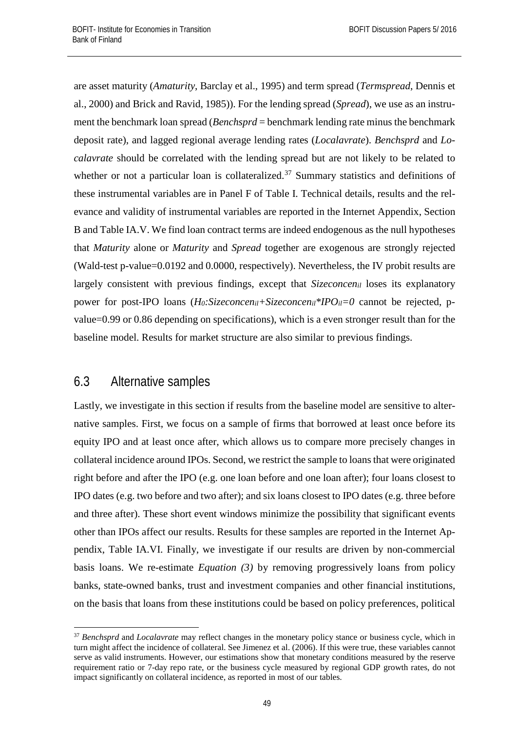are asset maturity (*Amaturity*, Barclay et al., 1995) and term spread (*Termspread*, Dennis et al., 2000) and Brick and Ravid, 1985)). For the lending spread (*Spread*), we use as an instrument the benchmark loan spread (*Benchsprd* = benchmark lending rate minus the benchmark deposit rate), and lagged regional average lending rates (*Localavrate*). *Benchsprd* and *Localavrate* should be correlated with the lending spread but are not likely to be related to whether or not a particular loan is collateralized.[37] Summary statistics and definitions of these instrumental variables are in Panel F of Table I. Technical details, results and the relevance and validity of instrumental variables are reported in the Internet Appendix, Section B and Table IA.V. We find loan contract terms are indeed endogenous as the null hypotheses that *Maturity* alone or *Maturity* and *Spread* together are exogenous are strongly rejected (Wald-test p-value=0.0192 and 0.0000, respectively). Nevertheless, the IV probit results are largely consistent with previous findings, except that $Sizeconcen_{il}$ loses its explanatory power for post-IPO loans ($H_0: Sizeconcen_{il} + Sizeconcen_{il} * IPO_{il} = 0$ cannot be rejected, p-value=0.99 or 0.86 depending on specifications), which is a even stronger result than for the baseline model. Results for market structure are also similar to previous findings.

## 6.3 Alternative samples

Lastly, we investigate in this section if results from the baseline model are sensitive to alternative samples. First, we focus on a sample of firms that borrowed at least once before its equity IPO and at least once after, which allows us to compare more precisely changes in collateral incidence around IPOs. Second, we restrict the sample to loans that were originated right before and after the IPO (e.g. one loan before and one loan after); four loans closest to IPO dates (e.g. two before and two after); and six loans closest to IPO dates (e.g. three before and three after). These short event windows minimize the possibility that significant events other than IPOs affect our results. Results for these samples are reported in the Internet Appendix, Table IA.VI. Finally, we investigate if our results are driven by non-commercial basis loans. We re-estimate *Equation (3)* by removing progressively loans from policy banks, state-owned banks, trust and investment companies and other financial institutions, on the basis that loans from these institutions could be based on policy preferences, political

[37] *Benchsprd* and *Localavrate* may reflect changes in the monetary policy stance or business cycle, which in turn might affect the incidence of collateral. See Jimenez et al. (2006). If this were true, these variables cannot serve as valid instruments. However, our estimations show that monetary conditions measured by the reserve requirement ratio or 7-day repo rate, or the business cycle measured by regional GDP growth rates, do not impact significantly on collateral incidence, as reported in most of our tables.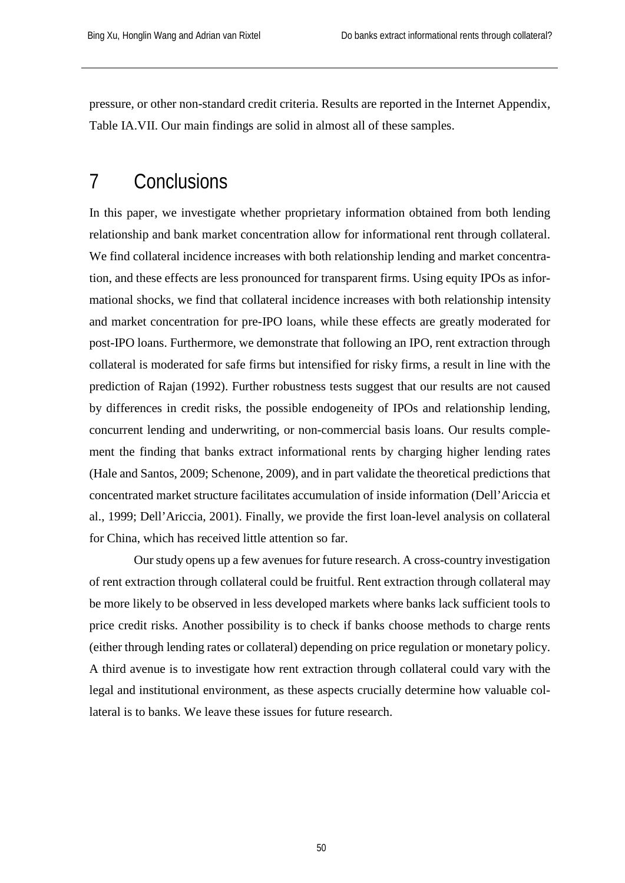pressure, or other non-standard credit criteria. Results are reported in the Internet Appendix, Table IA.VII. Our main findings are solid in almost all of these samples.

# 7 Conclusions

In this paper, we investigate whether proprietary information obtained from both lending relationship and bank market concentration allow for informational rent through collateral. We find collateral incidence increases with both relationship lending and market concentration, and these effects are less pronounced for transparent firms. Using equity IPOs as informational shocks, we find that collateral incidence increases with both relationship intensity and market concentration for pre-IPO loans, while these effects are greatly moderated for post-IPO loans. Furthermore, we demonstrate that following an IPO, rent extraction through collateral is moderated for safe firms but intensified for risky firms, a result in line with the prediction of Rajan (1992). Further robustness tests suggest that our results are not caused by differences in credit risks, the possible endogeneity of IPOs and relationship lending, concurrent lending and underwriting, or non-commercial basis loans. Our results complement the finding that banks extract informational rents by charging higher lending rates (Hale and Santos, 2009; Schenone, 2009), and in part validate the theoretical predictions that concentrated market structure facilitates accumulation of inside information (Dell'Ariccia et al., 1999; Dell'Ariccia, 2001). Finally, we provide the first loan-level analysis on collateral for China, which has received little attention so far.

Our study opens up a few avenues for future research. A cross-country investigation of rent extraction through collateral could be fruitful. Rent extraction through collateral may be more likely to be observed in less developed markets where banks lack sufficient tools to price credit risks. Another possibility is to check if banks choose methods to charge rents (either through lending rates or collateral) depending on price regulation or monetary policy. A third avenue is to investigate how rent extraction through collateral could vary with the legal and institutional environment, as these aspects crucially determine how valuable collateral is to banks. We leave these issues for future research.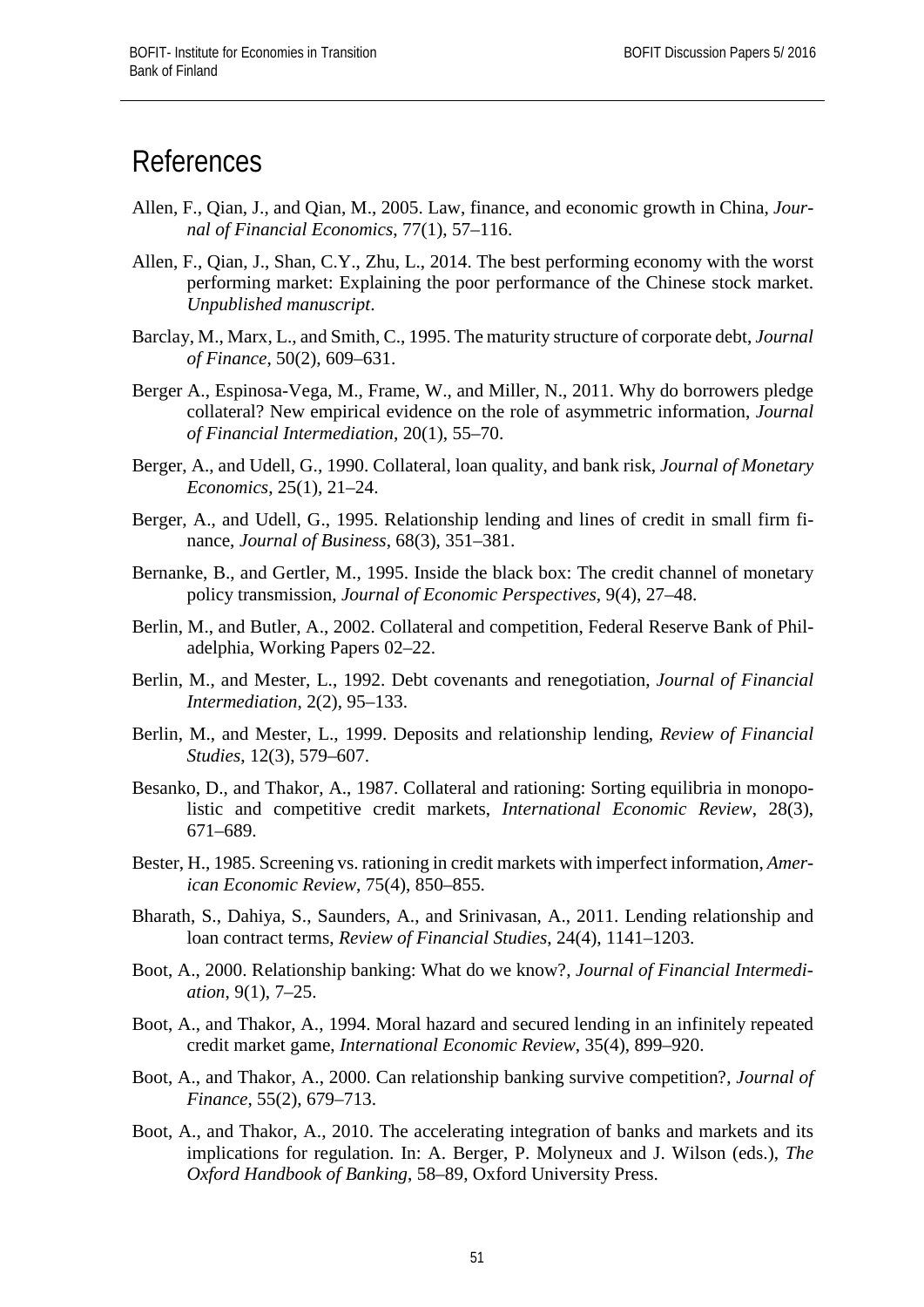# References

Allen, F., Qian, J., and Qian, M., 2005. Law, finance, and economic growth in China, *Journal of Financial Economics*, 77(1), 57–116.

Allen, F., Qian, J., Shan, C.Y., Zhu, L., 2014. The best performing economy with the worst performing market: Explaining the poor performance of the Chinese stock market. *Unpublished manuscript*.

Barclay, M., Marx, L., and Smith, C., 1995. The maturity structure of corporate debt, *Journal of Finance*, 50(2), 609–631.

Berger A., Espinosa-Vega, M., Frame, W., and Miller, N., 2011. Why do borrowers pledge collateral? New empirical evidence on the role of asymmetric information, *Journal of Financial Intermediation*, 20(1), 55–70.

Berger, A., and Udell, G., 1990. Collateral, loan quality, and bank risk, *Journal of Monetary Economics*, 25(1), 21–24.

Berger, A., and Udell, G., 1995. Relationship lending and lines of credit in small firm finance, *Journal of Business*, 68(3), 351–381.

Bernanke, B., and Gertler, M., 1995. Inside the black box: The credit channel of monetary policy transmission, *Journal of Economic Perspectives*, 9(4), 27–48.

Berlin, M., and Butler, A., 2002. Collateral and competition, Federal Reserve Bank of Philadelphia, Working Papers 02–22.

Berlin, M., and Mester, L., 1992. Debt covenants and renegotiation, *Journal of Financial Intermediation*, 2(2), 95–133.

Berlin, M., and Mester, L., 1999. Deposits and relationship lending, *Review of Financial Studies*, 12(3), 579–607.

Besanko, D., and Thakor, A., 1987. Collateral and rationing: Sorting equilibria in monopolistic and competitive credit markets, *International Economic Review*, 28(3), 671–689.

Bester, H., 1985. Screening vs. rationing in credit markets with imperfect information, *American Economic Review*, 75(4), 850–855.

Bharath, S., Dahiya, S., Saunders, A., and Srinivasan, A., 2011. Lending relationship and loan contract terms, *Review of Financial Studies*, 24(4), 1141–1203.

Boot, A., 2000. Relationship banking: What do we know?, *Journal of Financial Intermediation*, 9(1), 7–25.

Boot, A., and Thakor, A., 1994. Moral hazard and secured lending in an infinitely repeated credit market game, *International Economic Review*, 35(4), 899–920.

Boot, A., and Thakor, A., 2000. Can relationship banking survive competition?, *Journal of Finance*, 55(2), 679–713.

Boot, A., and Thakor, A., 2010. The accelerating integration of banks and markets and its implications for regulation. In: A. Berger, P. Molyneux and J. Wilson (eds.), *The Oxford Handbook of Banking*, 58–89, Oxford University Press.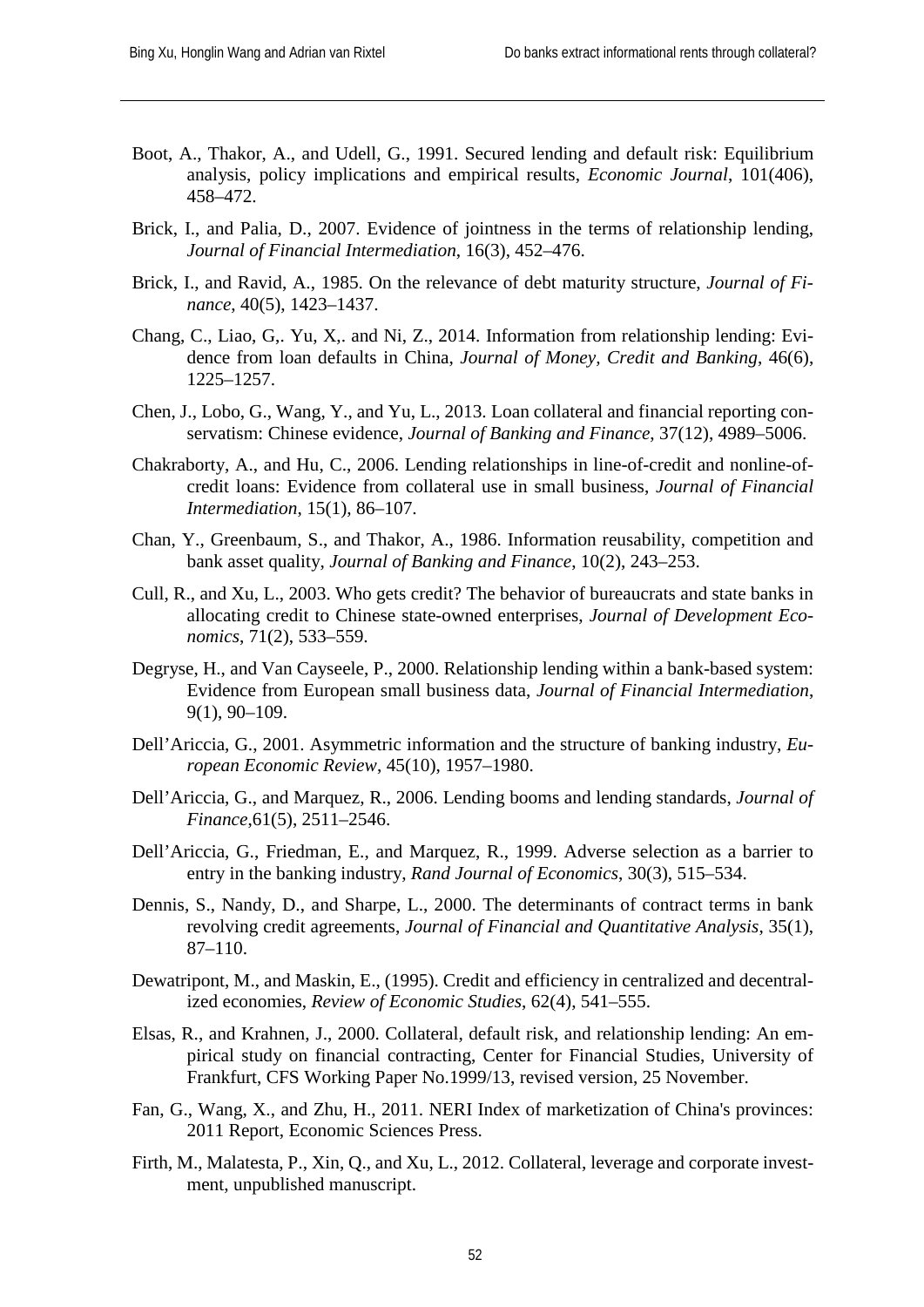Boot, A., Thakor, A., and Udell, G., 1991. Secured lending and default risk: Equilibrium analysis, policy implications and empirical results, *Economic Journal*, 101(406), 458–472.

Brick, I., and Palia, D., 2007. Evidence of jointness in the terms of relationship lending, *Journal of Financial Intermediation*, 16(3), 452–476.

Brick, I., and Ravid, A., 1985. On the relevance of debt maturity structure, *Journal of Finance*, 40(5), 1423–1437.

Chang, C., Liao, G,. Yu, X,. and Ni, Z., 2014. Information from relationship lending: Evidence from loan defaults in China, *Journal of Money, Credit and Banking*, 46(6), 1225–1257.

Chen, J., Lobo, G., Wang, Y., and Yu, L., 2013. Loan collateral and financial reporting conservatism: Chinese evidence, *Journal of Banking and Finance*, 37(12), 4989–5006.

Chakraborty, A., and Hu, C., 2006. Lending relationships in line-of-credit and nonline-of-credit loans: Evidence from collateral use in small business, *Journal of Financial Intermediation*, 15(1), 86–107.

Chan, Y., Greenbaum, S., and Thakor, A., 1986. Information reusability, competition and bank asset quality, *Journal of Banking and Finance*, 10(2), 243–253.

Cull, R., and Xu, L., 2003. Who gets credit? The behavior of bureaucrats and state banks in allocating credit to Chinese state-owned enterprises, *Journal of Development Economics*, 71(2), 533–559.

Degryse, H., and Van Cayseele, P., 2000. Relationship lending within a bank-based system: Evidence from European small business data, *Journal of Financial Intermediation*, 9(1), 90–109.

Dell'Ariccia, G., 2001. Asymmetric information and the structure of banking industry, *European Economic Review*, 45(10), 1957–1980.

Dell'Ariccia, G., and Marquez, R., 2006. Lending booms and lending standards, *Journal of Finance*,61(5), 2511–2546.

Dell'Ariccia, G., Friedman, E., and Marquez, R., 1999. Adverse selection as a barrier to entry in the banking industry, *Rand Journal of Economics*, 30(3), 515–534.

Dennis, S., Nandy, D., and Sharpe, L., 2000. The determinants of contract terms in bank revolving credit agreements, *Journal of Financial and Quantitative Analysis*, 35(1), 87–110.

Dewatripont, M., and Maskin, E., (1995). Credit and efficiency in centralized and decentralized economies, *Review of Economic Studies*, 62(4), 541–555.

Elsas, R., and Krahnen, J., 2000. Collateral, default risk, and relationship lending: An empirical study on financial contracting, Center for Financial Studies, University of Frankfurt, CFS Working Paper No.1999/13, revised version, 25 November.

Fan, G., Wang, X., and Zhu, H., 2011. NERI Index of marketization of China's provinces: 2011 Report, Economic Sciences Press.

Firth, M., Malatesta, P., Xin, Q., and Xu, L., 2012. Collateral, leverage and corporate investment, unpublished manuscript.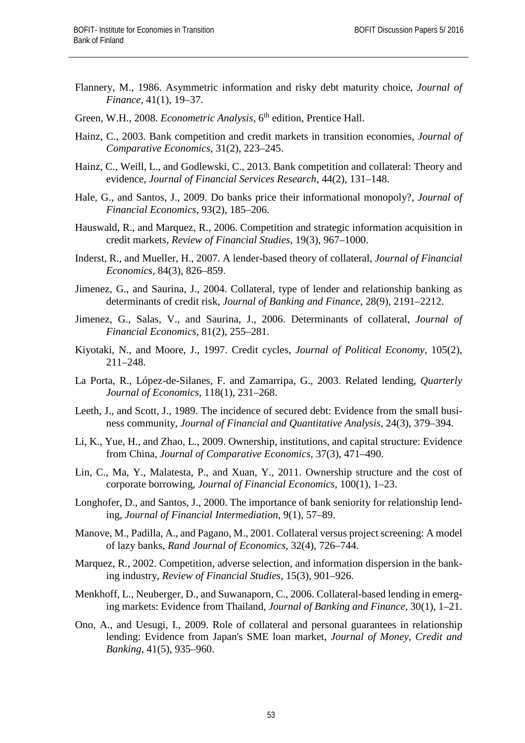Flannery, M., 1986. Asymmetric information and risky debt maturity choice, *Journal of Finance*, 41(1), 19–37.

Green, W.H., 2008. *Econometric Analysis*, 6th edition, Prentice Hall.

Hainz, C., 2003. Bank competition and credit markets in transition economies, *Journal of Comparative Economics*, 31(2), 223–245.

Hainz, C., Weill, L., and Godlewski, C., 2013. Bank competition and collateral: Theory and evidence, *Journal of Financial Services Research*, 44(2), 131–148.

Hale, G., and Santos, J., 2009. Do banks price their informational monopoly?, *Journal of Financial Economics*, 93(2), 185–206.

Hauswald, R., and Marquez, R., 2006. Competition and strategic information acquisition in credit markets, *Review of Financial Studies*, 19(3), 967–1000.

Inderst, R., and Mueller, H., 2007. A lender-based theory of collateral, *Journal of Financial Economics*, 84(3), 826–859.

Jimenez, G., and Saurina, J., 2004. Collateral, type of lender and relationship banking as determinants of credit risk, *Journal of Banking and Finance*, 28(9), 2191–2212.

Jimenez, G., Salas, V., and Saurina, J., 2006. Determinants of collateral, *Journal of Financial Economics*, 81(2), 255–281.

Kiyotaki, N., and Moore, J., 1997. Credit cycles, *Journal of Political Economy*, 105(2), 211–248.

La Porta, R., López-de-Silanes, F. and Zamarripa, G., 2003. Related lending, *Quarterly Journal of Economics*, 118(1), 231–268.

Leeth, J., and Scott, J., 1989. The incidence of secured debt: Evidence from the small business community, *Journal of Financial and Quantitative Analysis*, 24(3), 379–394.

Li, K., Yue, H., and Zhao, L., 2009. Ownership, institutions, and capital structure: Evidence from China, *Journal of Comparative Economics*, 37(3), 471–490.

Lin, C., Ma, Y., Malatesta, P., and Xuan, Y., 2011. Ownership structure and the cost of corporate borrowing, *Journal of Financial Economics*, 100(1), 1–23.

Longhofer, D., and Santos, J., 2000. The importance of bank seniority for relationship lending, *Journal of Financial Intermediation*, 9(1), 57–89.

Manove, M., Padilla, A., and Pagano, M., 2001. Collateral versus project screening: A model of lazy banks, *Rand Journal of Economics*, 32(4), 726–744.

Marquez, R., 2002. Competition, adverse selection, and information dispersion in the banking industry, *Review of Financial Studies*, 15(3), 901–926.

Menkhoff, L., Neuberger, D., and Suwanaporn, C., 2006. Collateral-based lending in emerging markets: Evidence from Thailand, *Journal of Banking and Finance*, 30(1), 1–21.

Ono, A., and Uesugi, I., 2009. Role of collateral and personal guarantees in relationship lending: Evidence from Japan's SME loan market, *Journal of Money, Credit and Banking*, 41(5), 935–960.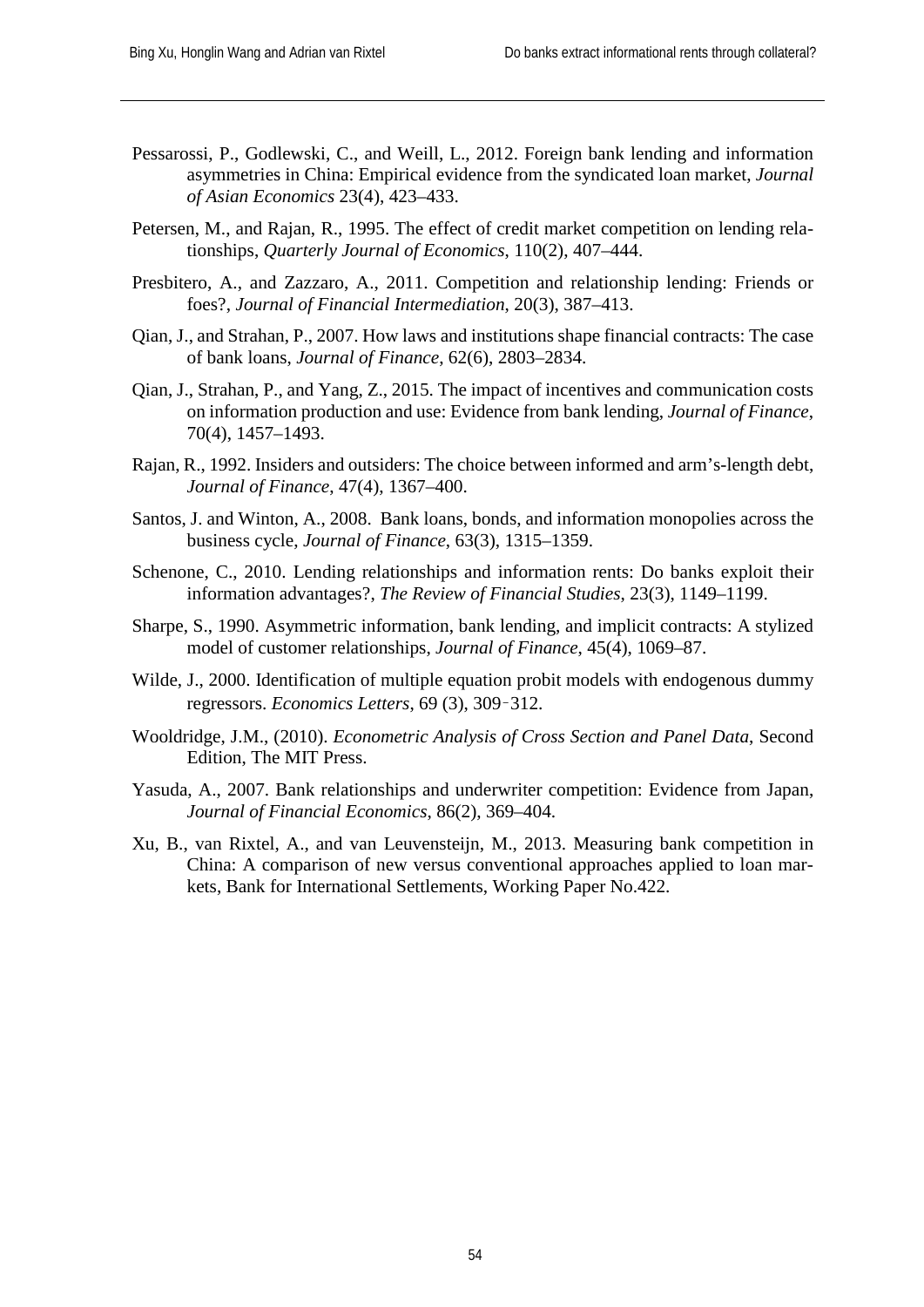Pessarossi, P., Godlewski, C., and Weill, L., 2012. Foreign bank lending and information asymmetries in China: Empirical evidence from the syndicated loan market, *Journal of Asian Economics* 23(4), 423–433.

Petersen, M., and Rajan, R., 1995. The effect of credit market competition on lending relationships, *Quarterly Journal of Economics*, 110(2), 407–444.

Presbitero, A., and Zazzaro, A., 2011. Competition and relationship lending: Friends or foes?, *Journal of Financial Intermediation*, 20(3), 387–413.

Qian, J., and Strahan, P., 2007. How laws and institutions shape financial contracts: The case of bank loans, *Journal of Finance*, 62(6), 2803–2834.

Qian, J., Strahan, P., and Yang, Z., 2015. The impact of incentives and communication costs on information production and use: Evidence from bank lending, *Journal of Finance*, 70(4), 1457–1493.

Rajan, R., 1992. Insiders and outsiders: The choice between informed and arm's-length debt, *Journal of Finance*, 47(4), 1367–400.

Santos, J. and Winton, A., 2008. Bank loans, bonds, and information monopolies across the business cycle, *Journal of Finance*, 63(3), 1315–1359.

Schenone, C., 2010. Lending relationships and information rents: Do banks exploit their information advantages?, *The Review of Financial Studies*, 23(3), 1149–1199.

Sharpe, S., 1990. Asymmetric information, bank lending, and implicit contracts: A stylized model of customer relationships, *Journal of Finance*, 45(4), 1069–87.

Wilde, J., 2000. Identification of multiple equation probit models with endogenous dummy regressors. *Economics Letters*, 69 (3), 309–312.

Wooldridge, J.M., (2010). *Econometric Analysis of Cross Section and Panel Data*, Second Edition, The MIT Press.

Yasuda, A., 2007. Bank relationships and underwriter competition: Evidence from Japan, *Journal of Financial Economics*, 86(2), 369–404.

Xu, B., van Rixtel, A., and van Leuvensteijn, M., 2013. Measuring bank competition in China: A comparison of new versus conventional approaches applied to loan markets, Bank for International Settlements, Working Paper No.422.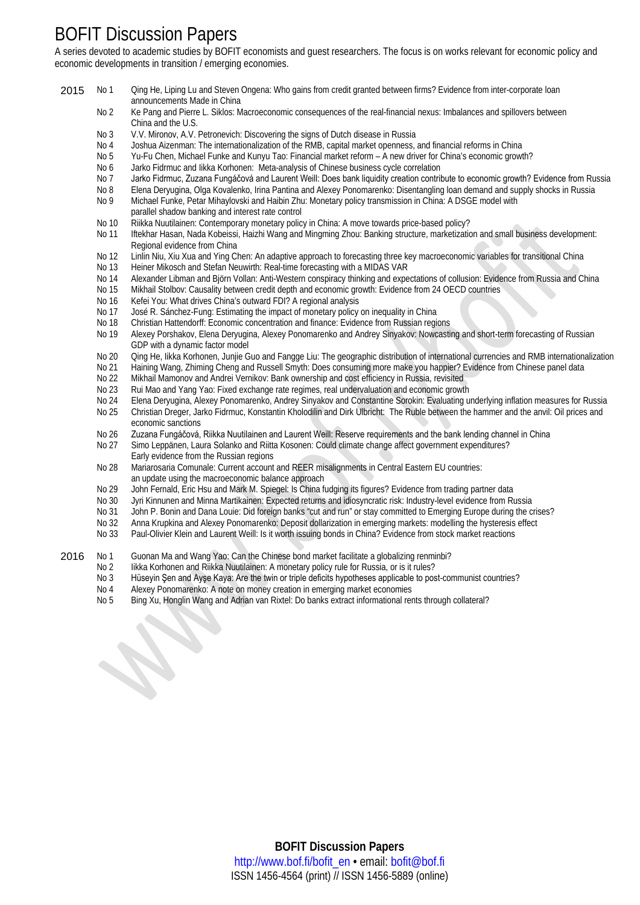# BOFIT Discussion Papers

A series devoted to academic studies by BOFIT economists and guest researchers. The focus is on works relevant for economic policy and economic developments in transition / emerging economies.

**2015**

- No 1 Qing He, Liping Lu and Steven Ongena: Who gains from credit granted between firms? Evidence from inter-corporate loan announcements Made in China
- No 2 Ke Pang and Pierre L. Siklos: Macroeconomic consequences of the real-financial nexus: Imbalances and spillovers between China and the U.S.
- No 3 V.V. Mironov, A.V. Petronevich: Discovering the signs of Dutch disease in Russia
- No 4 Joshua Aizenman: The internationalization of the RMB, capital market openness, and financial reforms in China
- No 5 Yu-Fu Chen, Michael Funke and Kunyu Tao: Financial market reform – A new driver for China's economic growth?
- No 6 Jarko Fidrmuc and Iikka Korhonen: Meta-analysis of Chinese business cycle correlation
- No 7 Jarko Fidrmuc, Zuzana Fungáčová and Laurent Weill: Does bank liquidity creation contribute to economic growth? Evidence from Russia
- No 8 Elena Deryugina, Olga Kovalenko, Irina Pantina and Alexey Ponomarenko: Disentangling loan demand and supply shocks in Russia
- No 9 Michael Funke, Petar Mihaylovski and Haibin Zhu: Monetary policy transmission in China: A DSGE model with parallel shadow banking and interest rate control
- No 10 Riikka Nuutilainen: Contemporary monetary policy in China: A move towards price-based policy?
- No 11 Iftekhar Hasan, Nada Kobeissi, Haizhi Wang and Mingming Zhou: Banking structure, marketization and small business development: Regional evidence from China
- No 12 Linlin Niu, Xiu Xua and Ying Chen: An adaptive approach to forecasting three key macroeconomic variables for transitional China
- No 13 Heiner Mikosch and Stefan Neuwirth: Real-time forecasting with a MIDAS VAR
- No 14 Alexander Libman and Björn Vollan: Anti-Western conspiracy thinking and expectations of collusion: Evidence from Russia and China
- No 15 Mikhail Stolbov: Causality between credit depth and economic growth: Evidence from 24 OECD countries
- No 16 Kefei You: What drives China's outward FDI? A regional analysis
- No 17 José R. Sánchez-Fung: Estimating the impact of monetary policy on inequality in China
- No 18 Christian Hattendorff: Economic concentration and finance: Evidence from Russian regions
- No 19 Alexey Porshakov, Elena Deryugina, Alexey Ponomarenko and Andrey Sinyakov: Nowcasting and short-term forecasting of Russian GDP with a dynamic factor model
- No 20 Qing He, Iikka Korhonen, Junjie Guo and Fangge Liu: The geographic distribution of international currencies and RMB internationalization
- No 21 Haining Wang, Zhiming Cheng and Russell Smyth: Does consuming more make you happier? Evidence from Chinese panel data
- No 22 Mikhail Mamonov and Andrei Vernikov: Bank ownership and cost efficiency in Russia, revisited
- No 23 Rui Mao and Yang Yao: Fixed exchange rate regimes, real undervaluation and economic growth
- No 24 Elena Deryugina, Alexey Ponomarenko, Andrey Sinyakov and Constantine Sorokin: Evaluating underlying inflation measures for Russia
- No 25 Christian Dreger, Jarko Fidrmuc, Konstantin Kholodilin and Dirk Ulbricht: The Ruble between the hammer and the anvil: Oil prices and economic sanctions
- No 26 Zuzana Fungáčová, Riikka Nuutilainen and Laurent Weill: Reserve requirements and the bank lending channel in China
- No 27 Simo Leppänen, Laura Solanko and Riitta Kosonen: Could climate change affect government expenditures? Early evidence from the Russian regions
- No 28 Mariarosaria Comunale: Current account and REER misalignments in Central Eastern EU countries: an update using the macroeconomic balance approach
- No 29 John Fernald, Eric Hsu and Mark M. Spiegel: Is China fudging its figures? Evidence from trading partner data
- No 30 Jyri Kinnunen and Minna Martikainen: Expected returns and idiosyncratic risk: Industry-level evidence from Russia
- No 31 John P. Bonin and Dana Louie: Did foreign banks "cut and run" or stay committed to Emerging Europe during the crises?
- No 32 Anna Krupkina and Alexey Ponomarenko: Deposit dollarization in emerging markets: modelling the hysteresis effect
- No 33 Paul-Olivier Klein and Laurent Weill: Is it worth issuing bonds in China? Evidence from stock market reactions

**2016**

- No 1 Guonan Ma and Wang Yao: Can the Chinese bond market facilitate a globalizing renminbi?
- No 2 Iikka Korhonen and Riikka Nuutilainen: A monetary policy rule for Russia, or is it rules?
- No 3 Hüseyin Şen and Ayşe Kaya: Are the twin or triple deficits hypotheses applicable to post-communist countries?
- No 4 Alexey Ponomarenko: A note on money creation in emerging market economies
- No 5 Bing Xu, Honglin Wang and Adrian van Rixtel: Do banks extract informational rents through collateral?

**BOFIT Discussion Papers**
http://www.bof.fi/bofit_en • email: bofit@bof.fi
ISSN 1456-4564 (print) // ISSN 1456-5889 (online)